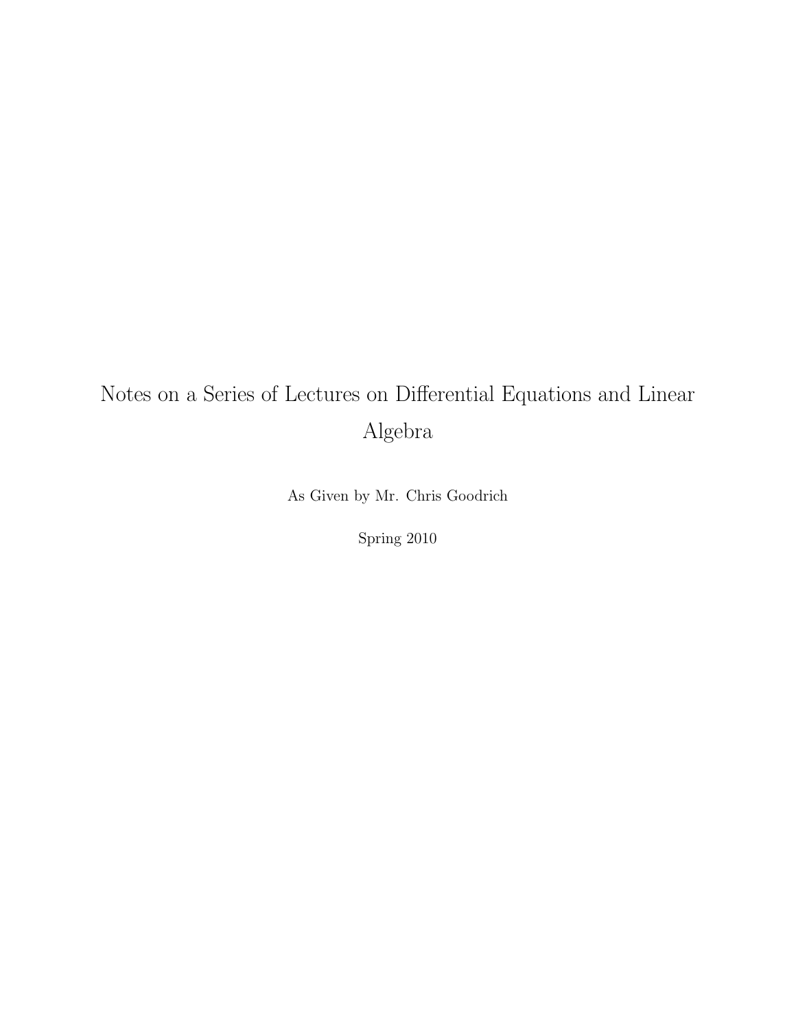# Notes on a Series of Lectures on Differential Equations and Linear Algebra

As Given by Mr. Chris Goodrich

Spring 2010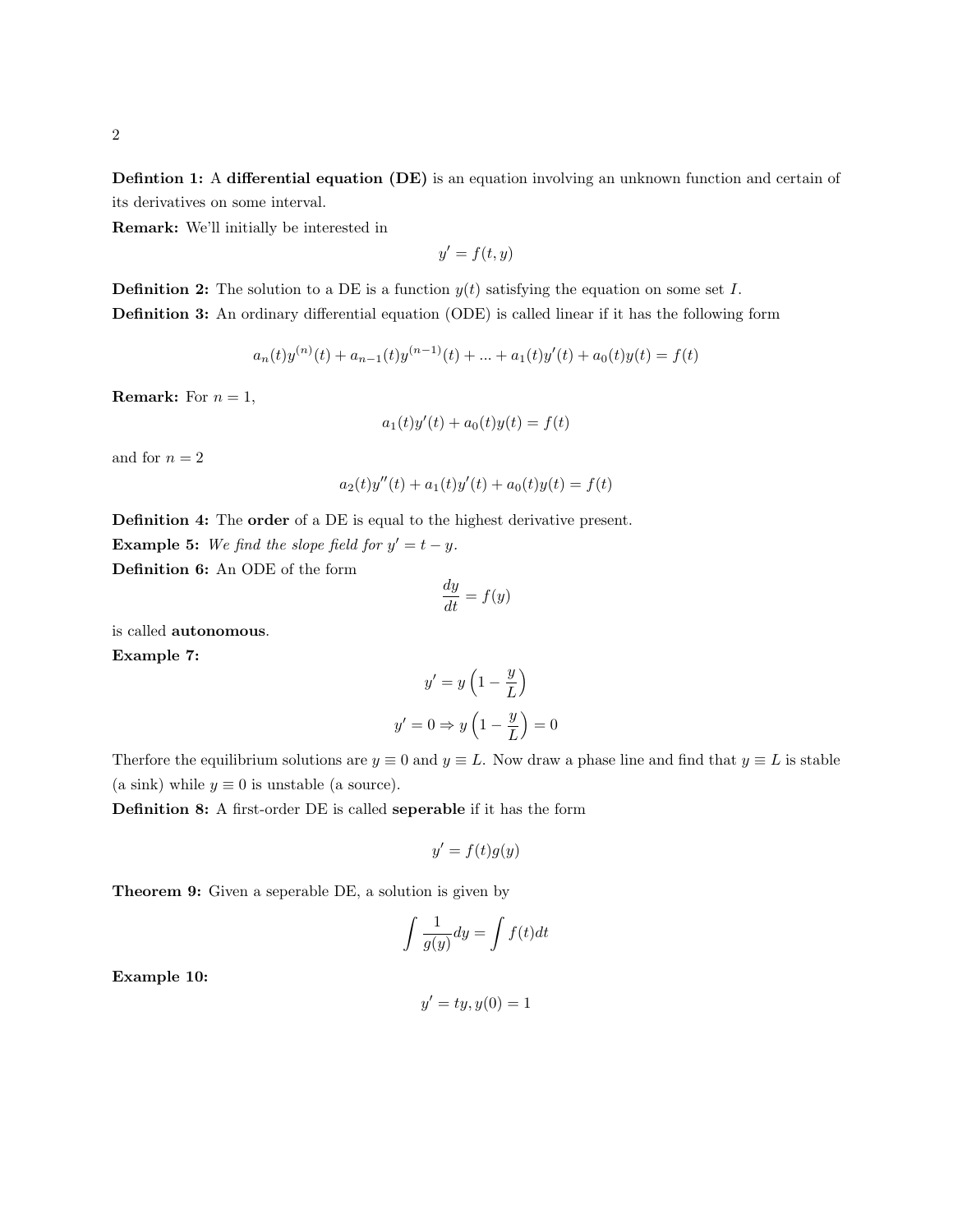**Defintion 1:** A **differential equation (DE)** is an equation involving an unknown function and certain of its derivatives on some interval.

**Remark:** We'll initially be interested in

$$y' = f(t, y)$$

**Definition 2:** The solution to a DE is a function $y(t)$ satisfying the equation on some set $I$.

**Definition 3:** An ordinary differential equation (ODE) is called linear if it has the following form

$$a_n(t)y^{(n)}(t) + a_{n-1}(t)y^{(n-1)}(t) + ... + a_1(t)y'(t) + a_0(t)y(t) = f(t)$$

**Remark:** For $n = 1$,

$$a_1(t)y'(t) + a_0(t)y(t) = f(t)$$

and for $n = 2$

$$a_2(t)y''(t) + a_1(t)y'(t) + a_0(t)y(t) = f(t)$$

**Definition 4:** The **order** of a DE is equal to the highest derivative present.

**Example 5:** *We find the slope field for $y' = t - y$.*

**Definition 6:** An ODE of the form

$$\frac{dy}{dt} = f(y)$$

is called **autonomous**.

**Example 7:**

$$y' = y\left(1 - \frac{y}{L}\right)$$

$$y' = 0 \Rightarrow y\left(1 - \frac{y}{L}\right) = 0$$

Therfore the equilibrium solutions are $y \equiv 0$ and $y \equiv L$. Now draw a phase line and find that $y \equiv L$ is stable (a sink) while $y \equiv 0$ is unstable (a source).

**Definition 8:** A first-order DE is called **seperable** if it has the form

$$y' = f(t)g(y)$$

**Theorem 9:** Given a seperable DE, a solution is given by

$$\int \frac{1}{g(y)}dy = \int f(t)dt$$

**Example 10:**

$$y' = ty, y(0) = 1$$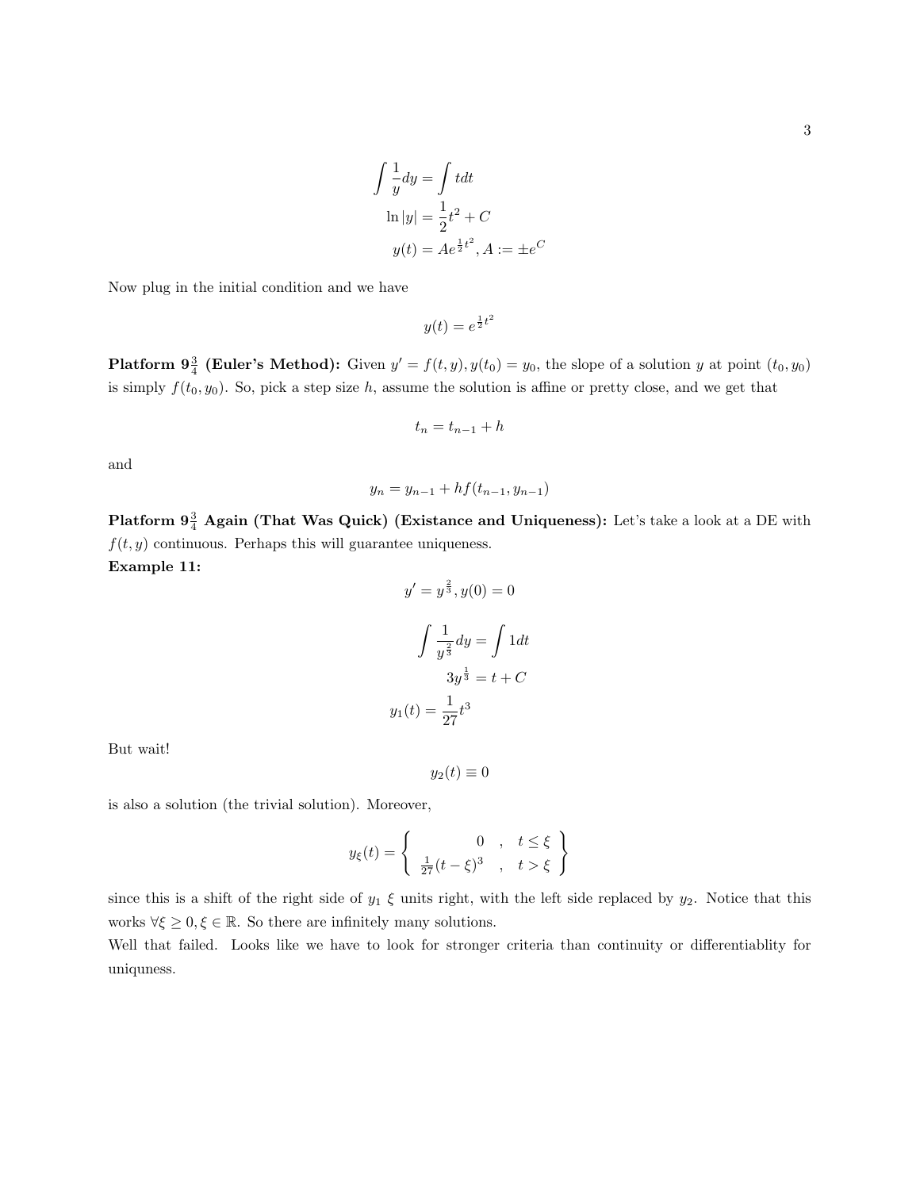$$\int \frac{1}{y} dy = \int t dt$$

$$\ln |y| = \frac{1}{2}t^2 + C$$

$$y(t) = Ae^{\frac{1}{2}t^2}, A := \pm e^C$$

Now plug in the initial condition and we have

$$y(t) = e^{\frac{1}{2}t^2}$$

**Platform $9\frac{3}{4}$ (Euler's Method):** Given $y' = f(t, y), y(t_0) = y_0$, the slope of a solution $y$ at point $(t_0, y_0)$ is simply $f(t_0, y_0)$. So, pick a step size $h$, assume the solution is affine or pretty close, and we get that

$$t_n = t_{n-1} + h$$

and

$$y_n = y_{n-1} + hf(t_{n-1}, y_{n-1})$$

**Platform $9\frac{3}{4}$ Again (That Was Quick) (Existance and Uniqueness):** Let's take a look at a DE with $f(t, y)$ continuous. Perhaps this will guarantee uniqueness.

**Example 11:**

$$y' = y^{\frac{2}{3}}, y(0) = 0$$

$$\int \frac{1}{y^{\frac{2}{3}}} dy = \int 1 dt$$

$$3y^{\frac{1}{3}} = t + C$$

$$y_1(t) = \frac{1}{27}t^3$$

But wait!

$$y_2(t) \equiv 0$$

is also a solution (the trivial solution). Moreover,

$$y_\xi(t) = \left\{ \begin{array}{rcl} 0 & , & t \leq \xi \\ \frac{1}{27}(t - \xi)^3 & , & t > \xi \end{array} \right\}$$

since this is a shift of the right side of $y_1$ $\xi$ units right, with the left side replaced by $y_2$. Notice that this works $\forall \xi \geq 0, \xi \in \mathbb{R}$. So there are infinitely many solutions.

Well that failed. Looks like we have to look for stronger criteria than continuity or differentiablity for uniquness.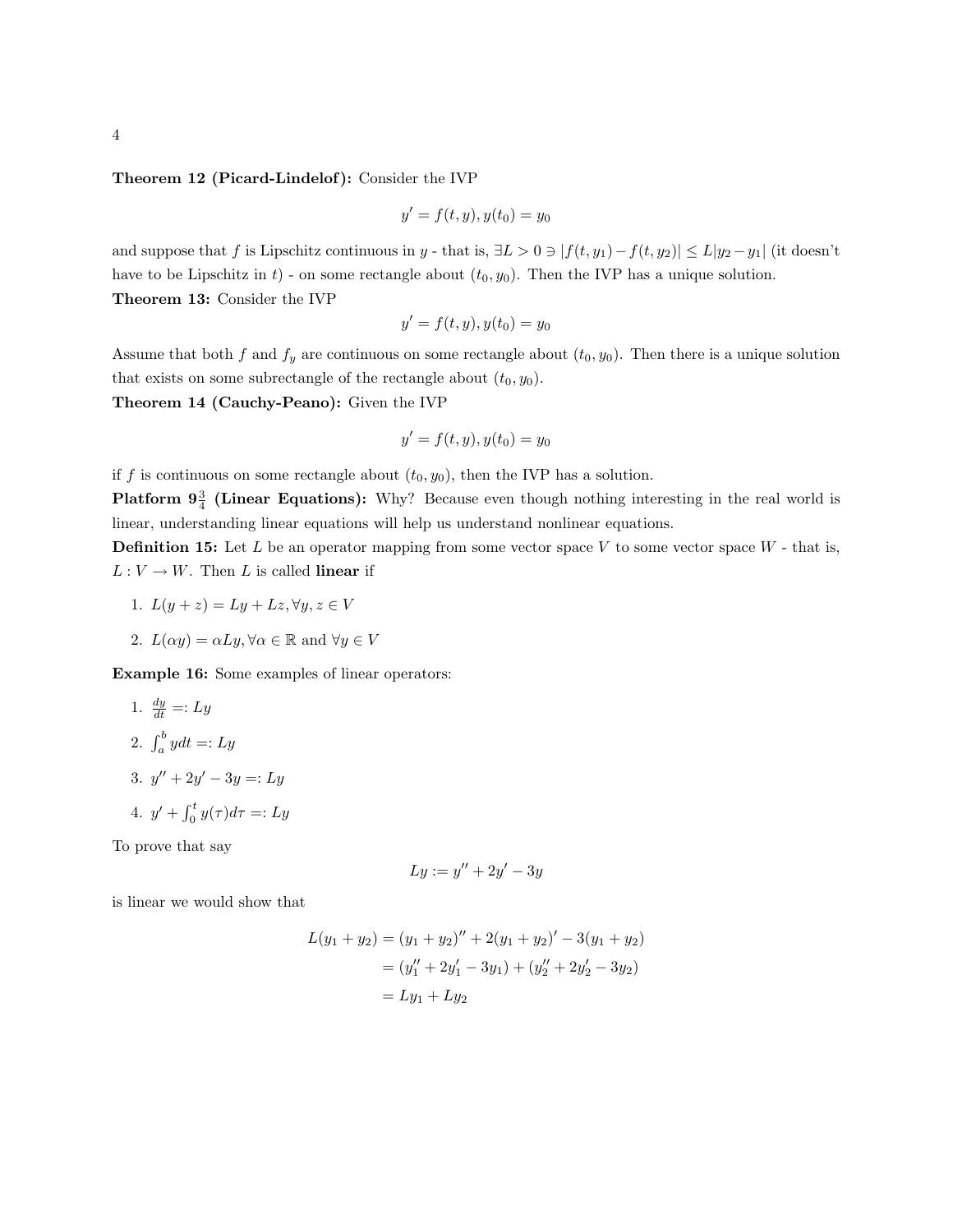**Theorem 12 (Picard-Lindelof):** Consider the IVP

$$y' = f(t, y), y(t_0) = y_0$$

and suppose that $f$ is Lipschitz continuous in $y$ - that is, $\exists L > 0 \ni |f(t, y_1) - f(t, y_2)| \leq L|y_2 - y_1|$ (it doesn't have to be Lipschitz in $t$) - on some rectangle about $(t_0, y_0)$. Then the IVP has a unique solution.

**Theorem 13:** Consider the IVP

$$y' = f(t, y), y(t_0) = y_0$$

Assume that both $f$ and $f_y$ are continuous on some rectangle about $(t_0, y_0)$. Then there is a unique solution that exists on some subrectangle of the rectangle about $(t_0, y_0)$.

**Theorem 14 (Cauchy-Peano):** Given the IVP

$$y' = f(t, y), y(t_0) = y_0$$

if $f$ is continuous on some rectangle about $(t_0, y_0)$, then the IVP has a solution.

**Platform $9\frac{3}{4}$ (Linear Equations):** Why? Because even though nothing interesting in the real world is linear, understanding linear equations will help us understand nonlinear equations.

**Definition 15:** Let $L$ be an operator mapping from some vector space $V$ to some vector space $W$ - that is, $L : V \to W$. Then $L$ is called **linear** if

1. $L(y + z) = Ly + Lz, \forall y, z \in V$
2. $L(\alpha y) = \alpha Ly, \forall \alpha \in \mathbb{R}$ and $\forall y \in V$

**Example 16:** Some examples of linear operators:

1. $\frac{dy}{dt} =: Ly$
2. $\int_a^b y dt =: Ly$
3. $y'' + 2y' - 3y =: Ly$
4. $y' + \int_0^t y(\tau) d\tau =: Ly$

To prove that say

$$Ly := y'' + 2y' - 3y$$

is linear we would show that

$$\begin{aligned}
L(y_1 + y_2) &= (y_1 + y_2)'' + 2(y_1 + y_2)' - 3(y_1 + y_2) \\
&= (y_1'' + 2y_1' - 3y_1) + (y_2'' + 2y_2' - 3y_2) \\
&= Ly_1 + Ly_2
\end{aligned}$$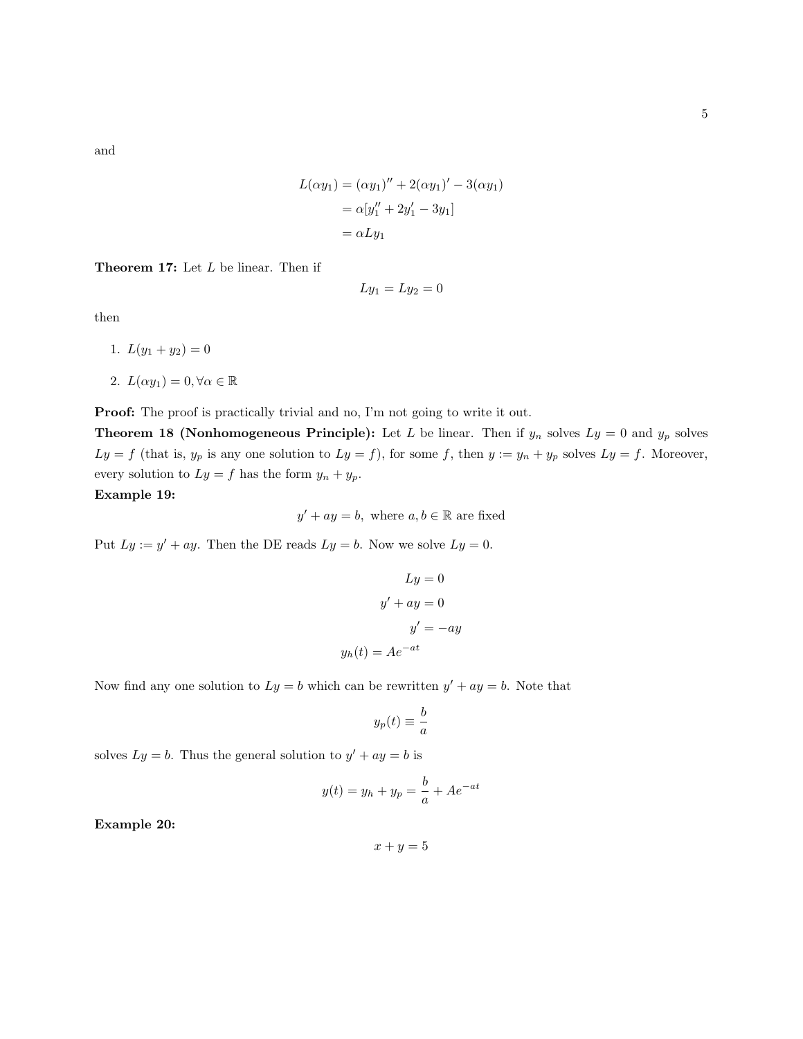and

$$
\begin{aligned}
L(\alpha y_1) &= (\alpha y_1)'' + 2(\alpha y_1)' - 3(\alpha y_1) \\
&= \alpha[y_1'' + 2y_1' - 3y_1] \\
&= \alpha L y_1
\end{aligned}
$$

**Theorem 17:** Let $L$ be linear. Then if

$$
Ly_1 = Ly_2 = 0
$$

then

1. $L(y_1 + y_2) = 0$
2. $L(\alpha y_1) = 0, \forall \alpha \in \mathbb{R}$

**Proof:** The proof is practically trivial and no, I'm not going to write it out.

**Theorem 18 (Nonhomogeneous Principle):** Let $L$ be linear. Then if $y_n$ solves $Ly = 0$ and $y_p$ solves $Ly = f$ (that is, $y_p$ is any one solution to $Ly = f$), for some $f$, then $y := y_n + y_p$ solves $Ly = f$. Moreover, every solution to $Ly = f$ has the form $y_n + y_p$.

**Example 19:**

$$
y' + ay = b, \text{ where } a, b \in \mathbb{R} \text{ are fixed}
$$

Put $Ly := y' + ay$. Then the DE reads $Ly = b$. Now we solve $Ly = 0$.

$$
\begin{aligned}
Ly &= 0 \\
y' + ay &= 0 \\
y' &= -ay \\
y_h(t) &= Ae^{-at}
\end{aligned}
$$

Now find any one solution to $Ly = b$ which can be rewritten $y' + ay = b$. Note that

$$
y_p(t) \equiv \frac{b}{a}
$$

solves $Ly = b$. Thus the general solution to $y' + ay = b$ is

$$
y(t) = y_h + y_p = \frac{b}{a} + Ae^{-at}
$$

**Example 20:**

$$
x + y = 5
$$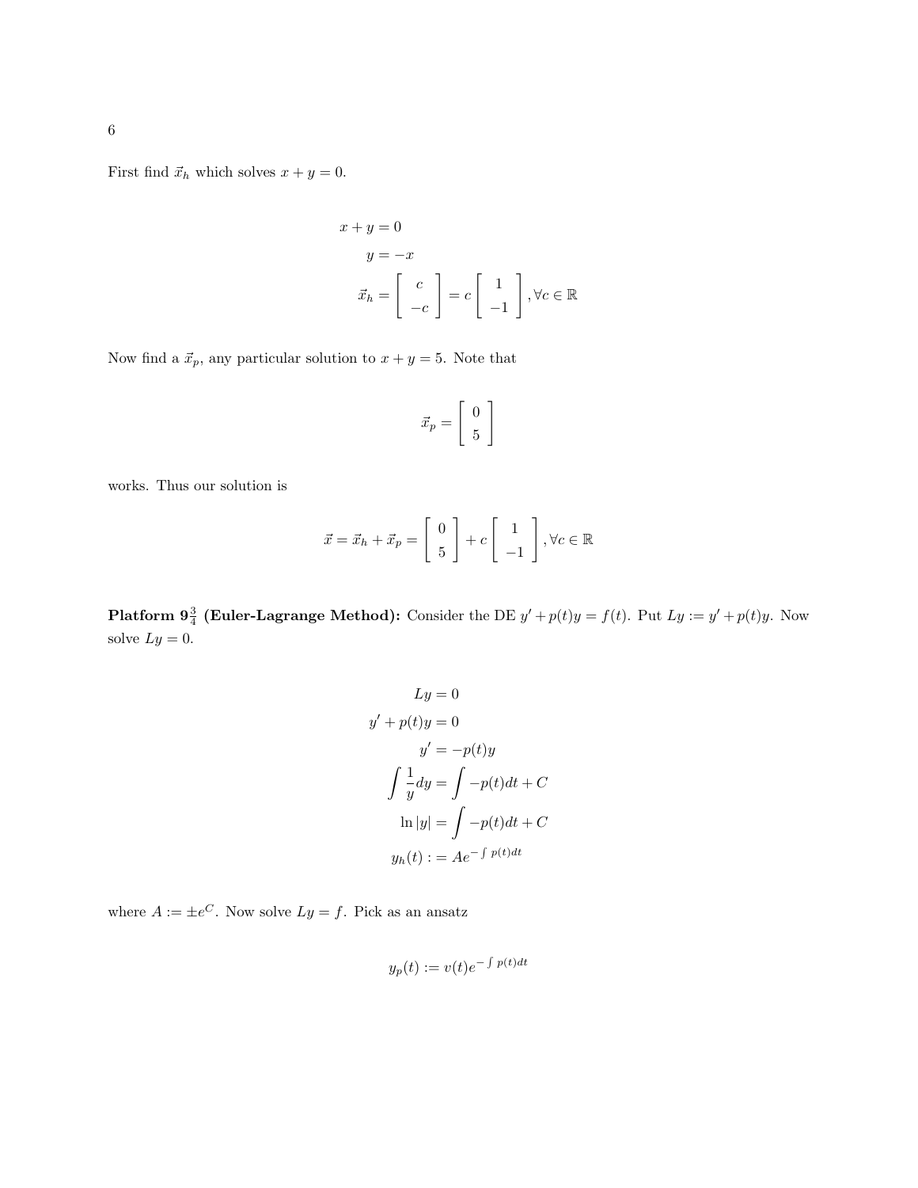First find $\vec{x}_h$ which solves $x + y = 0$.

$$
\begin{aligned}
x + y &= 0 \\
y &= -x \\
\vec{x}_h &= \begin{bmatrix} c \\ -c \end{bmatrix} = c \begin{bmatrix} 1 \\ -1 \end{bmatrix}, \forall c \in \mathbb{R}
\end{aligned}
$$

Now find a $\vec{x}_p$, any particular solution to $x + y = 5$. Note that

$$
\vec{x}_p = \begin{bmatrix} 0 \\ 5 \end{bmatrix}
$$

works. Thus our solution is

$$
\vec{x} = \vec{x}_h + \vec{x}_p = \begin{bmatrix} 0 \\ 5 \end{bmatrix} + c \begin{bmatrix} 1 \\ -1 \end{bmatrix}, \forall c \in \mathbb{R}
$$

**Platform $9\frac{3}{4}$ (Euler-Lagrange Method):** Consider the DE $y' + p(t)y = f(t)$. Put $Ly := y' + p(t)y$. Now solve $Ly = 0$.

$$
\begin{aligned}
Ly &= 0 \\
y' + p(t)y &= 0 \\
y' &= -p(t)y \\
\int \frac{1}{y} dy &= \int -p(t)dt + C \\
\ln |y| &= \int -p(t)dt + C \\
y_h(t) :&= Ae^{-\int p(t)dt}
\end{aligned}
$$

where $A := \pm e^C$. Now solve $Ly = f$. Pick as an ansatz

$$
y_p(t) := v(t)e^{-\int p(t)dt}
$$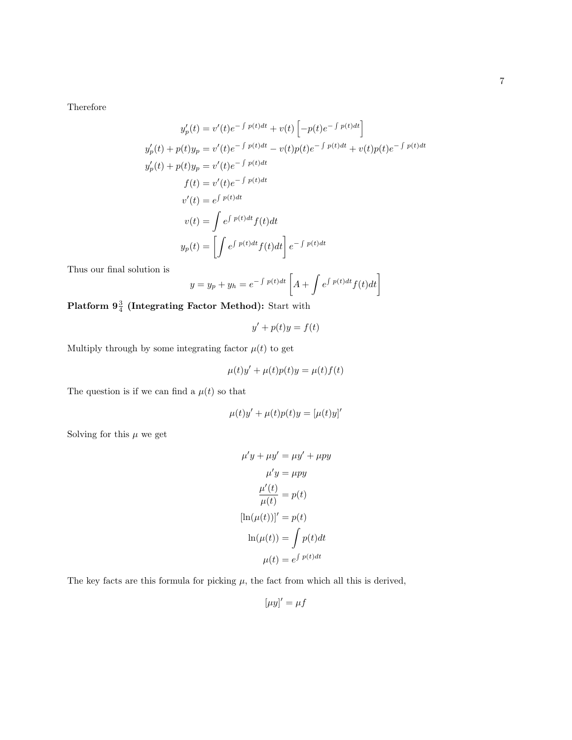Therefore

$$
\begin{aligned}
y_p'(t) &= v'(t)e^{-\int p(t)dt} + v(t)\left[-p(t)e^{-\int p(t)dt}\right] \\
y_p'(t) + p(t)y_p &= v'(t)e^{-\int p(t)dt} - v(t)p(t)e^{-\int p(t)dt} + v(t)p(t)e^{-\int p(t)dt} \\
y_p'(t) + p(t)y_p &= v'(t)e^{-\int p(t)dt} \\
f(t) &= v'(t)e^{-\int p(t)dt} \\
v'(t) &= e^{\int p(t)dt} \\
v(t) &= \int e^{\int p(t)dt} f(t)dt \\
y_p(t) &= \left[\int e^{\int p(t)dt} f(t)dt\right] e^{-\int p(t)dt}
\end{aligned}
$$

Thus our final solution is

$$
y = y_p + y_h = e^{-\int p(t)dt}\left[A + \int e^{\int p(t)dt} f(t)dt\right]
$$

**Platform $9\frac{3}{4}$ (Integrating Factor Method):** Start with

$$
y' + p(t)y = f(t)
$$

Multiply through by some integrating factor $\mu(t)$ to get

$$
\mu(t)y' + \mu(t)p(t)y = \mu(t)f(t)
$$

The question is if we can find a $\mu(t)$ so that

$$
\mu(t)y' + \mu(t)p(t)y = [\mu(t)y]'
$$

Solving for this $\mu$ we get

$$
\begin{aligned}
\mu' y + \mu y' &= \mu y' + \mu p y \\
\mu' y &= \mu p y \\
\frac{\mu'(t)}{\mu(t)} &= p(t) \\
[\ln(\mu(t))]' &= p(t) \\
\ln(\mu(t)) &= \int p(t)dt \\
\mu(t) &= e^{\int p(t)dt}
\end{aligned}
$$

The key facts are this formula for picking $\mu$, the fact from which all this is derived,

$$
[\mu y]' = \mu f
$$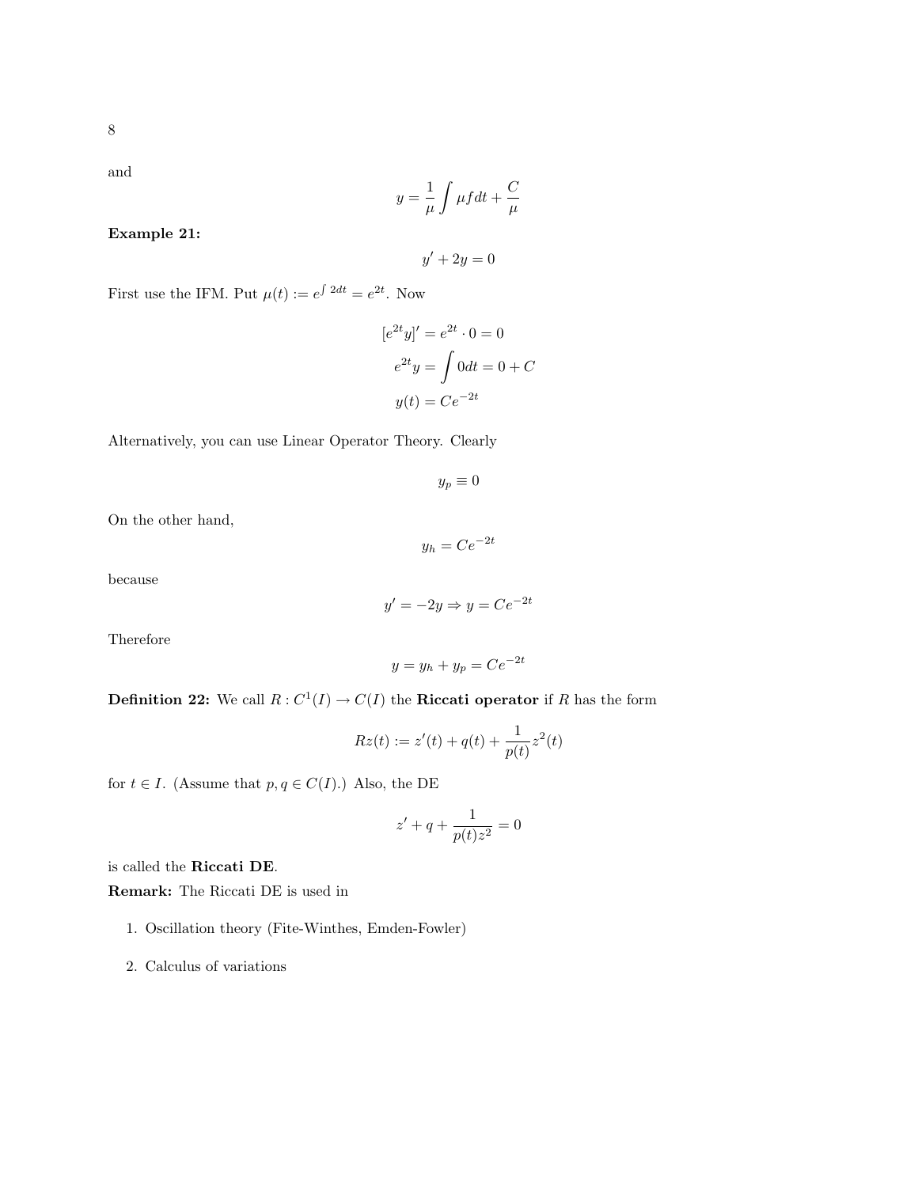and

$$y = \frac{1}{\mu}\int \mu f dt + \frac{C}{\mu}$$

**Example 21:**

$$y' + 2y = 0$$

First use the IFM. Put $\mu(t) := e^{\int 2dt} = e^{2t}$. Now

$$\begin{aligned}
[e^{2t}y]' &= e^{2t} \cdot 0 = 0 \\
e^{2t}y &= \int 0 dt = 0 + C \\
y(t) &= Ce^{-2t}
\end{aligned}$$

Alternatively, you can use Linear Operator Theory. Clearly

$$y_p \equiv 0$$

On the other hand,

$$y_h = Ce^{-2t}$$

because

$$y' = -2y \Rightarrow y = Ce^{-2t}$$

Therefore

$$y = y_h + y_p = Ce^{-2t}$$

**Definition 22:** We call $R : C^1(I) \to C(I)$ the **Riccati operator** if $R$ has the form

$$Rz(t) := z'(t) + q(t) + \frac{1}{p(t)}z^2(t)$$

for $t \in I$. (Assume that $p, q \in C(I)$.) Also, the DE

$$z' + q + \frac{1}{p(t)z^2} = 0$$

is called the **Riccati DE**.

**Remark:** The Riccati DE is used in

1. Oscillation theory (Fite-Winthes, Emden-Fowler)

2. Calculus of variations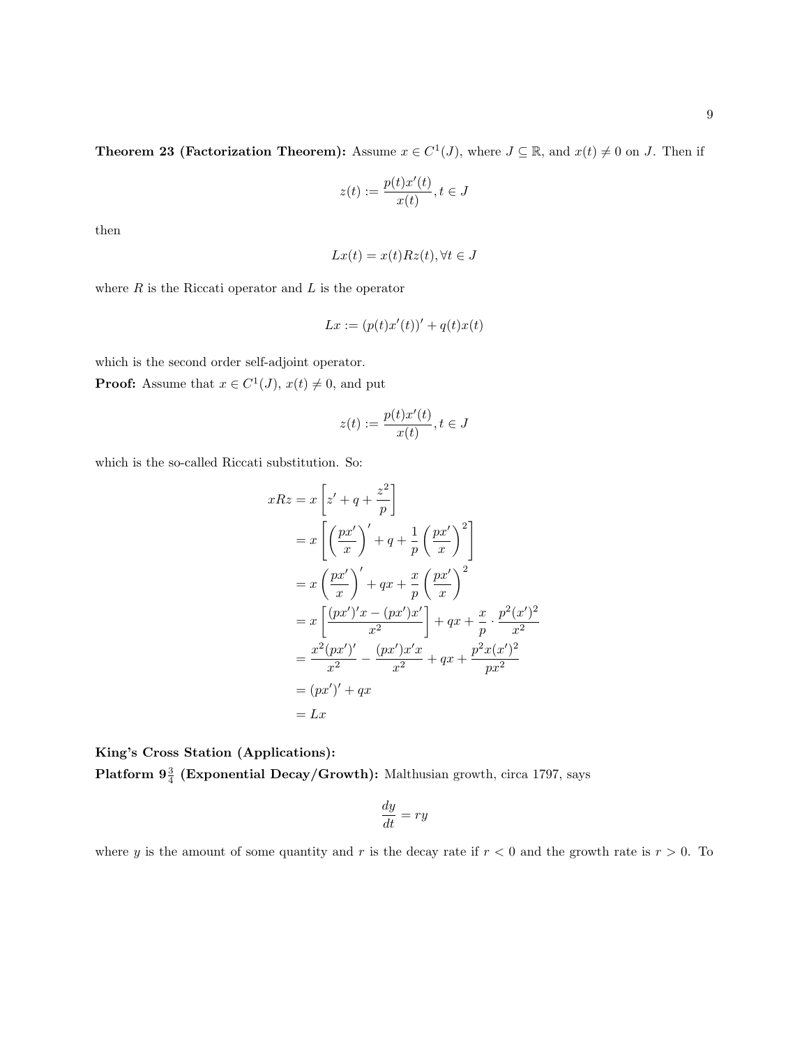**Theorem 23 (Factorization Theorem):** Assume $x \in C^1(J)$, where $J \subseteq \mathbb{R}$, and $x(t) \neq 0$ on $J$. Then if

$$z(t) := \frac{p(t)x'(t)}{x(t)}, t \in J$$

then

$$Lx(t) = x(t)Rz(t), \forall t \in J$$

where $R$ is the Riccati operator and $L$ is the operator

$$Lx := (p(t)x'(t))' + q(t)x(t)$$

which is the second order self-adjoint operator.

**Proof:** Assume that $x \in C^1(J)$, $x(t) \neq 0$, and put

$$z(t) := \frac{p(t)x'(t)}{x(t)}, t \in J$$

which is the so-called Riccati substitution. So:

$$\begin{aligned}
xRz &= x\left[z' + q + \frac{z^2}{p}\right] \\
&= x\left[\left(\frac{px'}{x}\right)' + q + \frac{1}{p}\left(\frac{px'}{x}\right)^2\right] \\
&= x\left(\frac{px'}{x}\right)' + qx + \frac{x}{p}\left(\frac{px'}{x}\right)^2 \\
&= x\left[\frac{(px')'x - (px')x'}{x^2}\right] + qx + \frac{x}{p} \cdot \frac{p^2(x')^2}{x^2} \\
&= \frac{x^2(px')'}{x^2} - \frac{(px')x'x}{x^2} + qx + \frac{p^2x(x')^2}{px^2} \\
&= (px')' + qx \\
&= Lx
\end{aligned}$$

**King's Cross Station (Applications):**

**Platform $9\frac{3}{4}$ (Exponential Decay/Growth):** Malthusian growth, circa 1797, says

$$\frac{dy}{dt} = ry$$

where $y$ is the amount of some quantity and $r$ is the decay rate if $r < 0$ and the growth rate is $r > 0$. To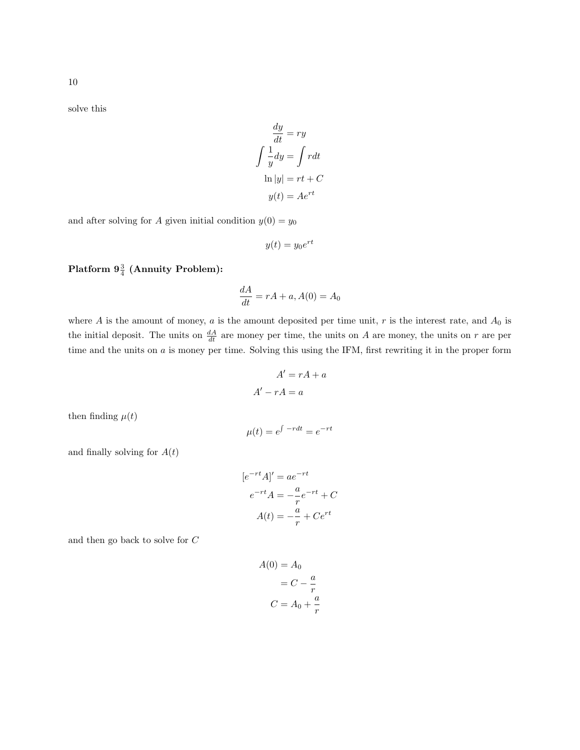solve this

$$
\begin{aligned}
\frac{dy}{dt} &= ry \\
\int \frac{1}{y} dy &= \int r dt \\
\ln|y| &= rt + C \\
y(t) &= Ae^{rt}
\end{aligned}
$$

and after solving for $A$ given initial condition $y(0) = y_0$

$$
y(t) = y_0 e^{rt}
$$

**Platform $9\frac{3}{4}$ (Annuity Problem):**

$$
\frac{dA}{dt} = rA + a, A(0) = A_0
$$

where $A$ is the amount of money, $a$ is the amount deposited per time unit, $r$ is the interest rate, and $A_0$ is the initial deposit. The units on $\frac{dA}{dt}$ are money per time, the units on $A$ are money, the units on $r$ are per time and the units on $a$ is money per time. Solving this using the IFM, first rewriting it in the proper form

$$
\begin{aligned}
A' &= rA + a \\
A' - rA &= a
\end{aligned}
$$

then finding $\mu(t)$

$$
\mu(t) = e^{\int -r dt} = e^{-rt}
$$

and finally solving for $A(t)$

$$
\begin{aligned}
[e^{-rt}A]' &= ae^{-rt} \\
e^{-rt}A &= -\frac{a}{r}e^{-rt} + C \\
A(t) &= -\frac{a}{r} + Ce^{rt}
\end{aligned}
$$

and then go back to solve for $C$

$$
\begin{aligned}
A(0) &= A_0 \\
&= C - \frac{a}{r} \\
C &= A_0 + \frac{a}{r}
\end{aligned}
$$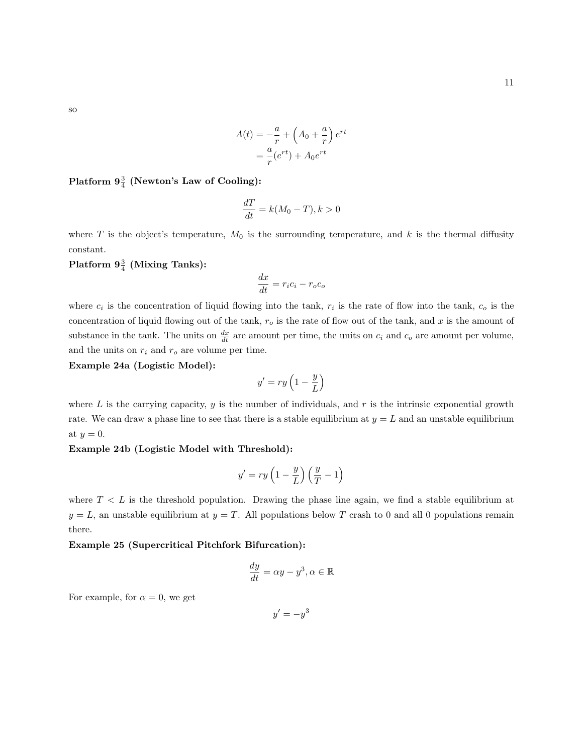so

$$
\begin{aligned}
A(t) &= -\frac{a}{r} + \left(A_0 + \frac{a}{r}\right) e^{rt} \\
&= \frac{a}{r}(e^{rt}) + A_0 e^{rt}
\end{aligned}
$$

**Platform $9\frac{3}{4}$ (Newton's Law of Cooling):**

$$
\frac{dT}{dt} = k(M_0 - T), k > 0
$$

where $T$ is the object's temperature, $M_0$ is the surrounding temperature, and $k$ is the thermal diffusity constant.

**Platform $9\frac{3}{4}$ (Mixing Tanks):**

$$
\frac{dx}{dt} = r_i c_i - r_o c_o
$$

where $c_i$ is the concentration of liquid flowing into the tank, $r_i$ is the rate of flow into the tank, $c_o$ is the concentration of liquid flowing out of the tank, $r_o$ is the rate of flow out of the tank, and $x$ is the amount of substance in the tank. The units on $\frac{dx}{dt}$ are amount per time, the units on $c_i$ and $c_o$ are amount per volume, and the units on $r_i$ and $r_o$ are volume per time.

**Example 24a (Logistic Model):**

$$
y' = ry\left(1 - \frac{y}{L}\right)
$$

where $L$ is the carrying capacity, $y$ is the number of individuals, and $r$ is the intrinsic exponential growth rate. We can draw a phase line to see that there is a stable equilibrium at $y = L$ and an unstable equilibrium at $y = 0$.

**Example 24b (Logistic Model with Threshold):**

$$
y' = ry\left(1 - \frac{y}{L}\right)\left(\frac{y}{T} - 1\right)
$$

where $T < L$ is the threshold population. Drawing the phase line again, we find a stable equilibrium at $y = L$, an unstable equilibrium at $y = T$. All populations below $T$ crash to 0 and all 0 populations remain there.

**Example 25 (Supercritical Pitchfork Bifurcation):**

$$
\frac{dy}{dt} = \alpha y - y^3, \alpha \in \mathbb{R}
$$

For example, for $\alpha = 0$, we get

$$
y' = -y^3
$$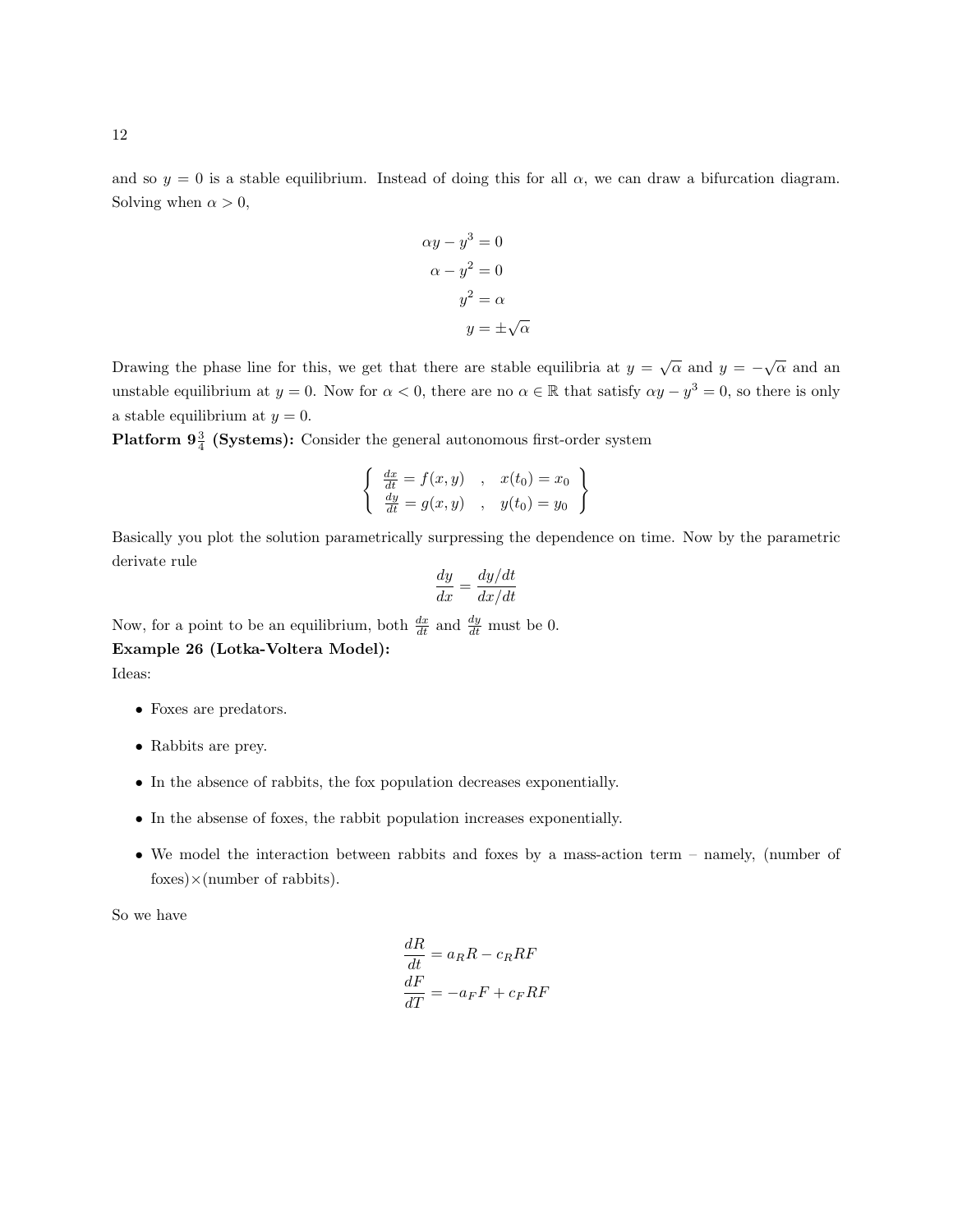and so $y = 0$ is a stable equilibrium. Instead of doing this for all $\alpha$, we can draw a bifurcation diagram. Solving when $\alpha > 0$,

$$
\begin{aligned}
\alpha y - y^3 &= 0 \\
\alpha - y^2 &= 0 \\
y^2 &= \alpha \\
y &= \pm\sqrt{\alpha}
\end{aligned}
$$

Drawing the phase line for this, we get that there are stable equilibria at $y = \sqrt{\alpha}$ and $y = -\sqrt{\alpha}$ and an unstable equilibrium at $y = 0$. Now for $\alpha < 0$, there are no $\alpha \in \mathbb{R}$ that satisfy $\alpha y - y^3 = 0$, so there is only a stable equilibrium at $y = 0$.

**Platform $9\frac{3}{4}$ (Systems):** Consider the general autonomous first-order system

$$
\left\{ \begin{array}{lcl} \frac{dx}{dt} = f(x,y) & , & x(t_0) = x_0 \\ \frac{dy}{dt} = g(x,y) & , & y(t_0) = y_0 \end{array} \right\}
$$

Basically you plot the solution parametrically surpressing the dependence on time. Now by the parametric derivate rule

$$
\frac{dy}{dx} = \frac{dy/dt}{dx/dt}
$$

Now, for a point to be an equilibrium, both $\frac{dx}{dt}$ and $\frac{dy}{dt}$ must be 0.

**Example 26 (Lotka-Voltera Model):**

Ideas:

- Foxes are predators.
- Rabbits are prey.
- In the absence of rabbits, the fox population decreases exponentially.
- In the absense of foxes, the rabbit population increases exponentially.
- We model the interaction between rabbits and foxes by a mass-action term – namely, (number of foxes)$\times$(number of rabbits).

So we have

$$
\begin{aligned}
\frac{dR}{dt} &= a_R R - c_R RF \\
\frac{dF}{dT} &= -a_F F + c_F RF
\end{aligned}
$$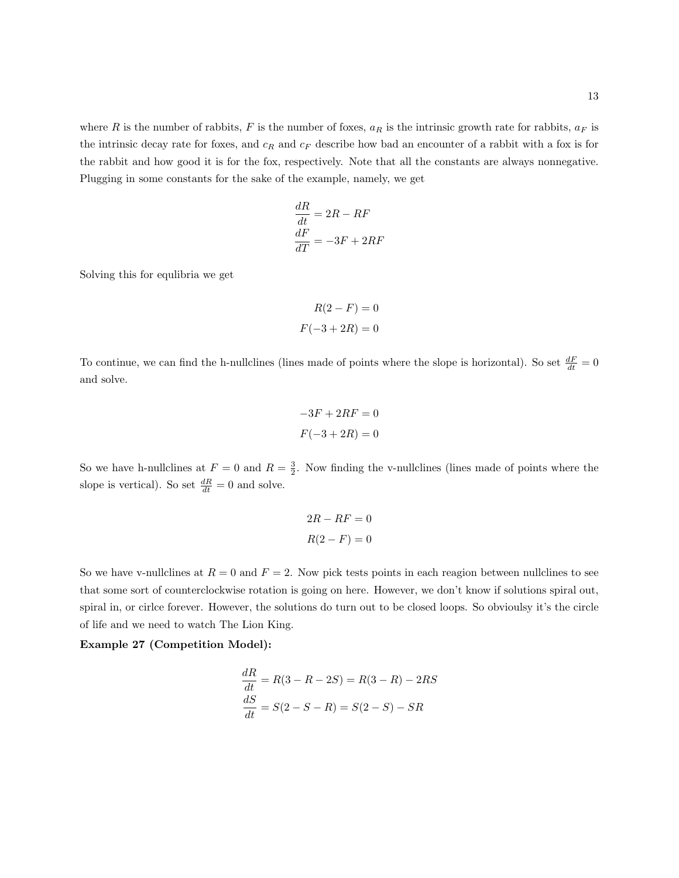where $R$ is the number of rabbits, $F$ is the number of foxes, $a_R$ is the intrinsic growth rate for rabbits, $a_F$ is the intrinsic decay rate for foxes, and $c_R$ and $c_F$ describe how bad an encounter of a rabbit with a fox is for the rabbit and how good it is for the fox, respectively. Note that all the constants are always nonnegative. Plugging in some constants for the sake of the example, namely, we get

$$\frac{dR}{dt} = 2R - RF$$
$$\frac{dF}{dT} = -3F + 2RF$$

Solving this for equlibria we get

$$R(2 - F) = 0$$
$$F(-3 + 2R) = 0$$

To continue, we can find the h-nullclines (lines made of points where the slope is horizontal). So set $\frac{dF}{dt} = 0$ and solve.

$$-3F + 2RF = 0$$
$$F(-3 + 2R) = 0$$

So we have h-nullclines at $F = 0$ and $R = \frac{3}{2}$. Now finding the v-nullclines (lines made of points where the slope is vertical). So set $\frac{dR}{dt} = 0$ and solve.

$$2R - RF = 0$$
$$R(2 - F) = 0$$

So we have v-nullclines at $R = 0$ and $F = 2$. Now pick tests points in each reagion between nullclines to see that some sort of counterclockwise rotation is going on here. However, we don't know if solutions spiral out, spiral in, or cirlce forever. However, the solutions do turn out to be closed loops. So obvioulsy it's the circle of life and we need to watch The Lion King.

**Example 27 (Competition Model):**

$$\frac{dR}{dt} = R(3 - R - 2S) = R(3 - R) - 2RS$$
$$\frac{dS}{dt} = S(2 - S - R) = S(2 - S) - SR$$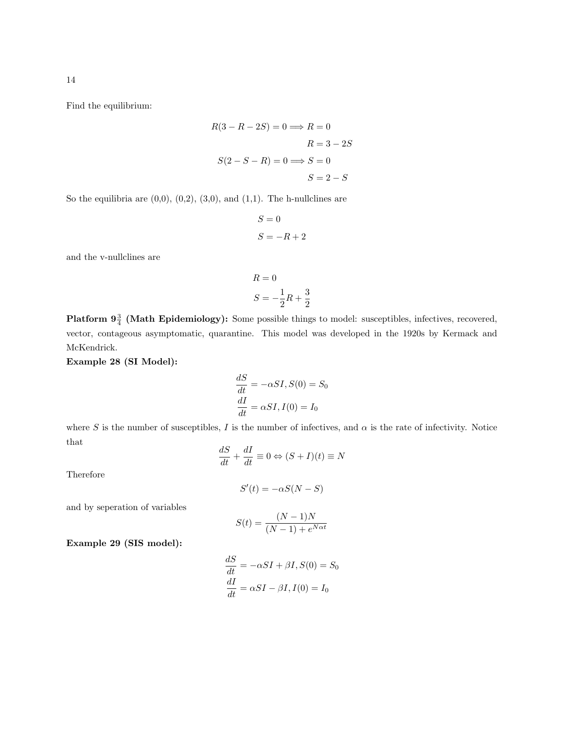Find the equilibrium:

$$
\begin{aligned}
R(3 - R - 2S) = 0 &\Longrightarrow R = 0 \\
&\qquad R = 3 - 2S \\
S(2 - S - R) = 0 &\Longrightarrow S = 0 \\
&\qquad S = 2 - S
\end{aligned}
$$

So the equilibria are (0,0), (0,2), (3,0), and (1,1). The h-nullclines are

$$
\begin{aligned}
&S = 0 \\
&S = -R + 2
\end{aligned}
$$

and the v-nullclines are

$$
\begin{aligned}
&R = 0 \\
&S = -\frac{1}{2}R + \frac{3}{2}
\end{aligned}
$$

**Platform $9\frac{3}{4}$ (Math Epidemiology):** Some possible things to model: susceptibles, infectives, recovered, vector, contageous asymptomatic, quarantine. This model was developed in the 1920s by Kermack and McKendrick.

**Example 28 (SI Model):**

$$
\begin{aligned}
\frac{dS}{dt} &= -\alpha SI, S(0) = S_0 \\
\frac{dI}{dt} &= \alpha SI, I(0) = I_0
\end{aligned}
$$

where $S$ is the number of susceptibles, $I$ is the number of infectives, and $\alpha$ is the rate of infectivity. Notice that

$$
\frac{dS}{dt} + \frac{dI}{dt} \equiv 0 \Leftrightarrow (S + I)(t) \equiv N
$$

Therefore

$$
S'(t) = -\alpha S(N - S)
$$

and by seperation of variables

$$
S(t) = \frac{(N-1)N}{(N-1) + e^{N\alpha t}}
$$

**Example 29 (SIS model):**

$$
\begin{aligned}
\frac{dS}{dt} &= -\alpha SI + \beta I, S(0) = S_0 \\
\frac{dI}{dt} &= \alpha SI - \beta I, I(0) = I_0
\end{aligned}
$$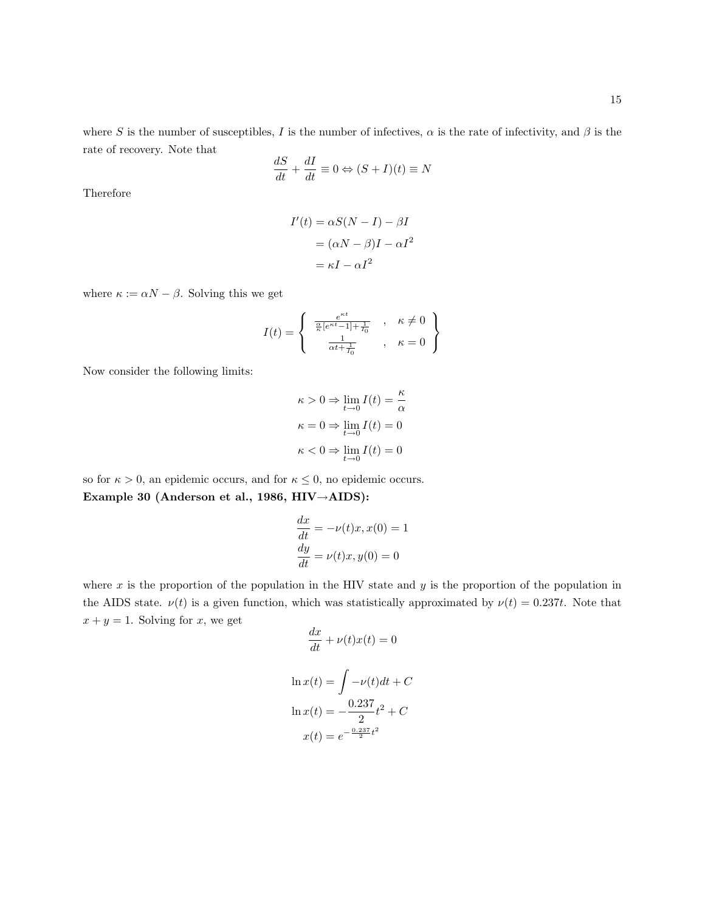where $S$ is the number of susceptibles, $I$ is the number of infectives, $\alpha$ is the rate of infectivity, and $\beta$ is the rate of recovery. Note that

$$\frac{dS}{dt} + \frac{dI}{dt} \equiv 0 \Leftrightarrow (S+I)(t) \equiv N$$

Therefore

$$\begin{aligned}
I'(t) &= \alpha S(N-I) - \beta I \\
&= (\alpha N - \beta)I - \alpha I^2 \\
&= \kappa I - \alpha I^2
\end{aligned}$$

where $\kappa := \alpha N - \beta$. Solving this we get

$$I(t) = \left\{ \begin{array}{ccc} \frac{e^{\kappa t}}{\frac{\alpha}{\kappa}[e^{\kappa t} - 1] + \frac{1}{I_0}} & , & \kappa \neq 0 \\ \frac{1}{\alpha t + \frac{1}{I_0}} & , & \kappa = 0 \end{array} \right\}$$

Now consider the following limits:

$$\begin{aligned}
\kappa > 0 &\Rightarrow \lim_{t \to 0} I(t) = \frac{\kappa}{\alpha} \\
\kappa = 0 &\Rightarrow \lim_{t \to 0} I(t) = 0 \\
\kappa < 0 &\Rightarrow \lim_{t \to 0} I(t) = 0
\end{aligned}$$

so for $\kappa > 0$, an epidemic occurs, and for $\kappa \leq 0$, no epidemic occurs.

**Example 30 (Anderson et al., 1986, HIV→AIDS):**

$$\begin{aligned}
\frac{dx}{dt} &= -\nu(t)x, x(0) = 1 \\
\frac{dy}{dt} &= \nu(t)x, y(0) = 0
\end{aligned}$$

where $x$ is the proportion of the population in the HIV state and $y$ is the proportion of the population in the AIDS state. $\nu(t)$ is a given function, which was statistically approximated by $\nu(t) = 0.237t$. Note that $x + y = 1$. Solving for $x$, we get

$$\frac{dx}{dt} + \nu(t)x(t) = 0$$

$$\begin{aligned}
\ln x(t) &= \int -\nu(t)dt + C \\
\ln x(t) &= -\frac{0.237}{2}t^2 + C \\
x(t) &= e^{-\frac{0.237}{2}t^2}
\end{aligned}$$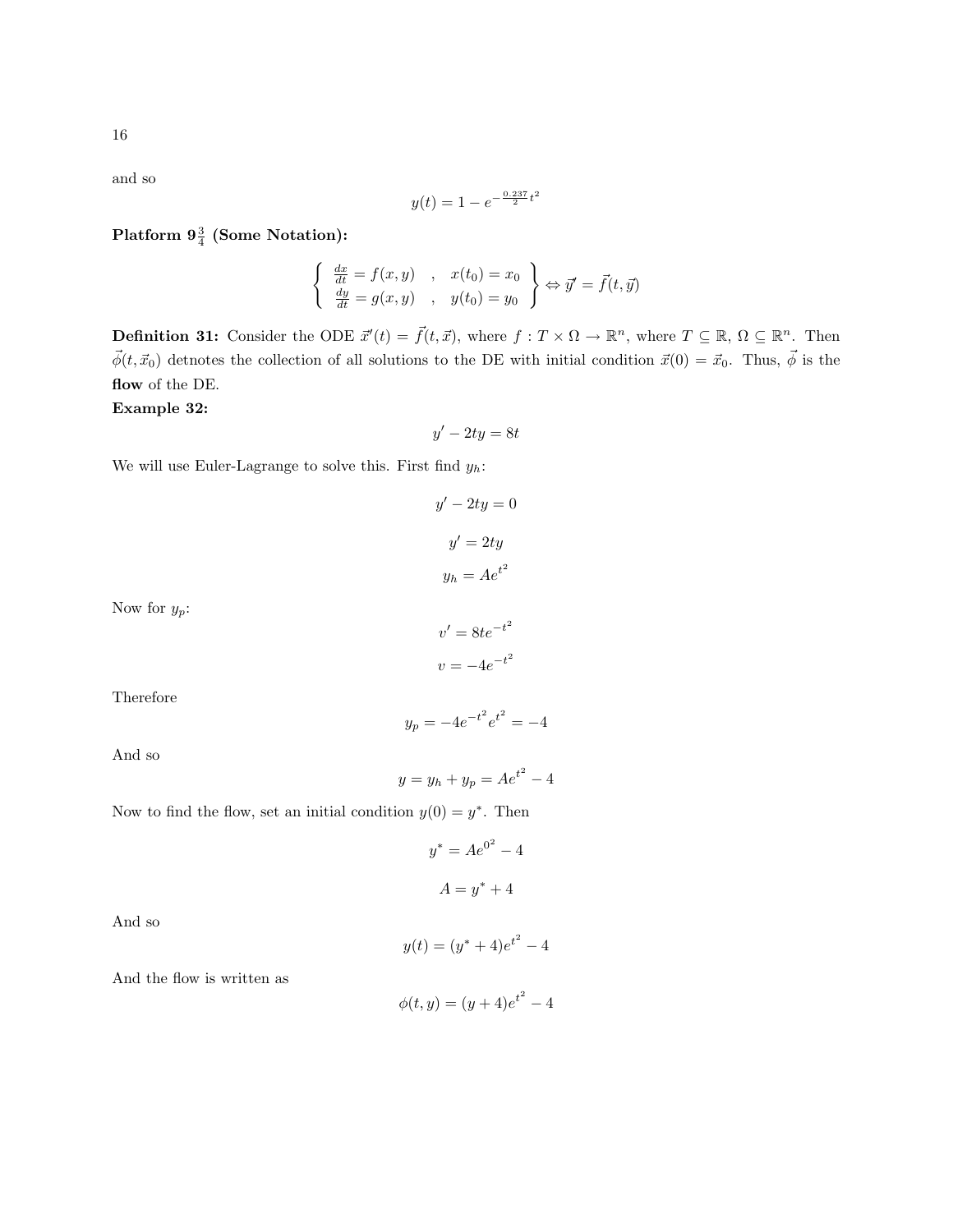and so

$$y(t) = 1 - e^{-\frac{0.237}{2}t^2}$$

**Platform $9\frac{3}{4}$ (Some Notation):**

$$\left\{ \begin{array}{lcl} \frac{dx}{dt} = f(x,y) & , & x(t_0) = x_0 \\ \frac{dy}{dt} = g(x,y) & , & y(t_0) = y_0 \end{array} \right\} \Leftrightarrow \vec{y}' = \vec{f}(t, \vec{y})$$

**Definition 31:** Consider the ODE $\vec{x}'(t) = \vec{f}(t, \vec{x})$, where $f : T \times \Omega \to \mathbb{R}^n$, where $T \subseteq \mathbb{R}$, $\Omega \subseteq \mathbb{R}^n$. Then $\vec{\phi}(t, \vec{x}_0)$ detnotes the collection of all solutions to the DE with initial condition $\vec{x}(0) = \vec{x}_0$. Thus, $\vec{\phi}$ is the **flow** of the DE.

**Example 32:**

$$y' - 2ty = 8t$$

We will use Euler-Lagrange to solve this. First find $y_h$:

$$y' - 2ty = 0$$

$$y' = 2ty$$

$$y_h = Ae^{t^2}$$

Now for $y_p$:

$$v' = 8te^{-t^2}$$

$$v = -4e^{-t^2}$$

Therefore

$$y_p = -4e^{-t^2}e^{t^2} = -4$$

And so

$$y = y_h + y_p = Ae^{t^2} - 4$$

Now to find the flow, set an initial condition $y(0) = y^*$. Then

$$y^* = Ae^{0^2} - 4$$

$$A = y^* + 4$$

And so

$$y(t) = (y^* + 4)e^{t^2} - 4$$

And the flow is written as

$$\phi(t, y) = (y + 4)e^{t^2} - 4$$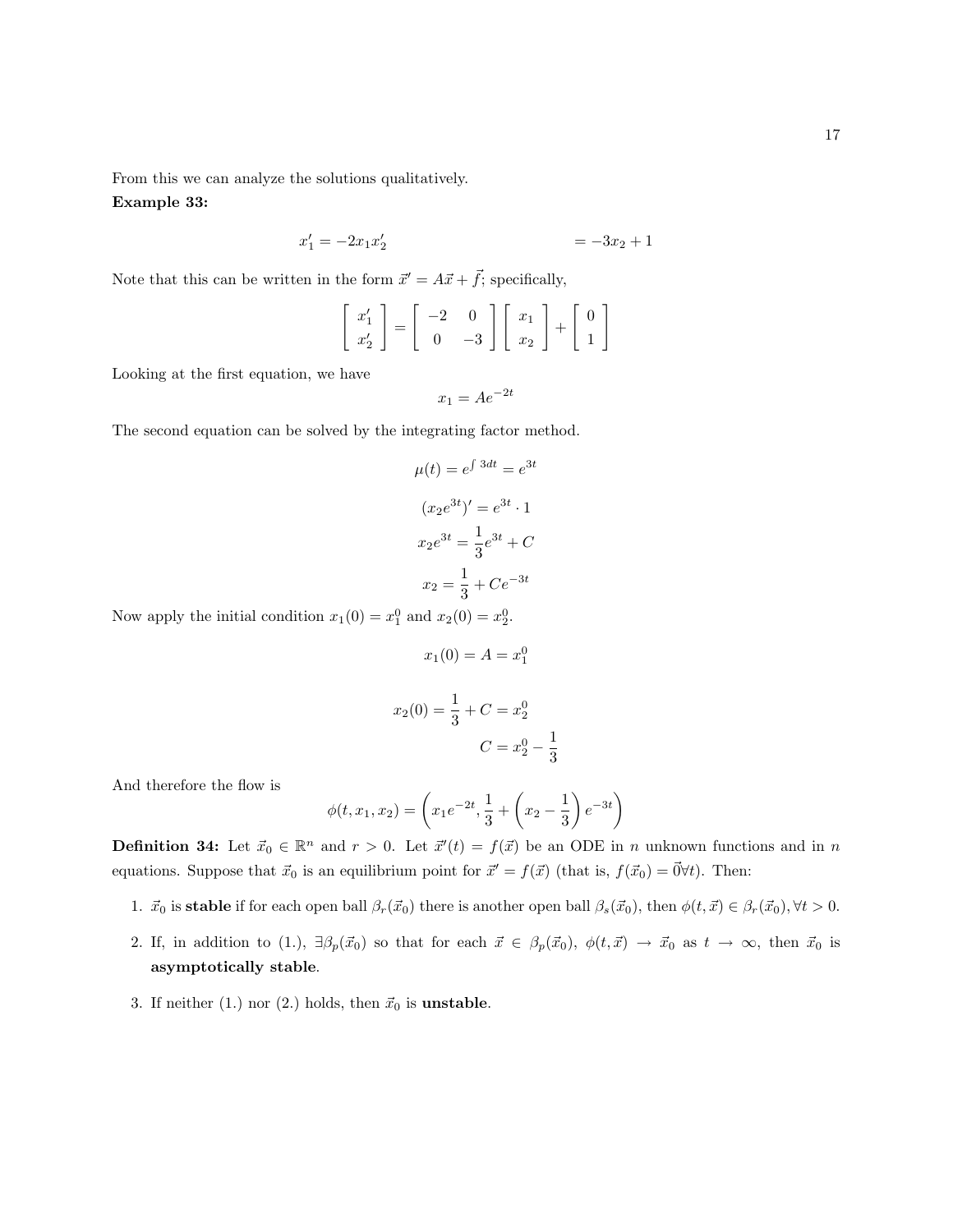From this we can analyze the solutions qualitatively.

**Example 33:**

$$x_1' = -2x_1 x_2' \qquad\qquad\qquad\qquad = -3x_2 + 1$$

Note that this can be written in the form $\vec{x}' = A\vec{x} + \vec{f}$; specifically,

$$\begin{bmatrix} x_1' \\ x_2' \end{bmatrix} = \begin{bmatrix} -2 & 0 \\ 0 & -3 \end{bmatrix} \begin{bmatrix} x_1 \\ x_2 \end{bmatrix} + \begin{bmatrix} 0 \\ 1 \end{bmatrix}$$

Looking at the first equation, we have

$$x_1 = Ae^{-2t}$$

The second equation can be solved by the integrating factor method.

$$\mu(t) = e^{\int 3dt} = e^{3t}$$

$$(x_2 e^{3t})' = e^{3t} \cdot 1$$

$$x_2 e^{3t} = \frac{1}{3}e^{3t} + C$$

$$x_2 = \frac{1}{3} + Ce^{-3t}$$

Now apply the initial condition $x_1(0) = x_1^0$ and $x_2(0) = x_2^0$.

$$x_1(0) = A = x_1^0$$

$$x_2(0) = \frac{1}{3} + C = x_2^0$$

$$C = x_2^0 - \frac{1}{3}$$

And therefore the flow is

$$\phi(t, x_1, x_2) = \left( x_1 e^{-2t}, \frac{1}{3} + \left( x_2 - \frac{1}{3} \right) e^{-3t} \right)$$

**Definition 34:** Let $\vec{x}_0 \in \mathbb{R}^n$ and $r > 0$. Let $\vec{x}'(t) = f(\vec{x})$ be an ODE in $n$ unknown functions and in $n$ equations. Suppose that $\vec{x}_0$ is an equilibrium point for $\vec{x}' = f(\vec{x})$ (that is, $f(\vec{x}_0) = \vec{0} \forall t$). Then:

1. $\vec{x}_0$ is **stable** if for each open ball $\beta_r(\vec{x}_0)$ there is another open ball $\beta_s(\vec{x}_0)$, then $\phi(t, \vec{x}) \in \beta_r(\vec{x}_0), \forall t > 0$.
2. If, in addition to (1.), $\exists \beta_p(\vec{x}_0)$ so that for each $\vec{x} \in \beta_p(\vec{x}_0)$, $\phi(t, \vec{x}) \to \vec{x}_0$ as $t \to \infty$, then $\vec{x}_0$ is **asymptotically stable**.
3. If neither (1.) nor (2.) holds, then $\vec{x}_0$ is **unstable**.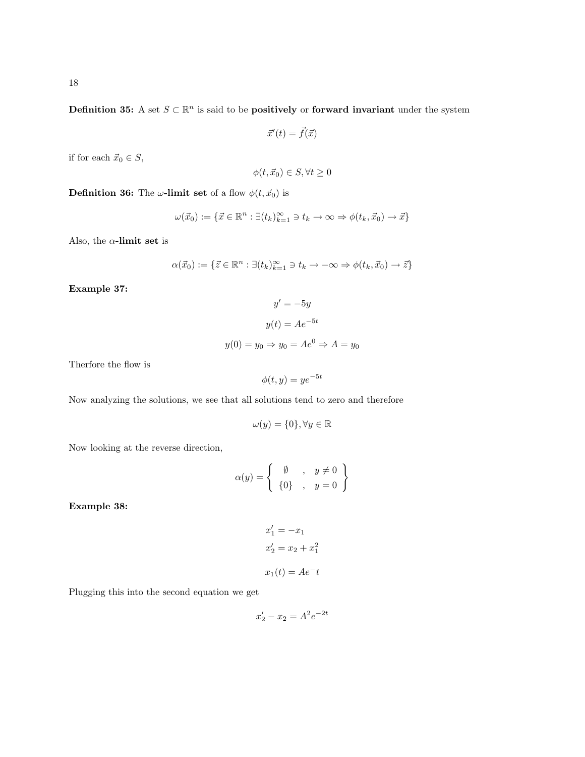**Definition 35:** A set $S \subset \mathbb{R}^n$ is said to be **positively** or **forward invariant** under the system

$$\vec{x}'(t) = \vec{f}(\vec{x})$$

if for each $\vec{x}_0 \in S$,

$$\phi(t, \vec{x}_0) \in S, \forall t \geq 0$$

**Definition 36:** The **$\omega$-limit set** of a flow $\phi(t, \vec{x}_0)$ is

$$\omega(\vec{x}_0) := \{\vec{x} \in \mathbb{R}^n : \exists (t_k)_{k=1}^{\infty} \ni t_k \to \infty \Rightarrow \phi(t_k, \vec{x}_0) \to \vec{x}\}$$

Also, the **$\alpha$-limit set** is

$$\alpha(\vec{x}_0) := \{\vec{z} \in \mathbb{R}^n : \exists (t_k)_{k=1}^{\infty} \ni t_k \to -\infty \Rightarrow \phi(t_k, \vec{x}_0) \to \vec{z}\}$$

**Example 37:**

$$y' = -5y$$

$$y(t) = Ae^{-5t}$$

$$y(0) = y_0 \Rightarrow y_0 = Ae^0 \Rightarrow A = y_0$$

Therfore the flow is

$$\phi(t, y) = ye^{-5t}$$

Now analyzing the solutions, we see that all solutions tend to zero and therefore

$$\omega(y) = \{0\}, \forall y \in \mathbb{R}$$

Now looking at the reverse direction,

$$\alpha(y) = \left\{ \begin{array}{ccc} \emptyset & , & y \neq 0 \\ \{0\} & , & y = 0 \end{array} \right\}$$

**Example 38:**

$$x_1' = -x_1$$
$$x_2' = x_2 + x_1^2$$

$$x_1(t) = Ae^-t$$

Plugging this into the second equation we get

$$x_2' - x_2 = A^2 e^{-2t}$$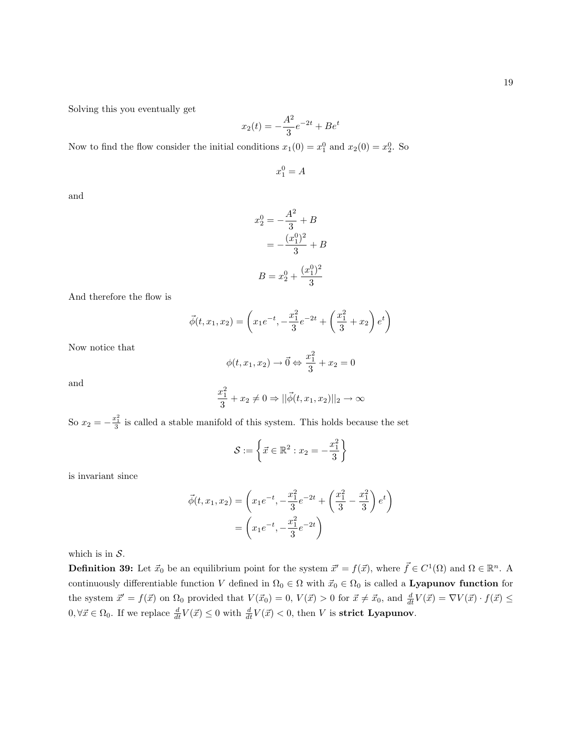Solving this you eventually get

$$x_2(t) = -\frac{A^2}{3}e^{-2t} + Be^t$$

Now to find the flow consider the initial conditions $x_1(0) = x_1^0$ and $x_2(0) = x_2^0$. So

$$x_1^0 = A$$

and

$$\begin{aligned} x_2^0 &= -\frac{A^2}{3} + B \\ &= -\frac{(x_1^0)^2}{3} + B \end{aligned}$$

$$B = x_2^0 + \frac{(x_1^0)^2}{3}$$

And therefore the flow is

$$\vec{\phi}(t, x_1, x_2) = \left( x_1 e^{-t}, -\frac{x_1^2}{3}e^{-2t} + \left( \frac{x_1^2}{3} + x_2 \right) e^t \right)$$

Now notice that

$$\phi(t, x_1, x_2) \to \vec{0} \Leftrightarrow \frac{x_1^2}{3} + x_2 = 0$$

and

$$\frac{x_1^2}{3} + x_2 \neq 0 \Rightarrow ||\vec{\phi}(t, x_1, x_2)||_2 \to \infty$$

So $x_2 = -\frac{x_1^2}{3}$ is called a stable manifold of this system. This holds because the set

$$\mathcal{S} := \left\{ \vec{x} \in \mathbb{R}^2 : x_2 = -\frac{x_1^2}{3} \right\}$$

is invariant since

$$\begin{aligned} \vec{\phi}(t, x_1, x_2) &= \left( x_1 e^{-t}, -\frac{x_1^2}{3}e^{-2t} + \left( \frac{x_1^2}{3} - \frac{x_1^2}{3} \right) e^t \right) \\ &= \left( x_1 e^{-t}, -\frac{x_1^2}{3}e^{-2t} \right) \end{aligned}$$

which is in $\mathcal{S}$.

**Definition 39:** Let $\vec{x}_0$ be an equilibrium point for the system $\vec{x}' = f(\vec{x})$, where $\vec{f} \in C^1(\Omega)$ and $\Omega \in \mathbb{R}^n$. A continuously differentiable function $V$ defined in $\Omega_0 \in \Omega$ with $\vec{x}_0 \in \Omega_0$ is called a **Lyapunov function** for the system $\vec{x}' = f(\vec{x})$ on $\Omega_0$ provided that $V(\vec{x}_0) = 0$, $V(\vec{x}) > 0$ for $\vec{x} \neq \vec{x}_0$, and $\frac{d}{dt}V(\vec{x}) = \nabla V(\vec{x}) \cdot f(\vec{x}) \leq 0, \forall \vec{x} \in \Omega_0$. If we replace $\frac{d}{dt}V(\vec{x}) \leq 0$ with $\frac{d}{dt}V(\vec{x}) < 0$, then $V$ is **strict Lyapunov**.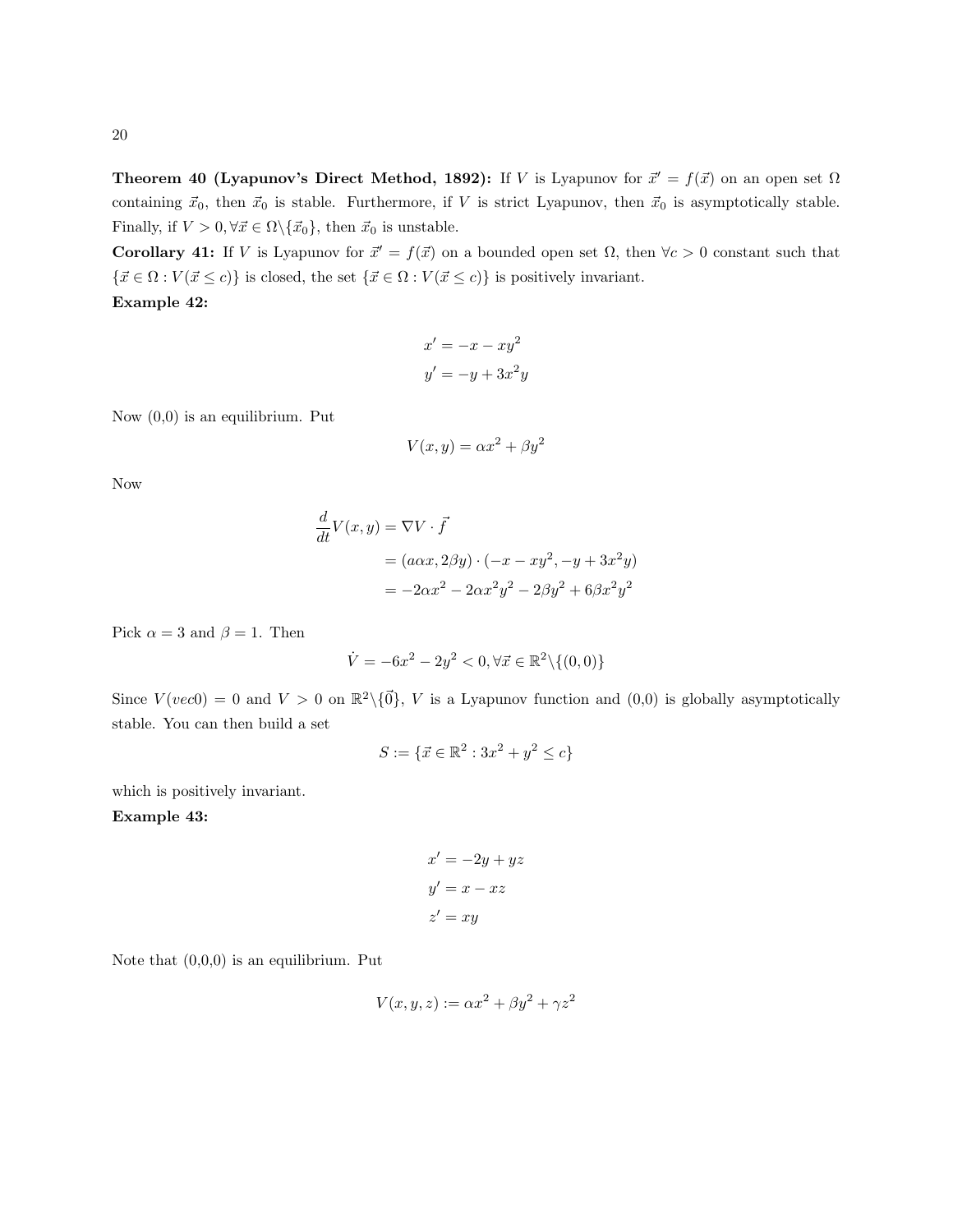**Theorem 40 (Lyapunov's Direct Method, 1892):** If $V$ is Lyapunov for $\vec{x}' = f(\vec{x})$ on an open set $\Omega$ containing $\vec{x}_0$, then $\vec{x}_0$ is stable. Furthermore, if $V$ is strict Lyapunov, then $\vec{x}_0$ is asymptotically stable. Finally, if $V > 0, \forall \vec{x} \in \Omega \backslash \{\vec{x}_0\}$, then $\vec{x}_0$ is unstable.

**Corollary 41:** If $V$ is Lyapunov for $\vec{x}' = f(\vec{x})$ on a bounded open set $\Omega$, then $\forall c > 0$ constant such that $\{\vec{x} \in \Omega : V(\vec{x} \leq c)\}$ is closed, the set $\{\vec{x} \in \Omega : V(\vec{x} \leq c)\}$ is positively invariant.

**Example 42:**

$$
\begin{aligned}
x' &= -x - xy^2 \\
y' &= -y + 3x^2y
\end{aligned}
$$

Now (0,0) is an equilibrium. Put

$$
V(x,y) = \alpha x^2 + \beta y^2
$$

Now

$$
\begin{aligned}
\frac{d}{dt}V(x,y) &= \nabla V \cdot \vec{f} \\
&= (a\alpha x, 2\beta y) \cdot (-x - xy^2, -y + 3x^2y) \\
&= -2\alpha x^2 - 2\alpha x^2y^2 - 2\beta y^2 + 6\beta x^2y^2
\end{aligned}
$$

Pick $\alpha = 3$ and $\beta = 1$. Then

$$
\dot{V} = -6x^2 - 2y^2 < 0, \forall \vec{x} \in \mathbb{R}^2 \backslash \{(0,0)\}
$$

Since $V(vec0) = 0$ and $V > 0$ on $\mathbb{R}^2 \backslash \{\vec{0}\}$, $V$ is a Lyapunov function and (0,0) is globally asymptotically stable. You can then build a set

$$
S := \{\vec{x} \in \mathbb{R}^2 : 3x^2 + y^2 \leq c\}
$$

which is positively invariant.

**Example 43:**

$$
\begin{aligned}
x' &= -2y + yz \\
y' &= x - xz \\
z' &= xy
\end{aligned}
$$

Note that (0,0,0) is an equilibrium. Put

$$
V(x,y,z) := \alpha x^2 + \beta y^2 + \gamma z^2
$$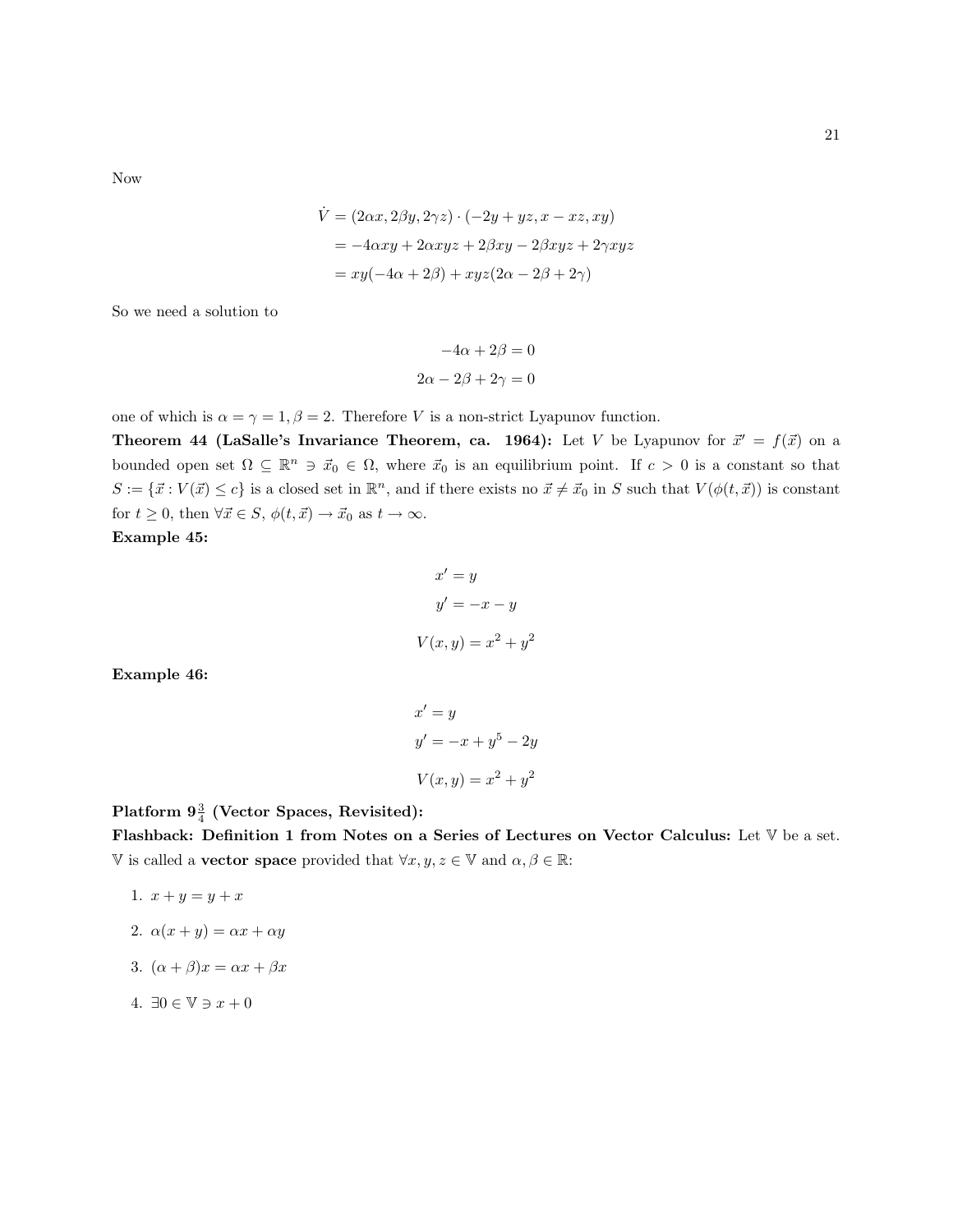Now

$$\begin{aligned}
\dot{V} &= (2\alpha x, 2\beta y, 2\gamma z) \cdot (-2y + yz, x - xz, xy) \\
&= -4\alpha xy + 2\alpha xyz + 2\beta xy - 2\beta xyz + 2\gamma xyz \\
&= xy(-4\alpha + 2\beta) + xyz(2\alpha - 2\beta + 2\gamma)
\end{aligned}$$

So we need a solution to

$$\begin{aligned}
-4\alpha + 2\beta &= 0 \\
2\alpha - 2\beta + 2\gamma &= 0
\end{aligned}$$

one of which is $\alpha = \gamma = 1, \beta = 2$. Therefore $V$ is a non-strict Lyapunov function.

**Theorem 44 (LaSalle's Invariance Theorem, ca. 1964):** Let $V$ be Lyapunov for $\vec{x}' = f(\vec{x})$ on a bounded open set $\Omega \subseteq \mathbb{R}^n \ni \vec{x}_0 \in \Omega$, where $\vec{x}_0$ is an equilibrium point. If $c > 0$ is a constant so that $S := \{\vec{x} : V(\vec{x}) \leq c\}$ is a closed set in $\mathbb{R}^n$, and if there exists no $\vec{x} \neq \vec{x}_0$ in $S$ such that $V(\phi(t, \vec{x}))$ is constant for $t \geq 0$, then $\forall \vec{x} \in S$, $\phi(t, \vec{x}) \to \vec{x}_0$ as $t \to \infty$.

**Example 45:**

$$\begin{aligned}
x' &= y \\
y' &= -x - y \\
V(x, y) &= x^2 + y^2
\end{aligned}$$

**Example 46:**

$$\begin{aligned}
x' &= y \\
y' &= -x + y^5 - 2y \\
V(x, y) &= x^2 + y^2
\end{aligned}$$

**Platform $9\frac{3}{4}$ (Vector Spaces, Revisited):**

**Flashback: Definition 1 from Notes on a Series of Lectures on Vector Calculus:** Let $\mathbb{V}$ be a set. $\mathbb{V}$ is called a **vector space** provided that $\forall x, y, z \in \mathbb{V}$ and $\alpha, \beta \in \mathbb{R}$:

1. $x + y = y + x$
2. $\alpha(x + y) = \alpha x + \alpha y$
3. $(\alpha + \beta)x = \alpha x + \beta x$
4. $\exists 0 \in \mathbb{V} \ni x + 0$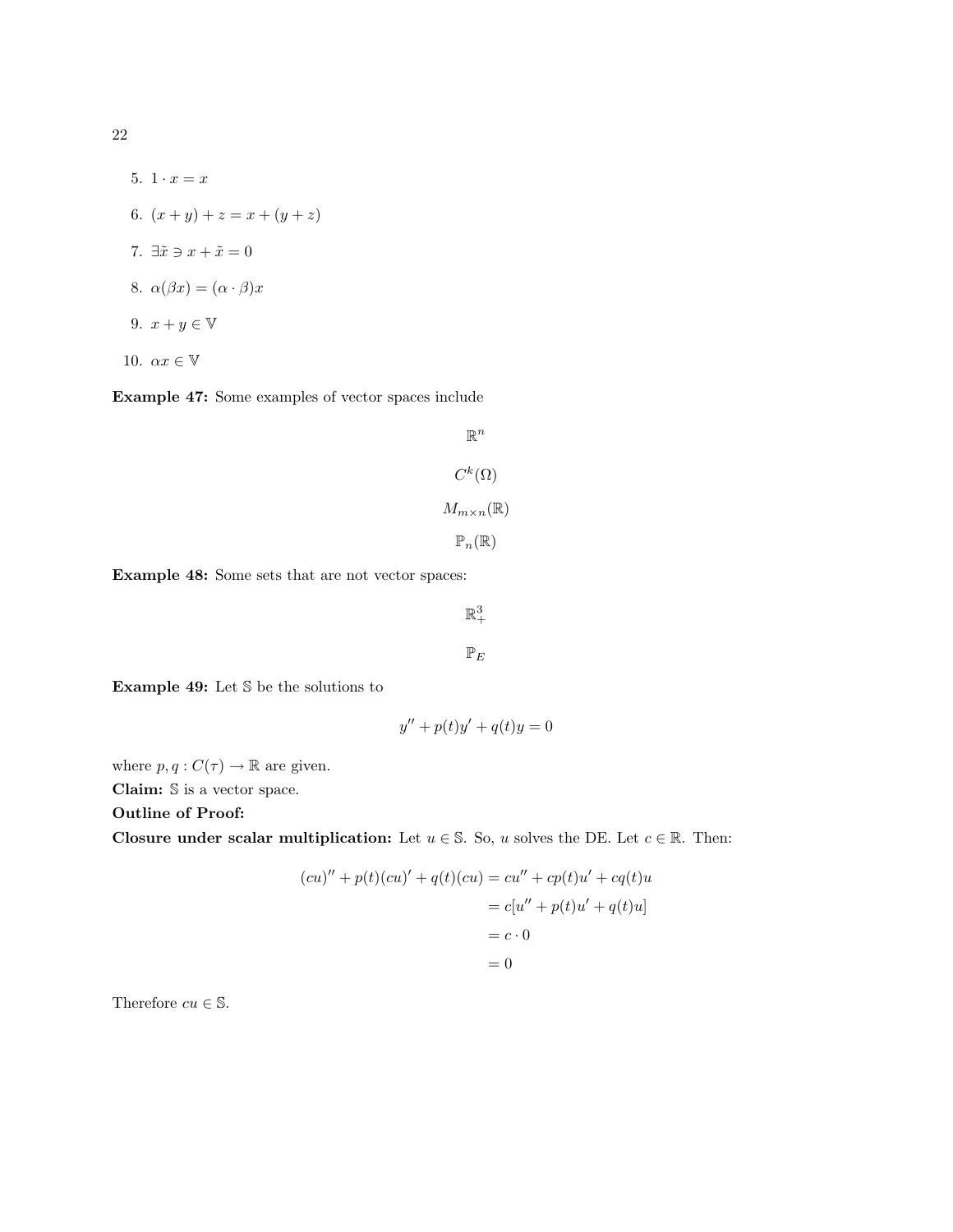5. $1 \cdot x = x$
6. $(x + y) + z = x + (y + z)$
7. $\exists \tilde{x} \ni x + \tilde{x} = 0$
8. $\alpha(\beta x) = (\alpha \cdot \beta)x$
9. $x + y \in \mathbb{V}$
10. $\alpha x \in \mathbb{V}$

**Example 47:** Some examples of vector spaces include

$$\mathbb{R}^n$$

$$C^k(\Omega)$$

$$M_{m\times n}(\mathbb{R})$$

$$\mathbb{P}_n(\mathbb{R})$$

**Example 48:** Some sets that are not vector spaces:

$$\mathbb{R}^3_+$$

$$\mathbb{P}_E$$

**Example 49:** Let $\mathbb{S}$ be the solutions to

$$y'' + p(t)y' + q(t)y = 0$$

where $p, q : C(\tau) \to \mathbb{R}$ are given.

**Claim:** $\mathbb{S}$ is a vector space.

**Outline of Proof:**

**Closure under scalar multiplication:** Let $u \in \mathbb{S}$. So, $u$ solves the DE. Let $c \in \mathbb{R}$. Then:

$$\begin{aligned}
(cu)'' + p(t)(cu)' + q(t)(cu) &= cu'' + cp(t)u' + cq(t)u \\
&= c[u'' + p(t)u' + q(t)u] \\
&= c \cdot 0 \\
&= 0
\end{aligned}$$

Therefore $cu \in \mathbb{S}$.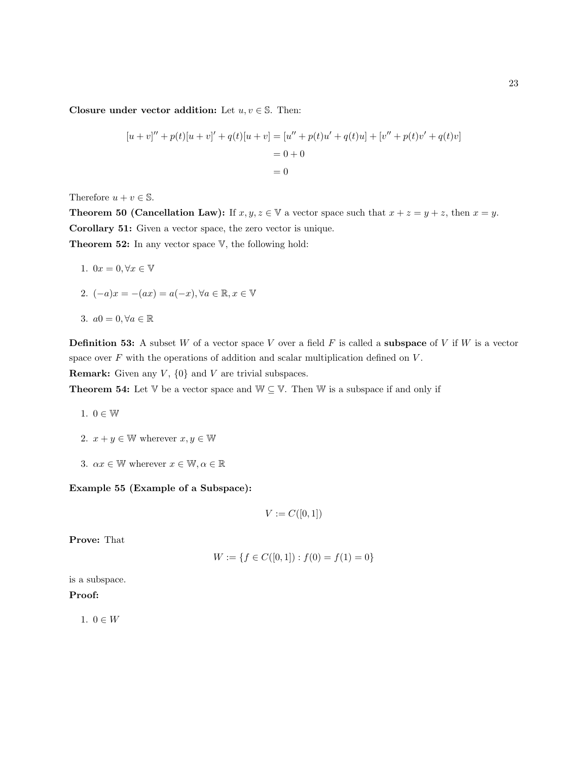**Closure under vector addition:** Let $u, v \in \mathbb{S}$. Then:

$$
\begin{aligned}
[u+v]'' + p(t)[u+v]' + q(t)[u+v] &= [u'' + p(t)u' + q(t)u] + [v'' + p(t)v' + q(t)v] \\
&= 0 + 0 \\
&= 0
\end{aligned}
$$

Therefore $u + v \in \mathbb{S}$.

**Theorem 50 (Cancellation Law):** If $x, y, z \in \mathbb{V}$ a vector space such that $x + z = y + z$, then $x = y$.

**Corollary 51:** Given a vector space, the zero vector is unique.

**Theorem 52:** In any vector space $\mathbb{V}$, the following hold:

1. $0x = 0, \forall x \in \mathbb{V}$
2. $(-a)x = -(ax) = a(-x), \forall a \in \mathbb{R}, x \in \mathbb{V}$
3. $a0 = 0, \forall a \in \mathbb{R}$

**Definition 53:** A subset $W$ of a vector space $V$ over a field $F$ is called a **subspace** of $V$ if $W$ is a vector space over $F$ with the operations of addition and scalar multiplication defined on $V$.

**Remark:** Given any $V$, $\{0\}$ and $V$ are trivial subspaces.

**Theorem 54:** Let $\mathbb{V}$ be a vector space and $\mathbb{W} \subseteq \mathbb{V}$. Then $\mathbb{W}$ is a subspace if and only if

1. $0 \in \mathbb{W}$
2. $x + y \in \mathbb{W}$ wherever $x, y \in \mathbb{W}$
3. $\alpha x \in \mathbb{W}$ wherever $x \in \mathbb{W}, \alpha \in \mathbb{R}$

**Example 55 (Example of a Subspace):**

$$V := C([0,1])$$

**Prove:** That

$$W := \{f \in C([0,1]) : f(0) = f(1) = 0\}$$

is a subspace.

**Proof:**

1. $0 \in W$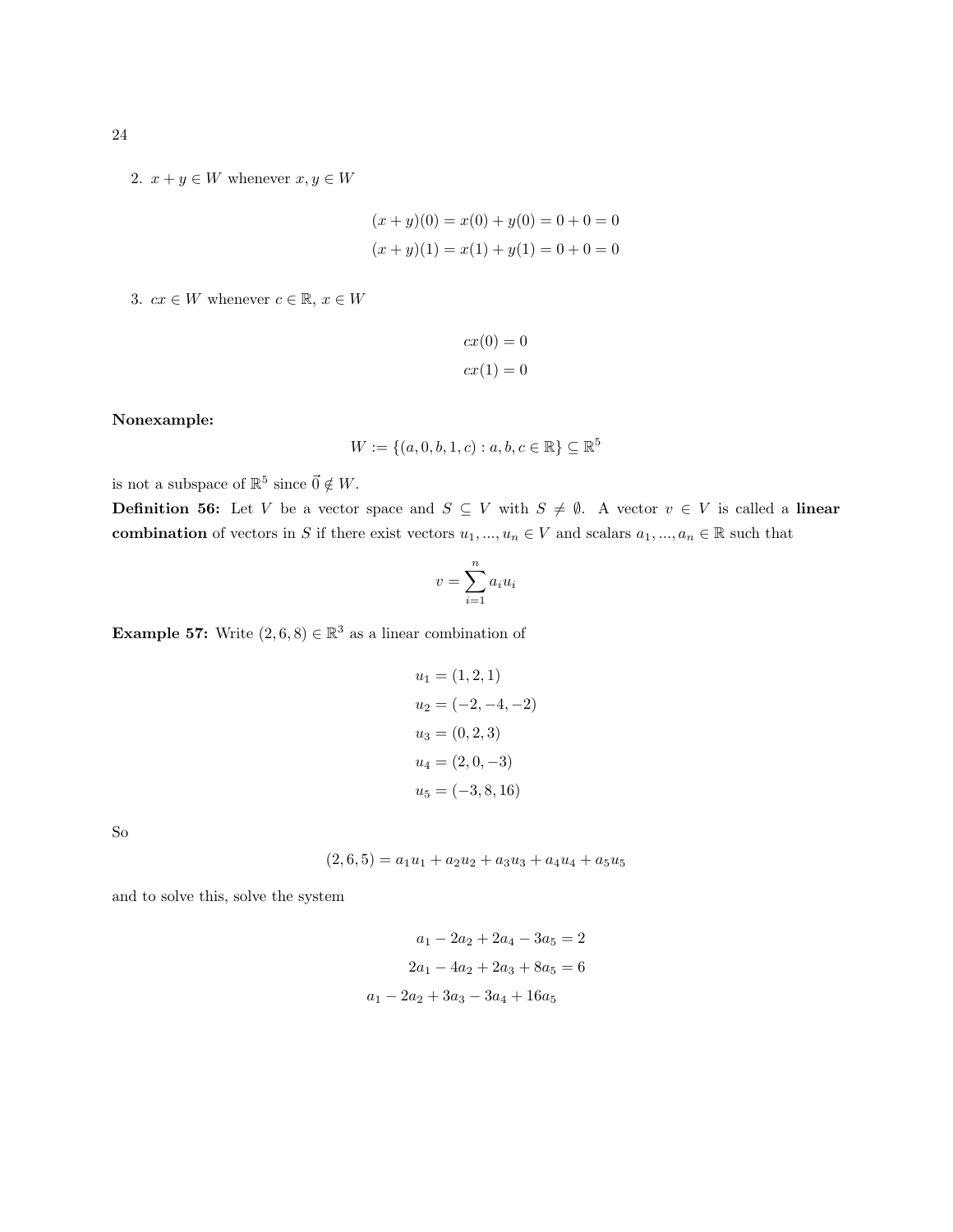2. $x + y \in W$ whenever $x, y \in W$

$$(x+y)(0) = x(0) + y(0) = 0 + 0 = 0$$
$$(x+y)(1) = x(1) + y(1) = 0 + 0 = 0$$

3. $cx \in W$ whenever $c \in \mathbb{R}$, $x \in W$

$$cx(0) = 0$$
$$cx(1) = 0$$

**Nonexample:**

$$W := \{(a, 0, b, 1, c) : a, b, c \in \mathbb{R}\} \subseteq \mathbb{R}^5$$

is not a subspace of $\mathbb{R}^5$ since $\vec{0} \notin W$.

**Definition 56:** Let $V$ be a vector space and $S \subseteq V$ with $S \neq \emptyset$. A vector $v \in V$ is called a **linear combination** of vectors in $S$ if there exist vectors $u_1, ..., u_n \in V$ and scalars $a_1, ..., a_n \in \mathbb{R}$ such that

$$v = \sum_{i=1}^{n} a_i u_i$$

**Example 57:** Write $(2, 6, 8) \in \mathbb{R}^3$ as a linear combination of

$$u_1 = (1, 2, 1)$$
$$u_2 = (-2, -4, -2)$$
$$u_3 = (0, 2, 3)$$
$$u_4 = (2, 0, -3)$$
$$u_5 = (-3, 8, 16)$$

So

$$(2, 6, 5) = a_1 u_1 + a_2 u_2 + a_3 u_3 + a_4 u_4 + a_5 u_5$$

and to solve this, solve the system

$$a_1 - 2a_2 + 2a_4 - 3a_5 = 2$$
$$2a_1 - 4a_2 + 2a_3 + 8a_5 = 6$$
$$a_1 - 2a_2 + 3a_3 - 3a_4 + 16a_5$$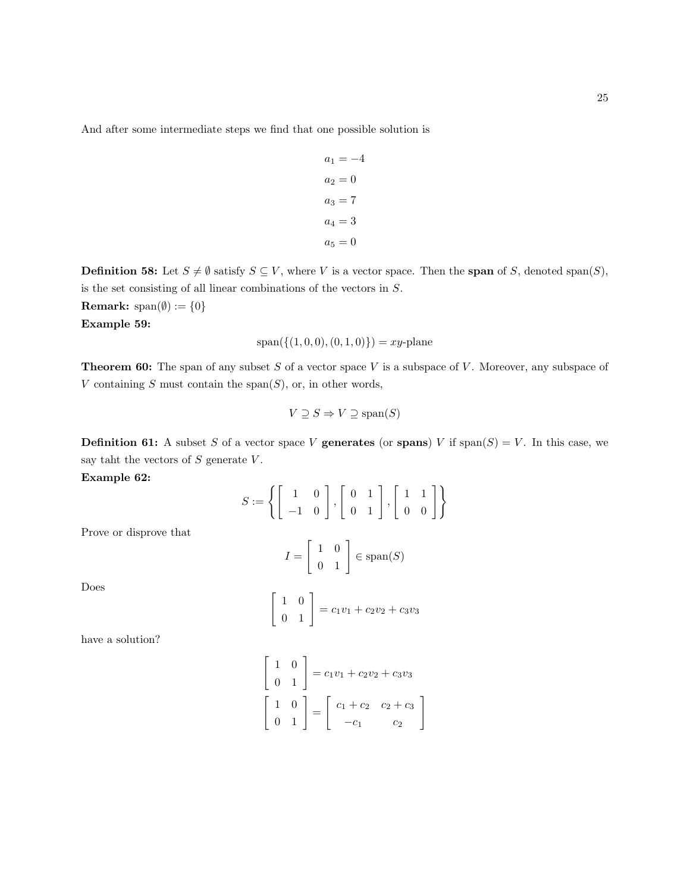And after some intermediate steps we find that one possible solution is

$$a_1 = -4$$
$$a_2 = 0$$
$$a_3 = 7$$
$$a_4 = 3$$
$$a_5 = 0$$

**Definition 58:** Let $S \neq \emptyset$ satisfy $S \subseteq V$, where $V$ is a vector space. Then the **span** of $S$, denoted $\text{span}(S)$, is the set consisting of all linear combinations of the vectors in $S$.

**Remark:** $\text{span}(\emptyset) := \{0\}$

**Example 59:**

$$\text{span}(\{(1,0,0),(0,1,0)\}) = xy\text{-plane}$$

**Theorem 60:** The span of any subset $S$ of a vector space $V$ is a subspace of $V$. Moreover, any subspace of $V$ containing $S$ must contain the $\text{span}(S)$, or, in other words,

$$V \supseteq S \Rightarrow V \supseteq \text{span}(S)$$

**Definition 61:** A subset $S$ of a vector space $V$ **generates** (or **spans**) $V$ if $\text{span}(S) = V$. In this case, we say taht the vectors of $S$ generate $V$.

**Example 62:**

$$S := \left\{ \begin{bmatrix} 1 & 0 \\ -1 & 0 \end{bmatrix}, \begin{bmatrix} 0 & 1 \\ 0 & 1 \end{bmatrix}, \begin{bmatrix} 1 & 1 \\ 0 & 0 \end{bmatrix} \right\}$$

Prove or disprove that

$$I = \begin{bmatrix} 1 & 0 \\ 0 & 1 \end{bmatrix} \in \text{span}(S)$$

Does

$$\begin{bmatrix} 1 & 0 \\ 0 & 1 \end{bmatrix} = c_1v_1 + c_2v_2 + c_3v_3$$

have a solution?

$$\begin{bmatrix} 1 & 0 \\ 0 & 1 \end{bmatrix} = c_1v_1 + c_2v_2 + c_3v_3$$

$$\begin{bmatrix} 1 & 0 \\ 0 & 1 \end{bmatrix} = \begin{bmatrix} c_1 + c_2 & c_2 + c_3 \\ -c_1 & c_2 \end{bmatrix}$$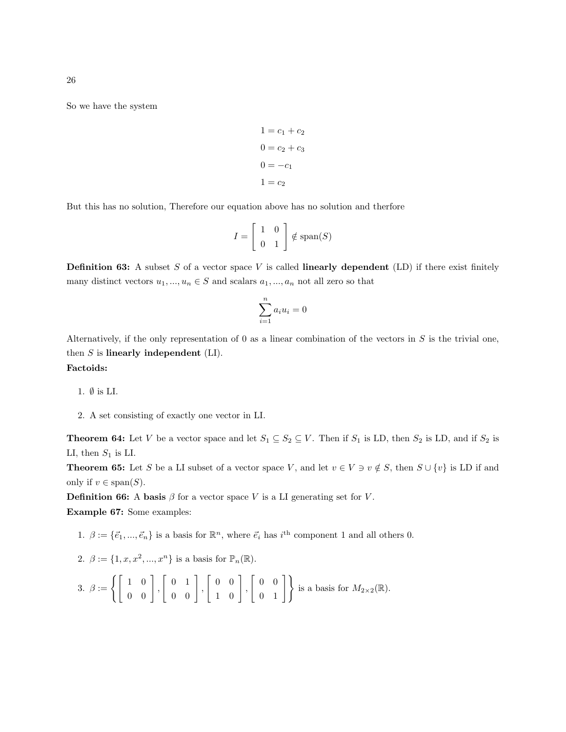So we have the system

$$
\begin{aligned}
1 &= c_1 + c_2 \\
0 &= c_2 + c_3 \\
0 &= -c_1 \\
1 &= c_2
\end{aligned}
$$

But this has no solution, Therefore our equation above has no solution and therfore

$$I = \begin{bmatrix} 1 & 0 \\ 0 & 1 \end{bmatrix} \notin \text{span}(S)$$

**Definition 63:** A subset $S$ of a vector space $V$ is called **linearly dependent** (LD) if there exist finitely many distinct vectors $u_1, ..., u_n \in S$ and scalars $a_1, ..., a_n$ not all zero so that

$$\sum_{i=1}^{n} a_i u_i = 0$$

Alternatively, if the only representation of 0 as a linear combination of the vectors in $S$ is the trivial one, then $S$ is **linearly independent** (LI).

**Factoids:**

1. $\emptyset$ is LI.

2. A set consisting of exactly one vector in LI.

**Theorem 64:** Let $V$ be a vector space and let $S_1 \subseteq S_2 \subseteq V$. Then if $S_1$ is LD, then $S_2$ is LD, and if $S_2$ is LI, then $S_1$ is LI.

**Theorem 65:** Let $S$ be a LI subset of a vector space $V$, and let $v \in V \ni v \notin S$, then $S \cup \{v\}$ is LD if and only if $v \in \text{span}(S)$.

**Definition 66:** A **basis** $\beta$ for a vector space $V$ is a LI generating set for $V$.

**Example 67:** Some examples:

1. $\beta := \{\vec{e}_1, ..., \vec{e}_n\}$ is a basis for $\mathbb{R}^n$, where $\vec{e}_i$ has $i^{\text{th}}$ component 1 and all others 0.

2. $\beta := \{1, x, x^2, ..., x^n\}$ is a basis for $\mathbb{P}_n(\mathbb{R})$.

3. $\beta := \left\{ \begin{bmatrix} 1 & 0 \\ 0 & 0 \end{bmatrix}, \begin{bmatrix} 0 & 1 \\ 0 & 0 \end{bmatrix}, \begin{bmatrix} 0 & 0 \\ 1 & 0 \end{bmatrix}, \begin{bmatrix} 0 & 0 \\ 0 & 1 \end{bmatrix} \right\}$ is a basis for $M_{2\times 2}(\mathbb{R})$.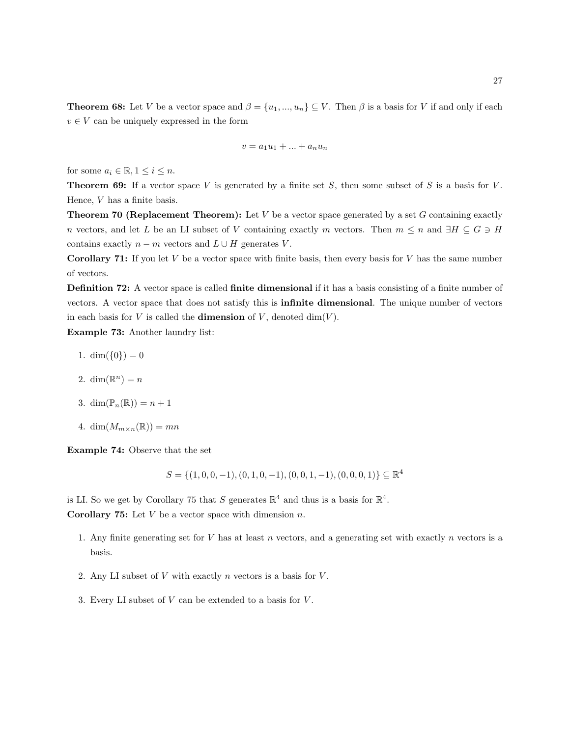**Theorem 68:** Let $V$ be a vector space and $\beta = \{u_1, ..., u_n\} \subseteq V$. Then $\beta$ is a basis for $V$ if and only if each $v \in V$ can be uniquely expressed in the form

$$v = a_1u_1 + ... + a_nu_n$$

for some $a_i \in \mathbb{R}, 1 \leq i \leq n$.

**Theorem 69:** If a vector space $V$ is generated by a finite set $S$, then some subset of $S$ is a basis for $V$. Hence, $V$ has a finite basis.

**Theorem 70 (Replacement Theorem):** Let $V$ be a vector space generated by a set $G$ containing exactly $n$ vectors, and let $L$ be an LI subset of $V$ containing exactly $m$ vectors. Then $m \leq n$ and $\exists H \subseteq G \ni H$ contains exactly $n - m$ vectors and $L \cup H$ generates $V$.

**Corollary 71:** If you let $V$ be a vector space with finite basis, then every basis for $V$ has the same number of vectors.

**Definition 72:** A vector space is called **finite dimensional** if it has a basis consisting of a finite number of vectors. A vector space that does not satisfy this is **infinite dimensional**. The unique number of vectors in each basis for $V$ is called the **dimension** of $V$, denoted $\dim(V)$.

**Example 73:** Another laundry list:

1. $\dim(\{0\}) = 0$
2. $\dim(\mathbb{R}^n) = n$
3. $\dim(\mathbb{P}_n(\mathbb{R})) = n + 1$
4. $\dim(M_{m\times n}(\mathbb{R})) = mn$

**Example 74:** Observe that the set

$$S = \{(1, 0, 0, -1), (0, 1, 0, -1), (0, 0, 1, -1), (0, 0, 0, 1)\} \subseteq \mathbb{R}^4$$

is LI. So we get by Corollary 75 that $S$ generates $\mathbb{R}^4$ and thus is a basis for $\mathbb{R}^4$.

**Corollary 75:** Let $V$ be a vector space with dimension $n$.

1. Any finite generating set for $V$ has at least $n$ vectors, and a generating set with exactly $n$ vectors is a basis.
2. Any LI subset of $V$ with exactly $n$ vectors is a basis for $V$.
3. Every LI subset of $V$ can be extended to a basis for $V$.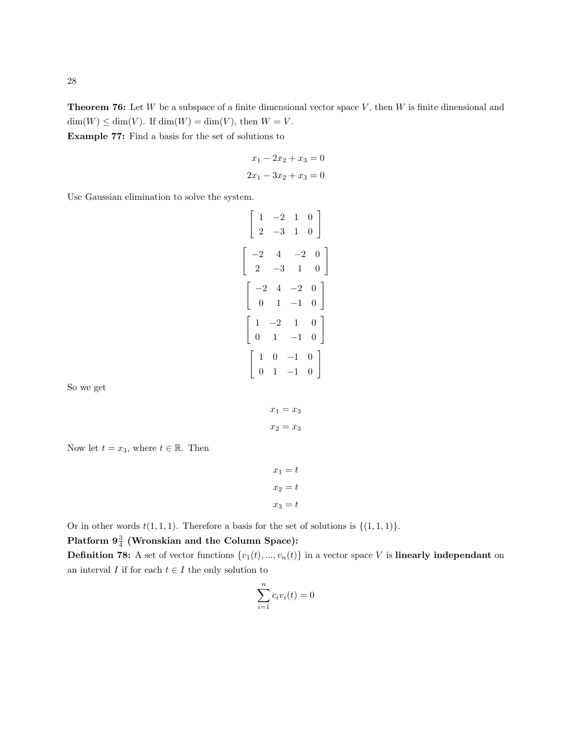**Theorem 76:** Let $W$ be a subspace of a finite dimensional vector space $V$, then $W$ is finite dinensional and $\dim(W) \leq \dim(V)$. If $\dim(W) = \dim(V)$, then $W = V$.

**Example 77:** Find a basis for the set of solutions to

$$x_1 - 2x_2 + x_3 = 0$$
$$2x_1 - 3x_2 + x_3 = 0$$

Use Gaussian elimination to solve the system.

$$\begin{bmatrix} 1 & -2 & 1 & 0 \\ 2 & -3 & 1 & 0 \end{bmatrix}$$

$$\begin{bmatrix} -2 & 4 & -2 & 0 \\ 2 & -3 & 1 & 0 \end{bmatrix}$$

$$\begin{bmatrix} -2 & 4 & -2 & 0 \\ 0 & 1 & -1 & 0 \end{bmatrix}$$

$$\begin{bmatrix} 1 & -2 & 1 & 0 \\ 0 & 1 & -1 & 0 \end{bmatrix}$$

$$\begin{bmatrix} 1 & 0 & -1 & 0 \\ 0 & 1 & -1 & 0 \end{bmatrix}$$

So we get

$$x_1 = x_3$$
$$x_2 = x_3$$

Now let $t = x_3$, where $t \in \mathbb{R}$. Then

$$x_1 = t$$
$$x_2 = t$$
$$x_3 = t$$

Or in other words $t(1, 1, 1)$. Therefore a basis for the set of solutions is $\{(1, 1, 1)\}$.

**Platform $9\frac{3}{4}$ (Wronskian and the Column Space):**

**Definition 78:** A set of vector functions $\{v_1(t), ..., v_n(t)\}$ in a vector space $V$ is **linearly independant** on an interval $I$ if for each $t \in I$ the only solution to

$$\sum_{i=1}^{n} c_i v_i(t) = 0$$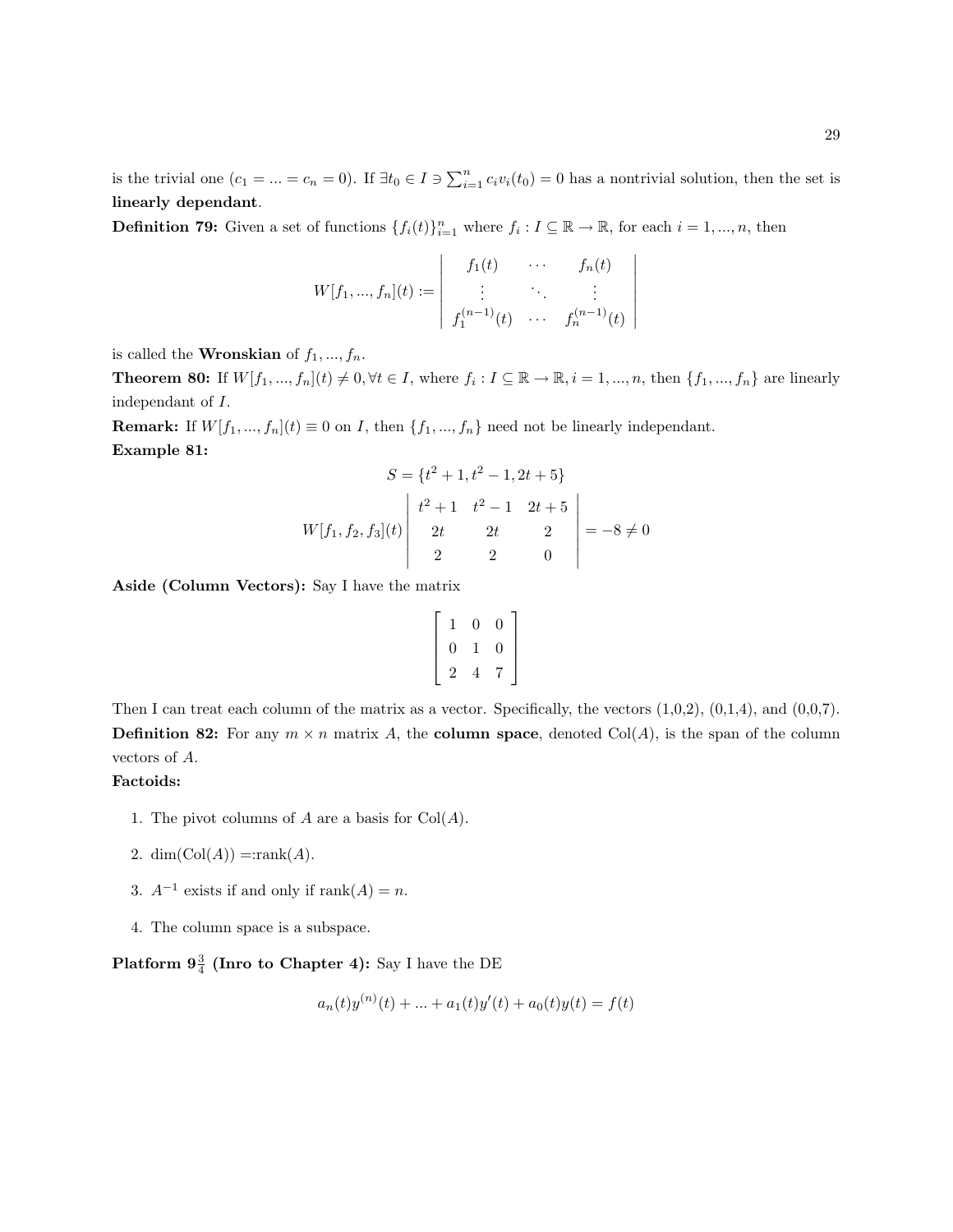is the trivial one ($c_1 = ... = c_n = 0$). If $\exists t_0 \in I \ni \sum_{i=1}^{n} c_i v_i(t_0) = 0$ has a nontrivial solution, then the set is **linearly dependant**.

**Definition 79:** Given a set of functions $\{f_i(t)\}_{i=1}^{n}$ where $f_i : I \subseteq \mathbb{R} \to \mathbb{R}$, for each $i = 1, ..., n$, then

$$W[f_1, ..., f_n](t) := \begin{vmatrix} f_1(t) & \cdots & f_n(t) \\ \vdots & \ddots & \vdots \\ f_1^{(n-1)}(t) & \cdots & f_n^{(n-1)}(t) \end{vmatrix}$$

is called the **Wronskian** of $f_1, ..., f_n$.

**Theorem 80:** If $W[f_1, ..., f_n](t) \neq 0, \forall t \in I$, where $f_i : I \subseteq \mathbb{R} \to \mathbb{R}, i = 1, ..., n$, then $\{f_1, ..., f_n\}$ are linearly independant of $I$.

**Remark:** If $W[f_1, ..., f_n](t) \equiv 0$ on $I$, then $\{f_1, ..., f_n\}$ need not be linearly independant.

**Example 81:**

$$S = \{t^2 + 1, t^2 - 1, 2t + 5\}$$

$$W[f_1, f_2, f_3](t) \begin{vmatrix} t^2 + 1 & t^2 - 1 & 2t + 5 \\ 2t & 2t & 2 \\ 2 & 2 & 0 \end{vmatrix} = -8 \neq 0$$

**Aside (Column Vectors):** Say I have the matrix

$$\begin{bmatrix} 1 & 0 & 0 \\ 0 & 1 & 0 \\ 2 & 4 & 7 \end{bmatrix}$$

Then I can treat each column of the matrix as a vector. Specifically, the vectors (1,0,2), (0,1,4), and (0,0,7).

**Definition 82:** For any $m \times n$ matrix $A$, the **column space**, denoted $\text{Col}(A)$, is the span of the column vectors of $A$.

**Factoids:**

1. The pivot columns of $A$ are a basis for $\text{Col}(A)$.
2. $\dim(\text{Col}(A)) =: \text{rank}(A)$.
3. $A^{-1}$ exists if and only if $\text{rank}(A) = n$.
4. The column space is a subspace.

**Platform $9\frac{3}{4}$ (Inro to Chapter 4):** Say I have the DE

$$a_n(t)y^{(n)}(t) + ... + a_1(t)y'(t) + a_0(t)y(t) = f(t)$$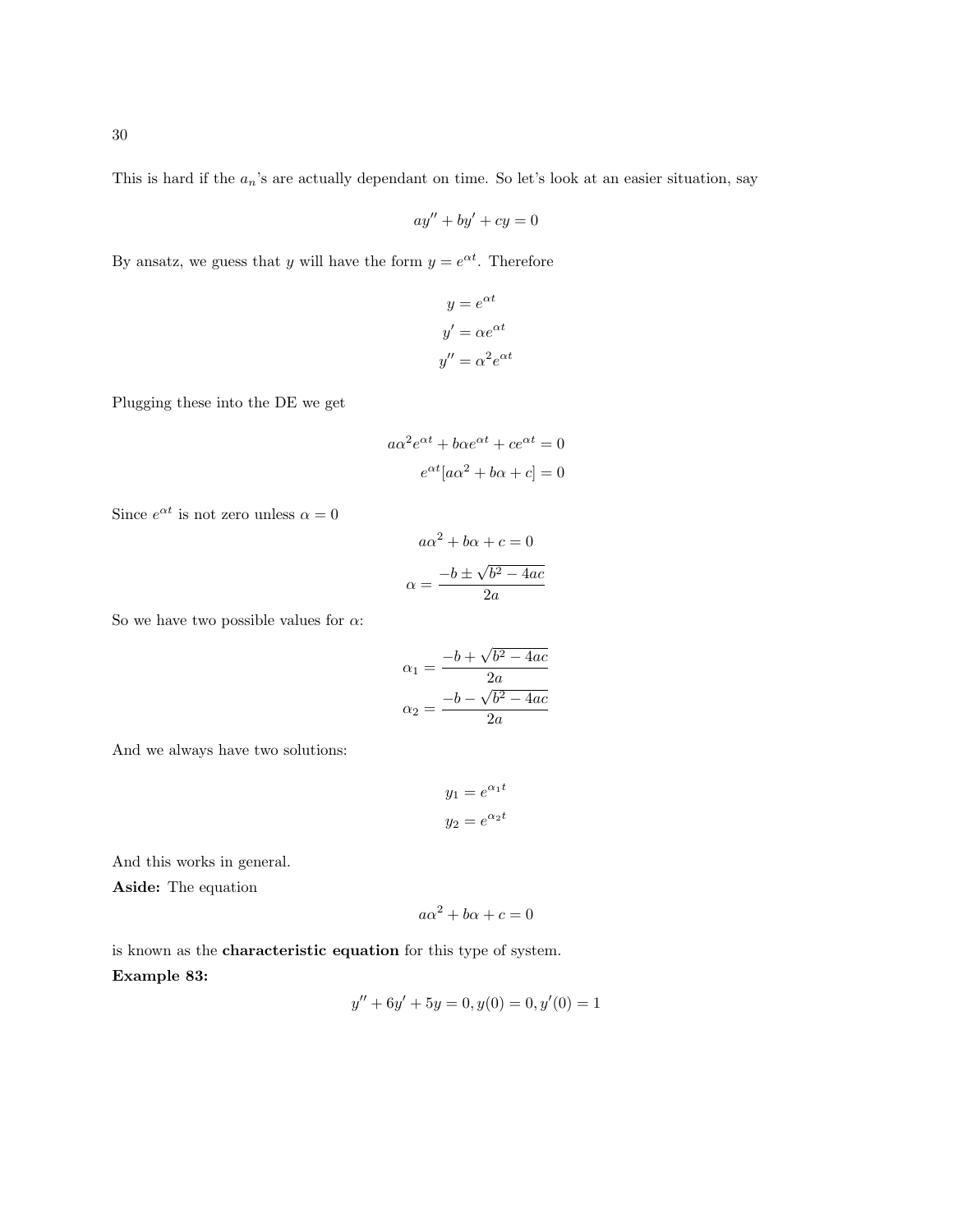This is hard if the $a_n$'s are actually dependant on time. So let's look at an easier situation, say

$$ay'' + by' + cy = 0$$

By ansatz, we guess that $y$ will have the form $y = e^{\alpha t}$. Therefore

$$y = e^{\alpha t}$$
$$y' = \alpha e^{\alpha t}$$
$$y'' = \alpha^2 e^{\alpha t}$$

Plugging these into the DE we get

$$a\alpha^2 e^{\alpha t} + b\alpha e^{\alpha t} + ce^{\alpha t} = 0$$
$$e^{\alpha t}[a\alpha^2 + b\alpha + c] = 0$$

Since $e^{\alpha t}$ is not zero unless $\alpha = 0$

$$a\alpha^2 + b\alpha + c = 0$$
$$\alpha = \frac{-b \pm \sqrt{b^2 - 4ac}}{2a}$$

So we have two possible values for $\alpha$:

$$\alpha_1 = \frac{-b + \sqrt{b^2 - 4ac}}{2a}$$
$$\alpha_2 = \frac{-b - \sqrt{b^2 - 4ac}}{2a}$$

And we always have two solutions:

$$y_1 = e^{\alpha_1 t}$$
$$y_2 = e^{\alpha_2 t}$$

And this works in general.

**Aside:** The equation

$$a\alpha^2 + b\alpha + c = 0$$

is known as the **characteristic equation** for this type of system.

**Example 83:**

$$y'' + 6y' + 5y = 0, y(0) = 0, y'(0) = 1$$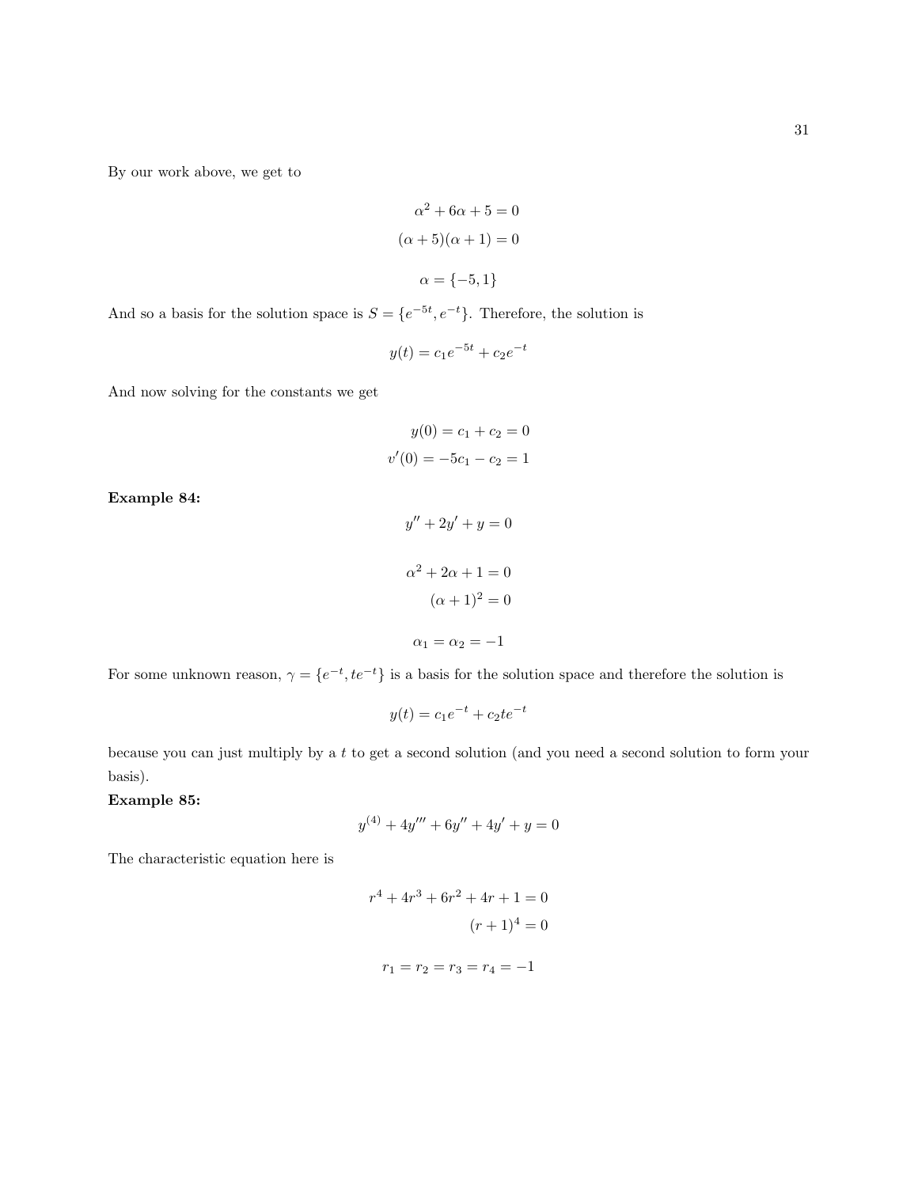By our work above, we get to

$$\alpha^2 + 6\alpha + 5 = 0$$
$$(\alpha + 5)(\alpha + 1) = 0$$

$$\alpha = \{-5, 1\}$$

And so a basis for the solution space is $S = \{e^{-5t}, e^{-t}\}$. Therefore, the solution is

$$y(t) = c_1 e^{-5t} + c_2 e^{-t}$$

And now solving for the constants we get

$$y(0) = c_1 + c_2 = 0$$
$$v'(0) = -5c_1 - c_2 = 1$$

**Example 84:**

$$y'' + 2y' + y = 0$$

$$\alpha^2 + 2\alpha + 1 = 0$$
$$(\alpha + 1)^2 = 0$$

$$\alpha_1 = \alpha_2 = -1$$

For some unknown reason, $\gamma = \{e^{-t}, te^{-t}\}$ is a basis for the solution space and therefore the solution is

$$y(t) = c_1 e^{-t} + c_2 te^{-t}$$

because you can just multiply by a $t$ to get a second solution (and you need a second solution to form your basis).

**Example 85:**

$$y^{(4)} + 4y''' + 6y'' + 4y' + y = 0$$

The characteristic equation here is

$$r^4 + 4r^3 + 6r^2 + 4r + 1 = 0$$
$$(r + 1)^4 = 0$$

$$r_1 = r_2 = r_3 = r_4 = -1$$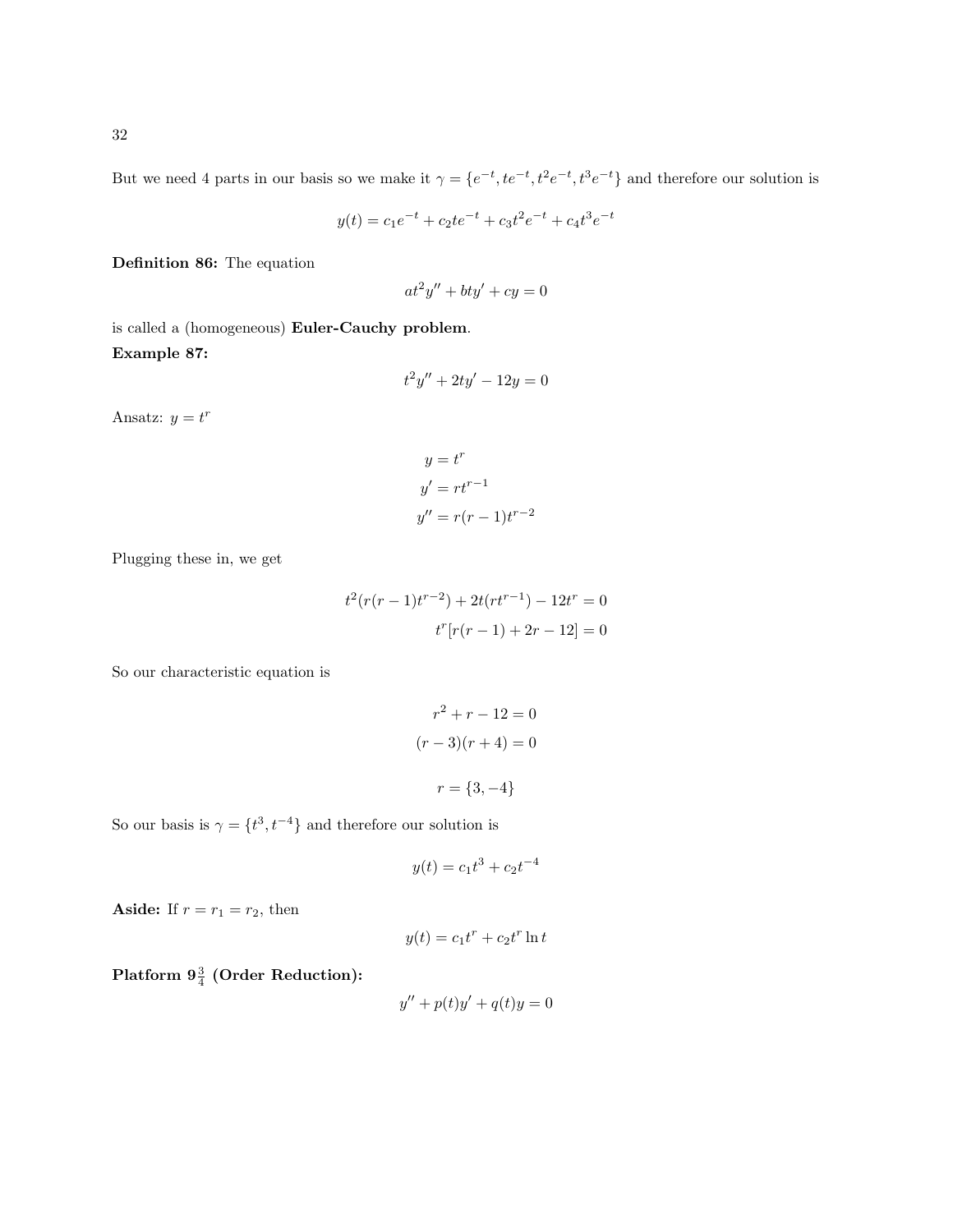But we need 4 parts in our basis so we make it $\gamma = \{e^{-t}, te^{-t}, t^2e^{-t}, t^3e^{-t}\}$ and therefore our solution is

$$y(t) = c_1e^{-t} + c_2te^{-t} + c_3t^2e^{-t} + c_4t^3e^{-t}$$

**Definition 86:** The equation

$$at^2y'' + bty' + cy = 0$$

is called a (homogeneous) **Euler-Cauchy problem**.

**Example 87:**

$$t^2y'' + 2ty' - 12y = 0$$

Ansatz: $y = t^r$

$$\begin{aligned} y &= t^r \\ y' &= rt^{r-1} \\ y'' &= r(r-1)t^{r-2} \end{aligned}$$

Plugging these in, we get

$$\begin{aligned} t^2(r(r-1)t^{r-2}) + 2t(rt^{r-1}) - 12t^r &= 0 \\ t^r[r(r-1) + 2r - 12] &= 0 \end{aligned}$$

So our characteristic equation is

$$\begin{aligned} r^2 + r - 12 &= 0 \\ (r-3)(r+4) &= 0 \end{aligned}$$

$$r = \{3, -4\}$$

So our basis is $\gamma = \{t^3, t^{-4}\}$ and therefore our solution is

$$y(t) = c_1t^3 + c_2t^{-4}$$

**Aside:** If $r = r_1 = r_2$, then

$$y(t) = c_1t^r + c_2t^r \ln t$$

**Platform $9\frac{3}{4}$ (Order Reduction):**

$$y'' + p(t)y' + q(t)y = 0$$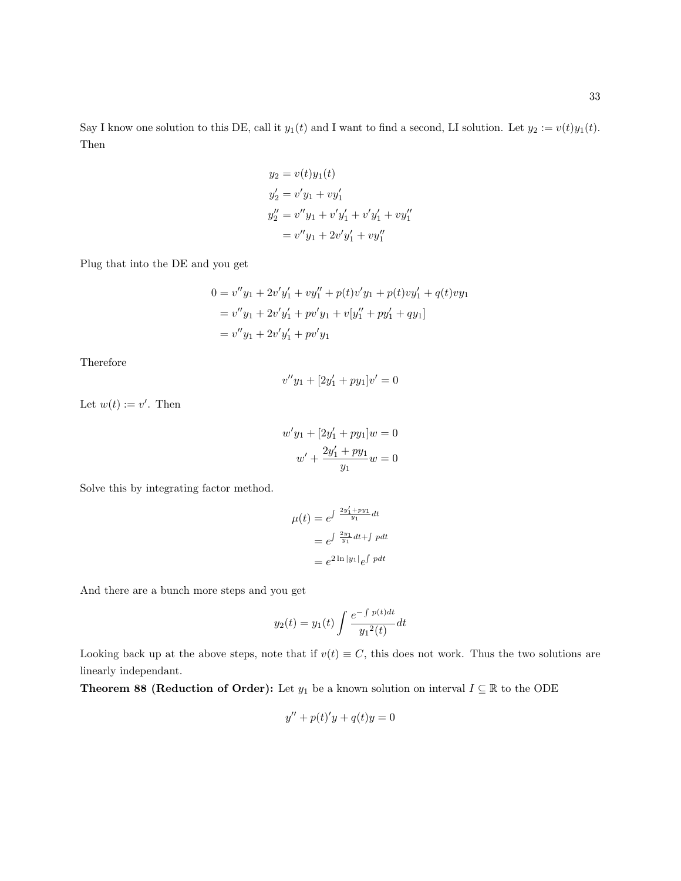Say I know one solution to this DE, call it $y_1(t)$ and I want to find a second, LI solution. Let $y_2 := v(t)y_1(t)$. Then

$$\begin{aligned}
y_2 &= v(t)y_1(t) \\
y_2' &= v'y_1 + vy_1' \\
y_2'' &= v''y_1 + v'y_1' + v'y_1' + vy_1'' \\
&= v''y_1 + 2v'y_1' + vy_1''
\end{aligned}$$

Plug that into the DE and you get

$$\begin{aligned}
0 &= v''y_1 + 2v'y_1' + vy_1'' + p(t)v'y_1 + p(t)vy_1' + q(t)vy_1 \\
&= v''y_1 + 2v'y_1' + pv'y_1 + v[y_1'' + py_1' + qy_1] \\
&= v''y_1 + 2v'y_1' + pv'y_1
\end{aligned}$$

Therefore

$$v''y_1 + [2y_1' + py_1]v' = 0$$

Let $w(t) := v'$. Then

$$\begin{aligned}
w'y_1 + [2y_1' + py_1]w &= 0 \\
w' + \frac{2y_1' + py_1}{y_1}w &= 0
\end{aligned}$$

Solve this by integrating factor method.

$$\begin{aligned}
\mu(t) &= e^{\int \frac{2y_1' + py_1}{y_1} dt} \\
&= e^{\int \frac{2y_1}{y_1} dt + \int p dt} \\
&= e^{2\ln|y_1|}e^{\int p dt}
\end{aligned}$$

And there are a bunch more steps and you get

$$y_2(t) = y_1(t) \int \frac{e^{-\int p(t)dt}}{{y_1}^2(t)} dt$$

Looking back up at the above steps, note that if $v(t) \equiv C$, this does not work. Thus the two solutions are linearly independant.

**Theorem 88 (Reduction of Order):** Let $y_1$ be a known solution on interval $I \subseteq \mathbb{R}$ to the ODE

$$y'' + p(t)'y + q(t)y = 0$$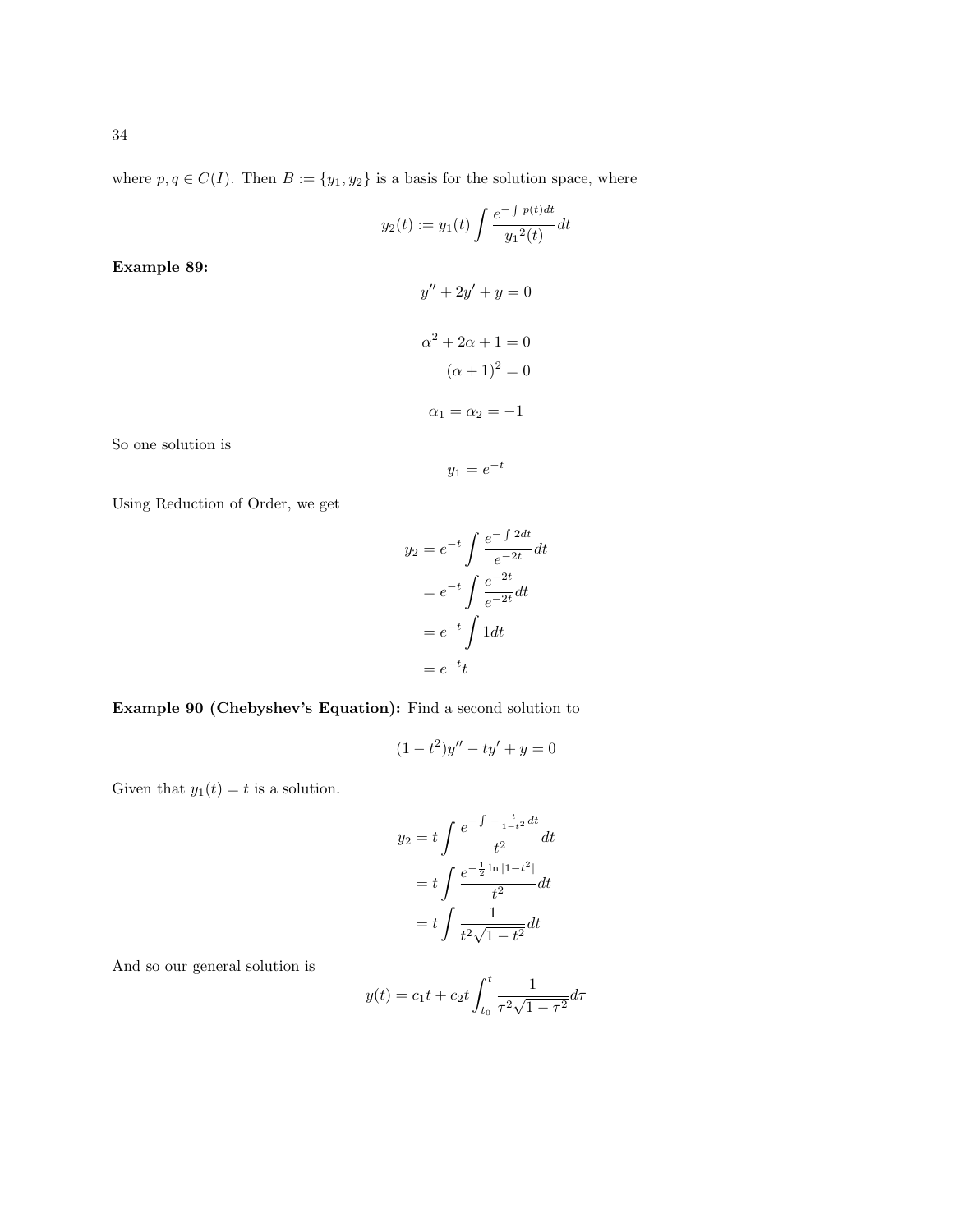where $p, q \in C(I)$. Then $B := \{y_1, y_2\}$ is a basis for the solution space, where

$$y_2(t) := y_1(t) \int \frac{e^{-\int p(t)dt}}{{y_1}^2(t)} dt$$

**Example 89:**

$$y'' + 2y' + y = 0$$

$$\alpha^2 + 2\alpha + 1 = 0$$
$$(\alpha + 1)^2 = 0$$

$$\alpha_1 = \alpha_2 = -1$$

So one solution is

$$y_1 = e^{-t}$$

Using Reduction of Order, we get

$$\begin{aligned}
y_2 &= e^{-t} \int \frac{e^{-\int 2dt}}{e^{-2t}} dt \\
&= e^{-t} \int \frac{e^{-2t}}{e^{-2t}} dt \\
&= e^{-t} \int 1 dt \\
&= e^{-t} t
\end{aligned}$$

**Example 90 (Chebyshev's Equation):** Find a second solution to

$$(1 - t^2)y'' - ty' + y = 0$$

Given that $y_1(t) = t$ is a solution.

$$\begin{aligned}
y_2 &= t \int \frac{e^{-\int -\frac{t}{1-t^2} dt}}{t^2} dt \\
&= t \int \frac{e^{-\frac{1}{2}\ln|1-t^2|}}{t^2} dt \\
&= t \int \frac{1}{t^2\sqrt{1-t^2}} dt
\end{aligned}$$

And so our general solution is

$$y(t) = c_1 t + c_2 t \int_{t_0}^{t} \frac{1}{\tau^2\sqrt{1-\tau^2}} d\tau$$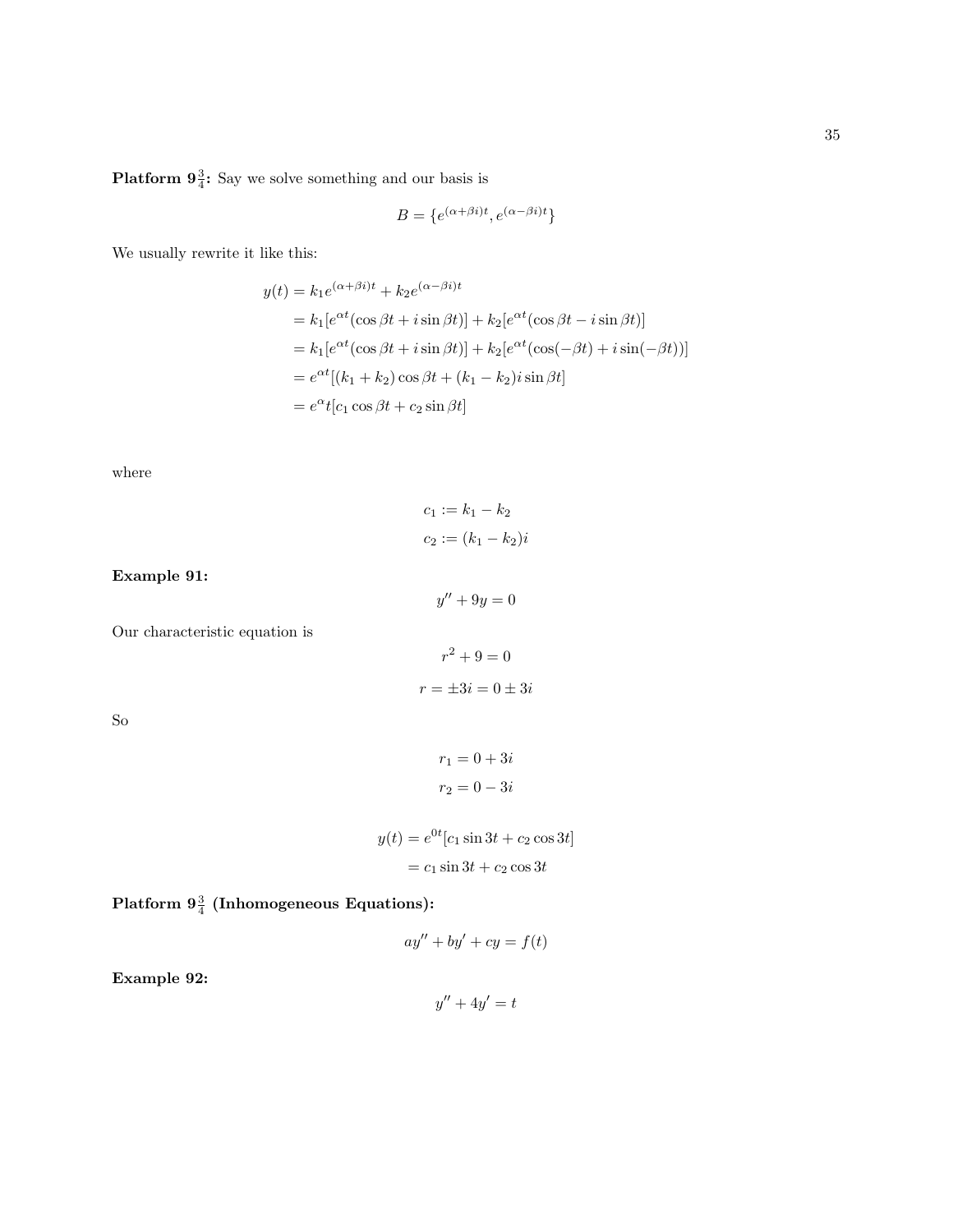**Platform $9\frac{3}{4}$:** Say we solve something and our basis is

$$B = \{e^{(\alpha+\beta i)t}, e^{(\alpha-\beta i)t}\}$$

We usually rewrite it like this:

$$\begin{aligned}
y(t) &= k_1 e^{(\alpha+\beta i)t} + k_2 e^{(\alpha-\beta i)t} \\
&= k_1[e^{\alpha t}(\cos\beta t + i\sin\beta t)] + k_2[e^{\alpha t}(\cos\beta t - i\sin\beta t)] \\
&= k_1[e^{\alpha t}(\cos\beta t + i\sin\beta t)] + k_2[e^{\alpha t}(\cos(-\beta t) + i\sin(-\beta t))] \\
&= e^{\alpha t}[(k_1+k_2)\cos\beta t + (k_1-k_2)i\sin\beta t] \\
&= e^{\alpha}t[c_1\cos\beta t + c_2\sin\beta t]
\end{aligned}$$

where

$$\begin{aligned}
c_1 &:= k_1 - k_2 \\
c_2 &:= (k_1 - k_2)i
\end{aligned}$$

**Example 91:**

$$y'' + 9y = 0$$

Our characteristic equation is

$$r^2 + 9 = 0$$

$$r = \pm 3i = 0 \pm 3i$$

So

$$\begin{aligned}
r_1 &= 0 + 3i \\
r_2 &= 0 - 3i
\end{aligned}$$

$$\begin{aligned}
y(t) &= e^{0t}[c_1\sin 3t + c_2\cos 3t] \\
&= c_1\sin 3t + c_2\cos 3t
\end{aligned}$$

**Platform $9\frac{3}{4}$ (Inhomogeneous Equations):**

$$ay'' + by' + cy = f(t)$$

**Example 92:**

$$y'' + 4y' = t$$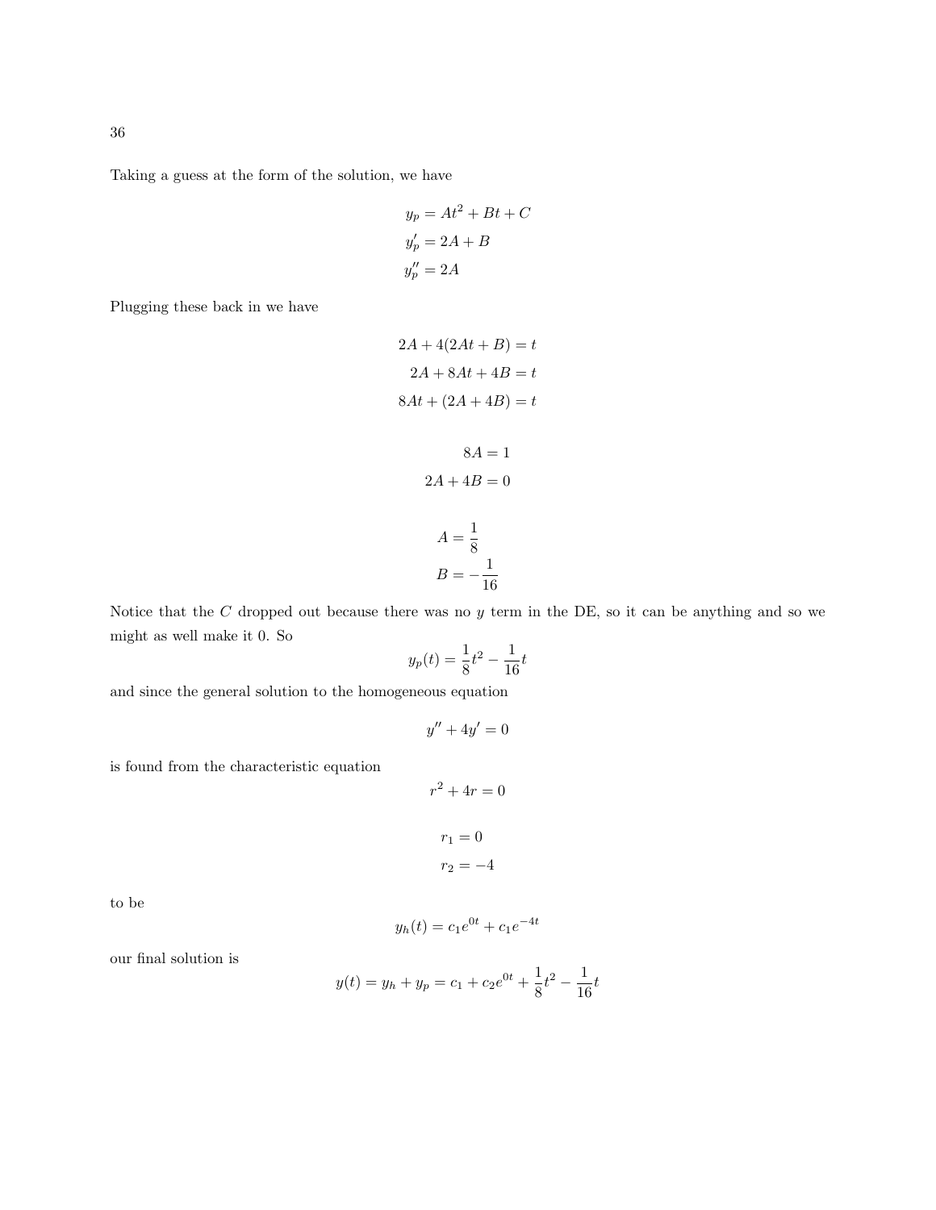Taking a guess at the form of the solution, we have

$$
\begin{aligned}
y_p &= At^2 + Bt + C \\
y_p' &= 2A + B \\
y_p'' &= 2A
\end{aligned}
$$

Plugging these back in we have

$$
\begin{aligned}
2A + 4(2At + B) &= t \\
2A + 8At + 4B &= t \\
8At + (2A + 4B) &= t
\end{aligned}
$$

$$
\begin{aligned}
8A &= 1 \\
2A + 4B &= 0
\end{aligned}
$$

$$
\begin{aligned}
A &= \frac{1}{8} \\
B &= -\frac{1}{16}
\end{aligned}
$$

Notice that the $C$ dropped out because there was no $y$ term in the DE, so it can be anything and so we might as well make it 0. So

$$
y_p(t) = \frac{1}{8}t^2 - \frac{1}{16}t
$$

and since the general solution to the homogeneous equation

$$
y'' + 4y' = 0
$$

is found from the characteristic equation

$$
r^2 + 4r = 0
$$

$$
\begin{aligned}
r_1 &= 0 \\
r_2 &= -4
\end{aligned}
$$

to be

$$
y_h(t) = c_1 e^{0t} + c_1 e^{-4t}
$$

our final solution is

$$
y(t) = y_h + y_p = c_1 + c_2 e^{0t} + \frac{1}{8}t^2 - \frac{1}{16}t
$$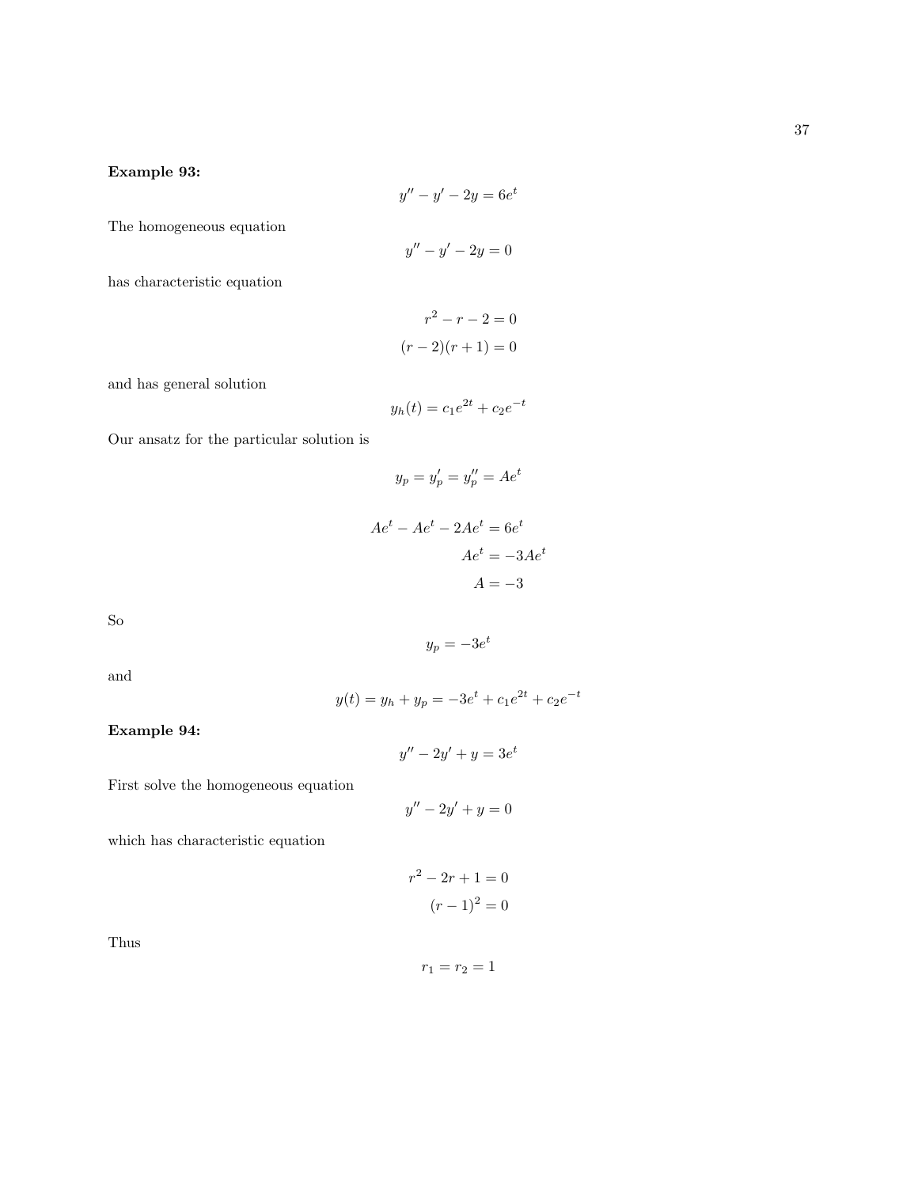**Example 93:**

$$y'' - y' - 2y = 6e^t$$

The homogeneous equation

$$y'' - y' - 2y = 0$$

has characteristic equation

$$r^2 - r - 2 = 0$$
$$(r-2)(r+1) = 0$$

and has general solution

$$y_h(t) = c_1 e^{2t} + c_2 e^{-t}$$

Our ansatz for the particular solution is

$$y_p = y_p' = y_p'' = Ae^t$$

$$Ae^t - Ae^t - 2Ae^t = 6e^t$$
$$Ae^t = -3Ae^t$$
$$A = -3$$

So

$$y_p = -3e^t$$

and

$$y(t) = y_h + y_p = -3e^t + c_1 e^{2t} + c_2 e^{-t}$$

**Example 94:**

$$y'' - 2y' + y = 3e^t$$

First solve the homogeneous equation

$$y'' - 2y' + y = 0$$

which has characteristic equation

$$r^2 - 2r + 1 = 0$$
$$(r-1)^2 = 0$$

Thus

$$r_1 = r_2 = 1$$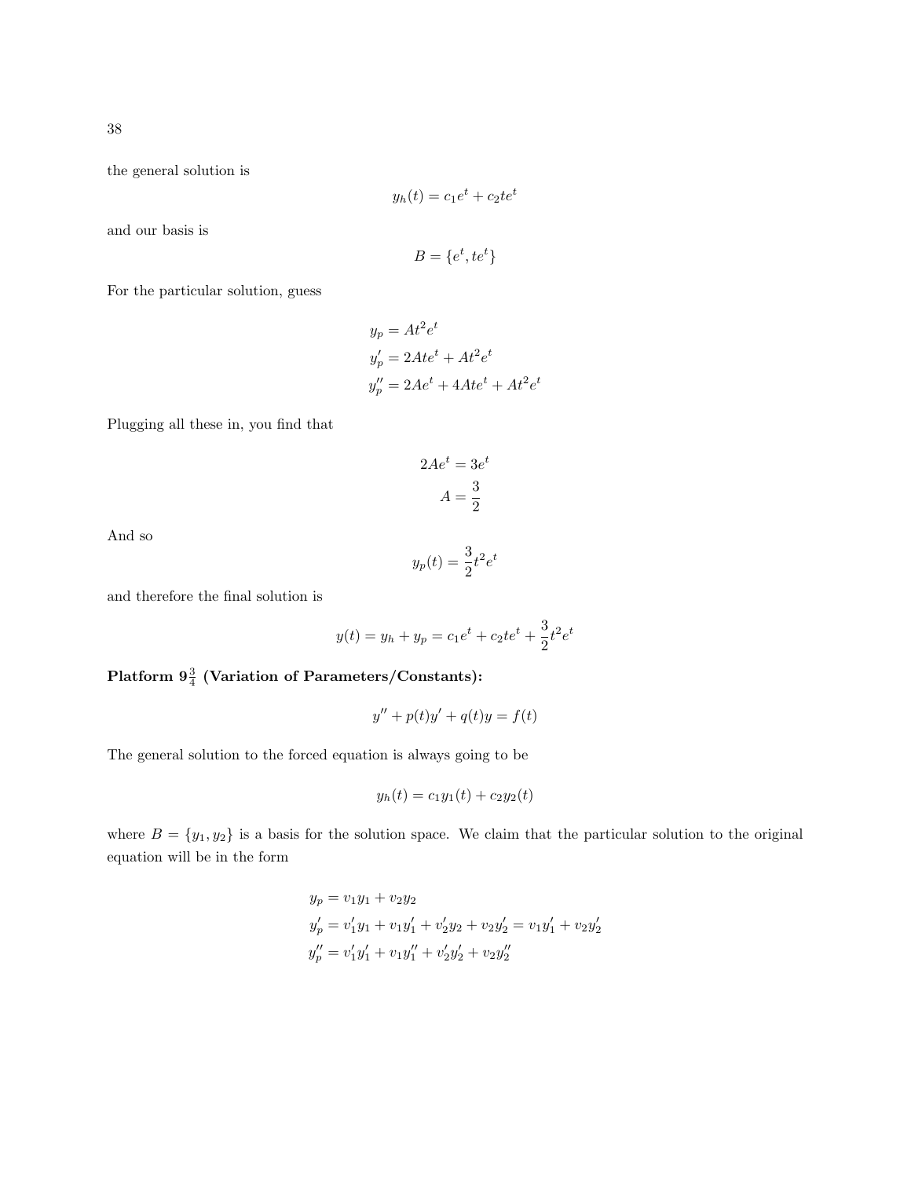the general solution is

$$y_h(t) = c_1 e^t + c_2 t e^t$$

and our basis is

$$B = \{e^t, te^t\}$$

For the particular solution, guess

$$\begin{aligned}
y_p &= At^2 e^t \\
y_p' &= 2Ate^t + At^2 e^t \\
y_p'' &= 2Ae^t + 4Ate^t + At^2 e^t
\end{aligned}$$

Plugging all these in, you find that

$$\begin{aligned}
2Ae^t &= 3e^t \\
A &= \frac{3}{2}
\end{aligned}$$

And so

$$y_p(t) = \frac{3}{2} t^2 e^t$$

and therefore the final solution is

$$y(t) = y_h + y_p = c_1 e^t + c_2 t e^t + \frac{3}{2} t^2 e^t$$

**Platform $9\frac{3}{4}$ (Variation of Parameters/Constants):**

$$y'' + p(t)y' + q(t)y = f(t)$$

The general solution to the forced equation is always going to be

$$y_h(t) = c_1 y_1(t) + c_2 y_2(t)$$

where $B = \{y_1, y_2\}$ is a basis for the solution space. We claim that the particular solution to the original equation will be in the form

$$\begin{aligned}
y_p &= v_1 y_1 + v_2 y_2 \\
y_p' &= v_1' y_1 + v_1 y_1' + v_2' y_2 + v_2 y_2' = v_1 y_1' + v_2 y_2' \\
y_p'' &= v_1' y_1' + v_1 y_1'' + v_2' y_2' + v_2 y_2''
\end{aligned}$$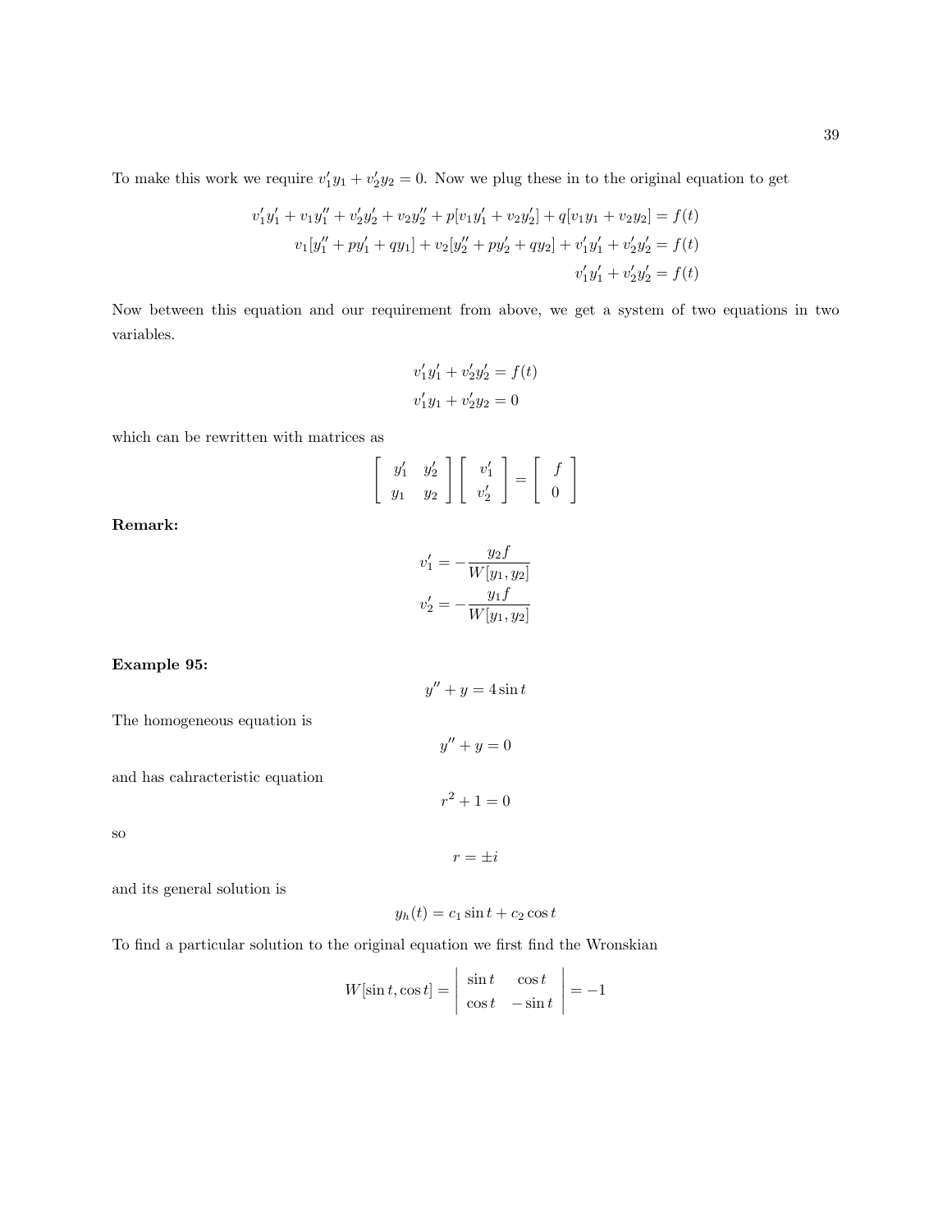To make this work we require $v_1'y_1 + v_2'y_2 = 0$. Now we plug these in to the original equation to get

$$
\begin{aligned}
v_1'y_1' + v_1y_1'' + v_2'y_2' + v_2y_2'' + p[v_1y_1' + v_2y_2'] + q[v_1y_1 + v_2y_2] &= f(t) \\
v_1[y_1'' + py_1' + qy_1] + v_2[y_2'' + py_2' + qy_2] + v_1'y_1' + v_2'y_2' &= f(t) \\
v_1'y_1' + v_2'y_2' &= f(t)
\end{aligned}
$$

Now between this equation and our requirement from above, we get a system of two equations in two variables.

$$
\begin{aligned}
v_1'y_1' + v_2'y_2' &= f(t) \\
v_1'y_1 + v_2'y_2 &= 0
\end{aligned}
$$

which can be rewritten with matrices as

$$
\begin{bmatrix} y_1' & y_2' \\ y_1 & y_2 \end{bmatrix} \begin{bmatrix} v_1' \\ v_2' \end{bmatrix} = \begin{bmatrix} f \\ 0 \end{bmatrix}
$$

**Remark:**

$$
\begin{aligned}
v_1' &= -\frac{y_2 f}{W[y_1, y_2]} \\
v_2' &= -\frac{y_1 f}{W[y_1, y_2]}
\end{aligned}
$$

**Example 95:**

$$y'' + y = 4 \sin t$$

The homogeneous equation is

$$y'' + y = 0$$

and has cahracteristic equation

$$r^2 + 1 = 0$$

so

$$r = \pm i$$

and its general solution is

$$y_h(t) = c_1 \sin t + c_2 \cos t$$

To find a particular solution to the original equation we first find the Wronskian

$$
W[\sin t, \cos t] = \begin{vmatrix} \sin t & \cos t \\ \cos t & -\sin t \end{vmatrix} = -1
$$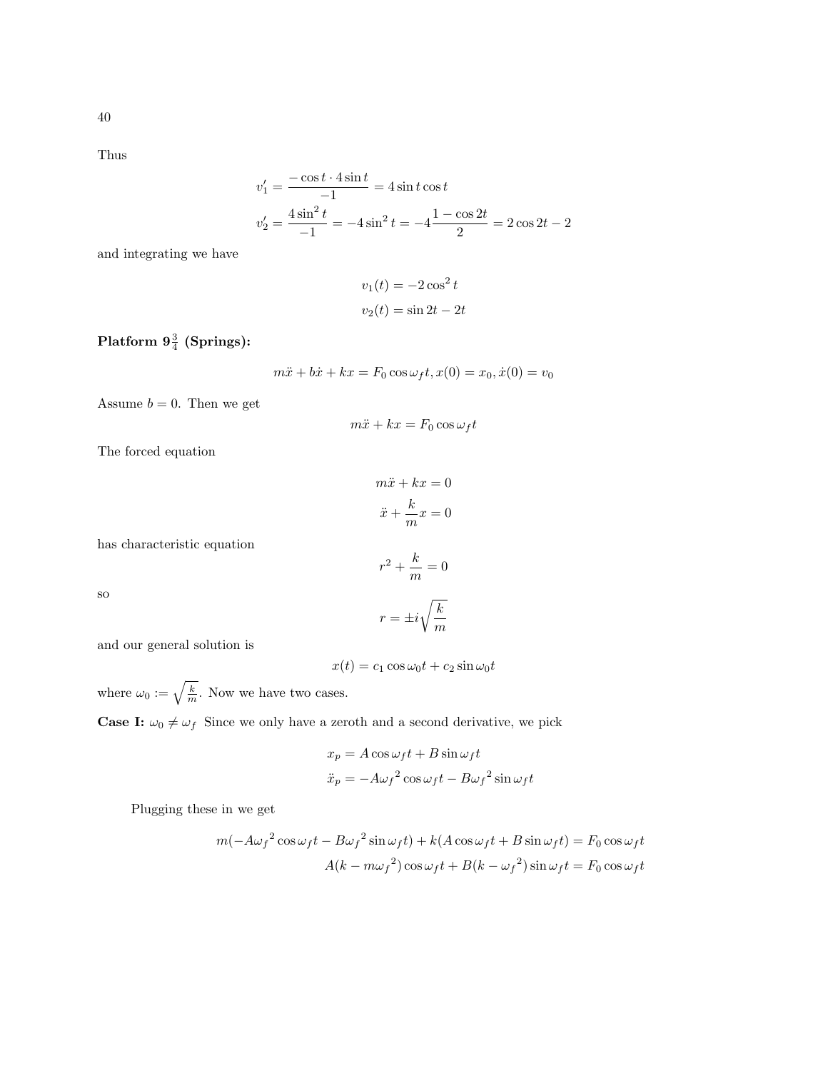Thus

$$v_1' = \frac{-\cos t \cdot 4\sin t}{-1} = 4\sin t\cos t$$
$$v_2' = \frac{4\sin^2 t}{-1} = -4\sin^2 t = -4\frac{1-\cos 2t}{2} = 2\cos 2t - 2$$

and integrating we have

$$v_1(t) = -2\cos^2 t$$
$$v_2(t) = \sin 2t - 2t$$

**Platform $9\frac{3}{4}$ (Springs):**

$$m\ddot{x} + b\dot{x} + kx = F_0\cos\omega_f t, x(0) = x_0, \dot{x}(0) = v_0$$

Assume $b = 0$. Then we get

$$m\ddot{x} + kx = F_0\cos\omega_f t$$

The forced equation

$$m\ddot{x} + kx = 0$$
$$\ddot{x} + \frac{k}{m}x = 0$$

has characteristic equation

$$r^2 + \frac{k}{m} = 0$$

so

$$r = \pm i\sqrt{\frac{k}{m}}$$

and our general solution is

$$x(t) = c_1\cos\omega_0 t + c_2\sin\omega_0 t$$

where $\omega_0 := \sqrt{\frac{k}{m}}$. Now we have two cases.

**Case I:** $\omega_0 \neq \omega_f$ Since we only have a zeroth and a second derivative, we pick

$$x_p = A\cos\omega_f t + B\sin\omega_f t$$
$$\ddot{x}_p = -A{\omega_f}^2\cos\omega_f t - B{\omega_f}^2\sin\omega_f t$$

Plugging these in we get

$$m(-A{\omega_f}^2\cos\omega_f t - B{\omega_f}^2\sin\omega_f t) + k(A\cos\omega_f t + B\sin\omega_f t) = F_0\cos\omega_f t$$
$$A(k - m{\omega_f}^2)\cos\omega_f t + B(k - {\omega_f}^2)\sin\omega_f t = F_0\cos\omega_f t$$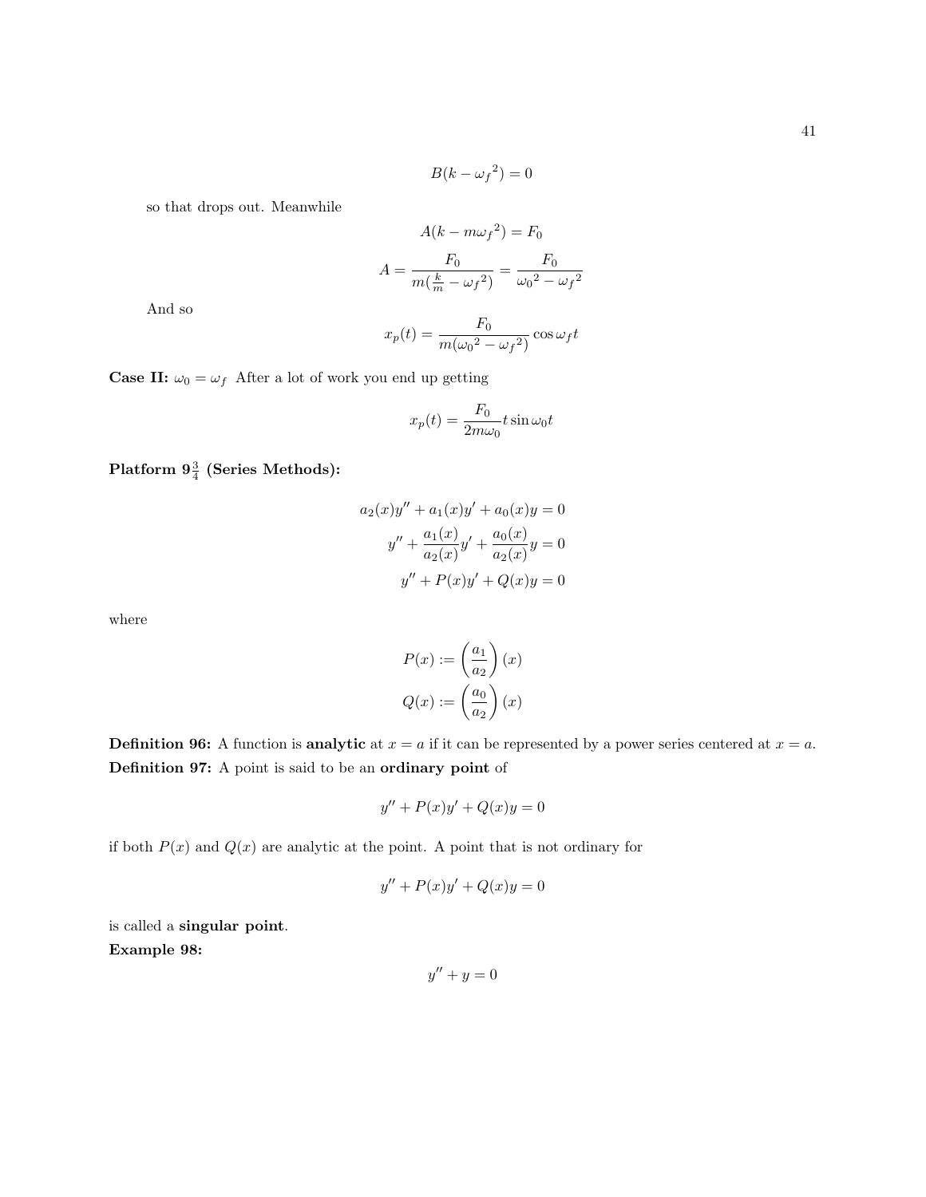$$B(k - {\omega_f}^2) = 0$$

so that drops out. Meanwhile

$$A(k - m{\omega_f}^2) = F_0$$

$$A = \frac{F_0}{m(\frac{k}{m} - {\omega_f}^2)} = \frac{F_0}{{\omega_0}^2 - {\omega_f}^2}$$

And so

$$x_p(t) = \frac{F_0}{m({\omega_0}^2 - {\omega_f}^2)} \cos \omega_f t$$

**Case II:** $\omega_0 = \omega_f$ After a lot of work you end up getting

$$x_p(t) = \frac{F_0}{2m\omega_0} t \sin \omega_0 t$$

**Platform $9\frac{3}{4}$ (Series Methods):**

$$a_2(x)y'' + a_1(x)y' + a_0(x)y = 0$$

$$y'' + \frac{a_1(x)}{a_2(x)}y' + \frac{a_0(x)}{a_2(x)}y = 0$$

$$y'' + P(x)y' + Q(x)y = 0$$

where

$$P(x) := \left(\frac{a_1}{a_2}\right)(x)$$

$$Q(x) := \left(\frac{a_0}{a_2}\right)(x)$$

**Definition 96:** A function is **analytic** at $x = a$ if it can be represented by a power series centered at $x = a$.

**Definition 97:** A point is said to be an **ordinary point** of

$$y'' + P(x)y' + Q(x)y = 0$$

if both $P(x)$ and $Q(x)$ are analytic at the point. A point that is not ordinary for

$$y'' + P(x)y' + Q(x)y = 0$$

is called a **singular point**.

**Example 98:**

$$y'' + y = 0$$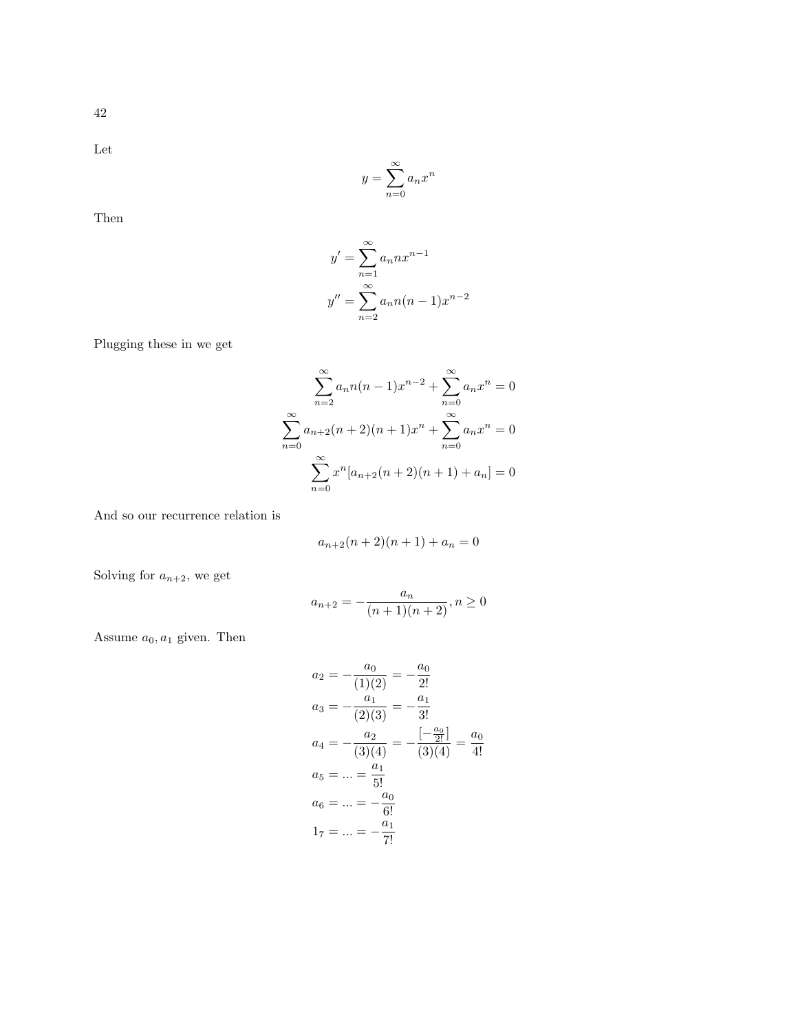Let

$$y = \sum_{n=0}^{\infty} a_n x^n$$

Then

$$y' = \sum_{n=1}^{\infty} a_n n x^{n-1}$$
$$y'' = \sum_{n=2}^{\infty} a_n n(n-1) x^{n-2}$$

Plugging these in we get

$$\sum_{n=2}^{\infty} a_n n(n-1) x^{n-2} + \sum_{n=0}^{\infty} a_n x^n = 0$$
$$\sum_{n=0}^{\infty} a_{n+2}(n+2)(n+1) x^n + \sum_{n=0}^{\infty} a_n x^n = 0$$
$$\sum_{n=0}^{\infty} x^n [a_{n+2}(n+2)(n+1) + a_n] = 0$$

And so our recurrence relation is

$$a_{n+2}(n+2)(n+1) + a_n = 0$$

Solving for $a_{n+2}$, we get

$$a_{n+2} = -\frac{a_n}{(n+1)(n+2)}, n \geq 0$$

Assume $a_0, a_1$ given. Then

$$a_2 = -\frac{a_0}{(1)(2)} = -\frac{a_0}{2!}$$
$$a_3 = -\frac{a_1}{(2)(3)} = -\frac{a_1}{3!}$$
$$a_4 = -\frac{a_2}{(3)(4)} = -\frac{[-\frac{a_0}{2!}]}{(3)(4)} = \frac{a_0}{4!}$$
$$a_5 = ... = \frac{a_1}{5!}$$
$$a_6 = ... = -\frac{a_0}{6!}$$
$$1_7 = ... = -\frac{a_1}{7!}$$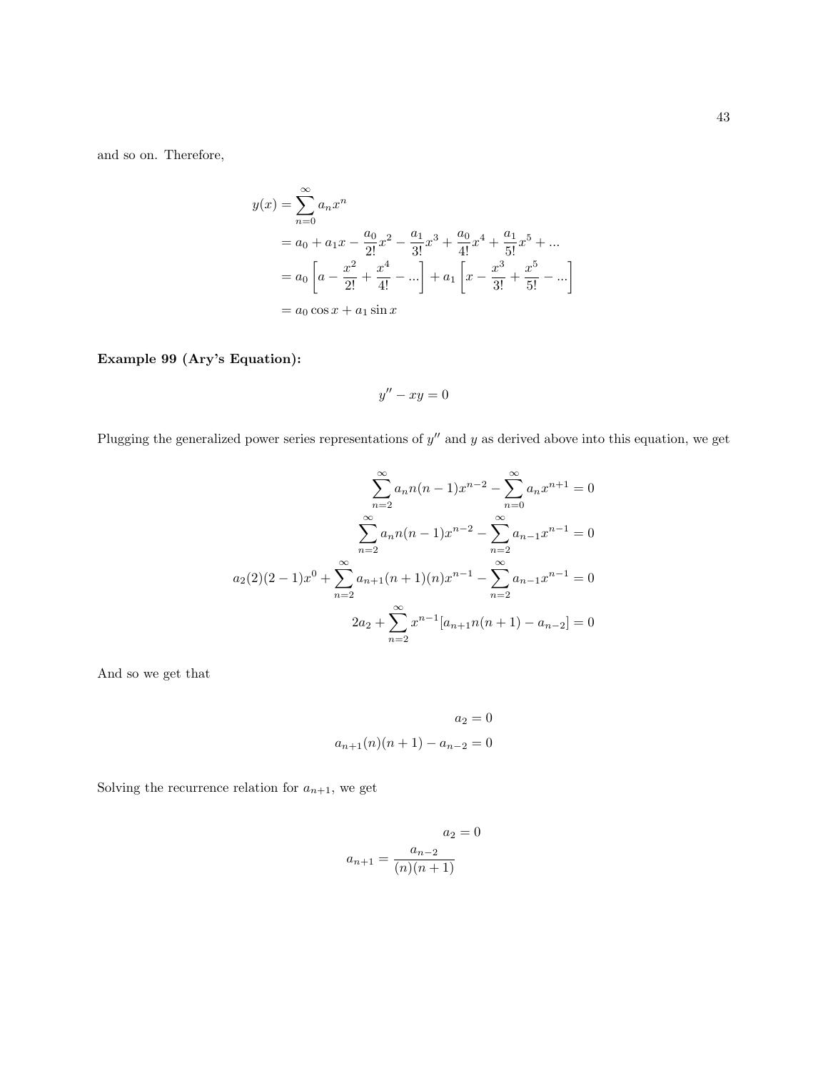and so on. Therefore,

$$
\begin{aligned}
y(x) &= \sum_{n=0}^{\infty} a_n x^n \\
&= a_0 + a_1 x - \frac{a_0}{2!}x^2 - \frac{a_1}{3!}x^3 + \frac{a_0}{4!}x^4 + \frac{a_1}{5!}x^5 + ... \\
&= a_0 \left[ a - \frac{x^2}{2!} + \frac{x^4}{4!} - ... \right] + a_1 \left[ x - \frac{x^3}{3!} + \frac{x^5}{5!} - ... \right] \\
&= a_0 \cos x + a_1 \sin x
\end{aligned}
$$

**Example 99 (Ary's Equation):**

$$y'' - xy = 0$$

Plugging the generalized power series representations of $y''$ and $y$ as derived above into this equation, we get

$$
\begin{aligned}
\sum_{n=2}^{\infty} a_n n(n-1)x^{n-2} - \sum_{n=0}^{\infty} a_n x^{n+1} &= 0 \\
\sum_{n=2}^{\infty} a_n n(n-1)x^{n-2} - \sum_{n=2}^{\infty} a_{n-1} x^{n-1} &= 0 \\
a_2(2)(2-1)x^0 + \sum_{n=2}^{\infty} a_{n+1}(n+1)(n)x^{n-1} - \sum_{n=2}^{\infty} a_{n-1} x^{n-1} &= 0 \\
2a_2 + \sum_{n=2}^{\infty} x^{n-1}[a_{n+1}n(n+1) - a_{n-2}] &= 0
\end{aligned}
$$

And so we get that

$$
\begin{aligned}
a_2 &= 0 \\
a_{n+1}(n)(n+1) - a_{n-2} &= 0
\end{aligned}
$$

Solving the recurrence relation for $a_{n+1}$, we get

$$
\begin{aligned}
a_2 &= 0 \\
a_{n+1} &= \frac{a_{n-2}}{(n)(n+1)}
\end{aligned}
$$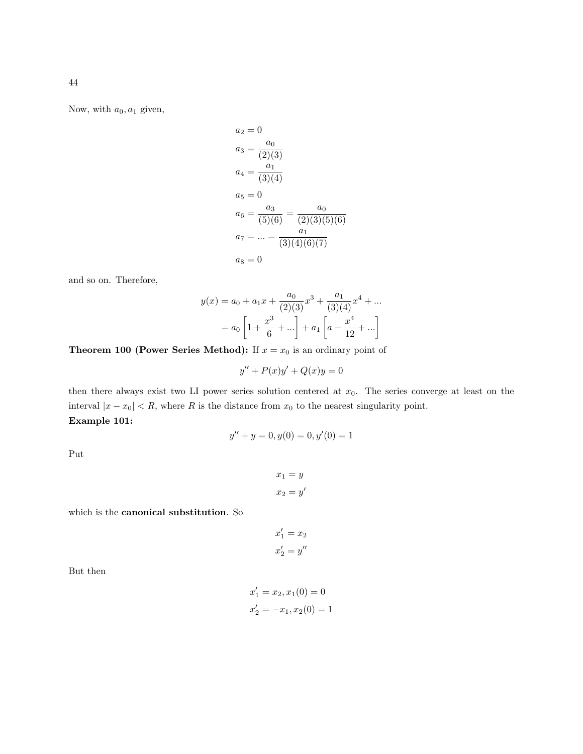Now, with $a_0, a_1$ given,

$$
\begin{aligned}
a_2 &= 0 \\
a_3 &= \frac{a_0}{(2)(3)} \\
a_4 &= \frac{a_1}{(3)(4)} \\
a_5 &= 0 \\
a_6 &= \frac{a_3}{(5)(6)} = \frac{a_0}{(2)(3)(5)(6)} \\
a_7 &= ... = \frac{a_1}{(3)(4)(6)(7)} \\
a_8 &= 0
\end{aligned}
$$

and so on. Therefore,

$$
\begin{aligned}
y(x) &= a_0 + a_1 x + \frac{a_0}{(2)(3)}x^3 + \frac{a_1}{(3)(4)}x^4 + ... \\
&= a_0\left[1 + \frac{x^3}{6} + ...\right] + a_1\left[a + \frac{x^4}{12} + ...\right]
\end{aligned}
$$

**Theorem 100 (Power Series Method):** If $x = x_0$ is an ordinary point of

$$
y'' + P(x)y' + Q(x)y = 0
$$

then there always exist two LI power series solution centered at $x_0$. The series converge at least on the interval $|x - x_0| < R$, where $R$ is the distance from $x_0$ to the nearest singularity point.

**Example 101:**

$$
y'' + y = 0, y(0) = 0, y'(0) = 1
$$

Put

$$
\begin{aligned}
x_1 &= y \\
x_2 &= y'
\end{aligned}
$$

which is the **canonical substitution**. So

$$
\begin{aligned}
x_1' &= x_2 \\
x_2' &= y''
\end{aligned}
$$

But then

$$
\begin{aligned}
x_1' &= x_2, x_1(0) = 0 \\
x_2' &= -x_1, x_2(0) = 1
\end{aligned}
$$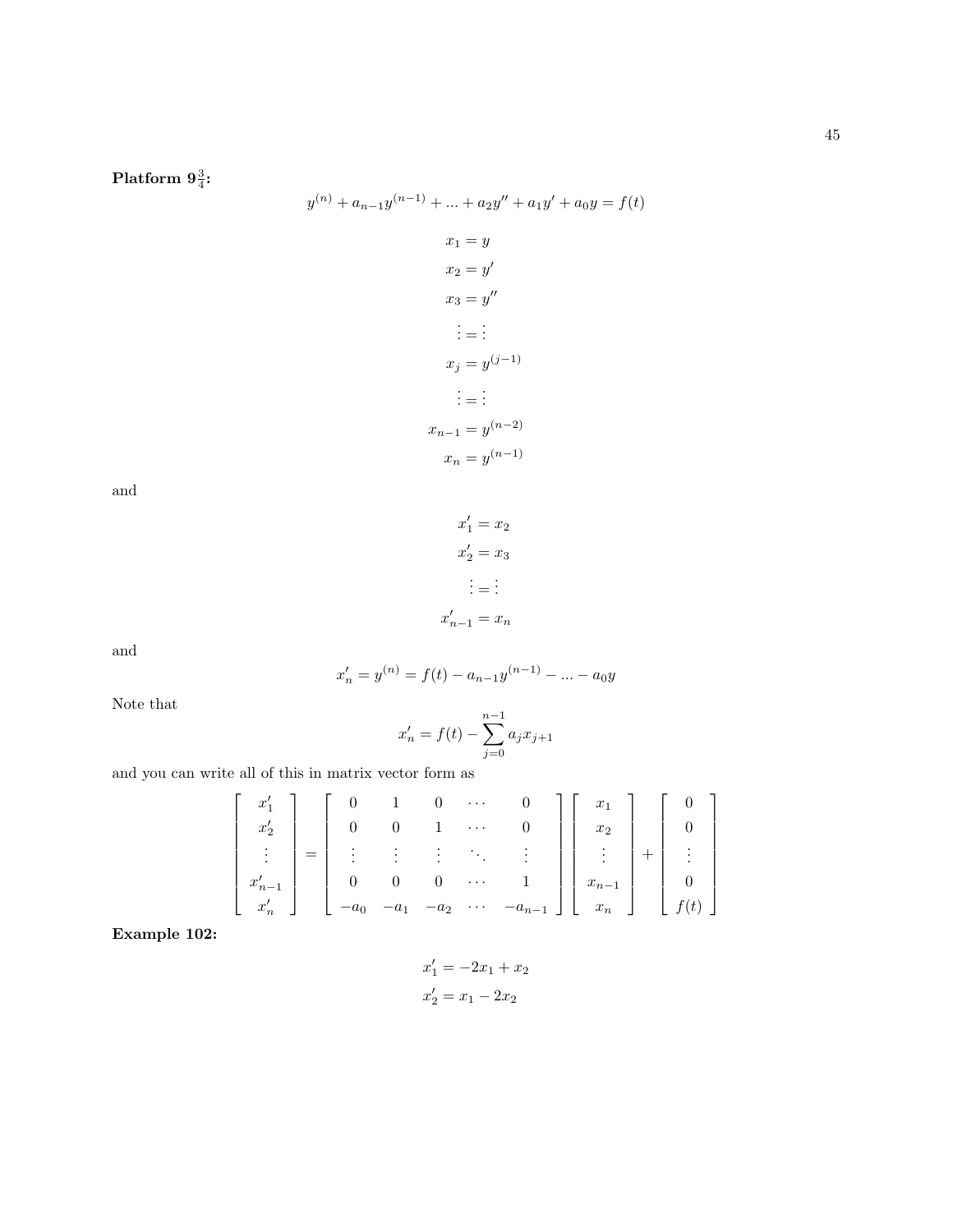**Platform $9\frac{3}{4}$:**

$$y^{(n)} + a_{n-1}y^{(n-1)} + ... + a_2y'' + a_1y' + a_0y = f(t)$$

$$\begin{aligned}
x_1 &= y \\
x_2 &= y' \\
x_3 &= y'' \\
\vdots &= \vdots \\
x_j &= y^{(j-1)} \\
\vdots &= \vdots \\
x_{n-1} &= y^{(n-2)} \\
x_n &= y^{(n-1)}
\end{aligned}$$

and

$$\begin{aligned}
x_1' &= x_2 \\
x_2' &= x_3 \\
\vdots &= \vdots \\
x_{n-1}' &= x_n
\end{aligned}$$

and

$$x_n' = y^{(n)} = f(t) - a_{n-1}y^{(n-1)} - ... - a_0y$$

Note that

$$x_n' = f(t) - \sum_{j=0}^{n-1} a_j x_{j+1}$$

and you can write all of this in matrix vector form as

$$\begin{bmatrix} x_1' \\ x_2' \\ \vdots \\ x_{n-1}' \\ x_n' \end{bmatrix} = \begin{bmatrix} 0 & 1 & 0 & \cdots & 0 \\ 0 & 0 & 1 & \cdots & 0 \\ \vdots & \vdots & \vdots & \ddots & \vdots \\ 0 & 0 & 0 & \cdots & 1 \\ -a_0 & -a_1 & -a_2 & \cdots & -a_{n-1} \end{bmatrix} \begin{bmatrix} x_1 \\ x_2 \\ \vdots \\ x_{n-1} \\ x_n \end{bmatrix} + \begin{bmatrix} 0 \\ 0 \\ \vdots \\ 0 \\ f(t) \end{bmatrix}$$

**Example 102:**

$$\begin{aligned}
x_1' &= -2x_1 + x_2 \\
x_2' &= x_1 - 2x_2
\end{aligned}$$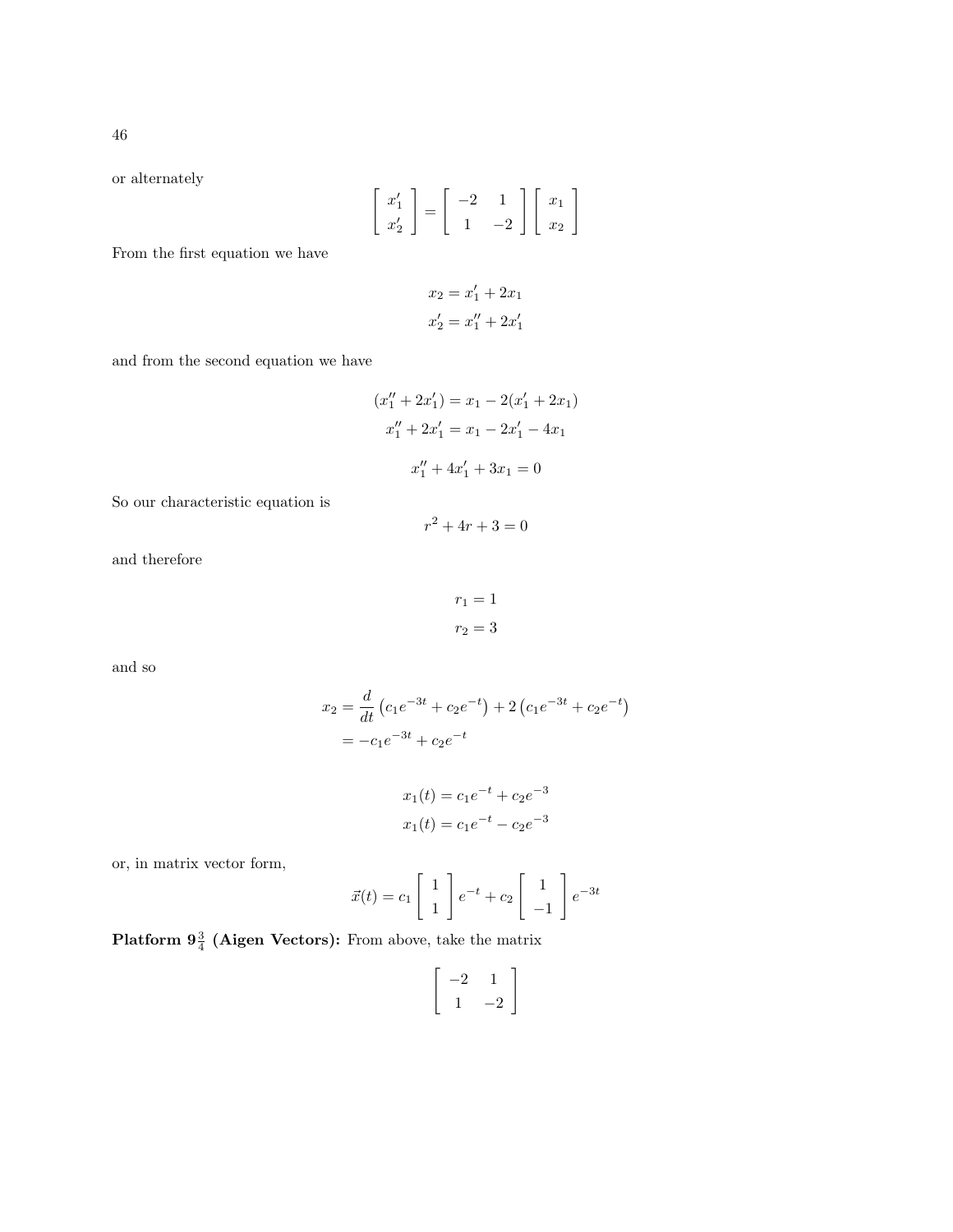or alternately

$$\begin{bmatrix} x_1' \\ x_2' \end{bmatrix} = \begin{bmatrix} -2 & 1 \\ 1 & -2 \end{bmatrix} \begin{bmatrix} x_1 \\ x_2 \end{bmatrix}$$

From the first equation we have

$$x_2 = x_1' + 2x_1$$
$$x_2' = x_1'' + 2x_1'$$

and from the second equation we have

$$(x_1'' + 2x_1') = x_1 - 2(x_1' + 2x_1)$$
$$x_1'' + 2x_1' = x_1 - 2x_1' - 4x_1$$

$$x_1'' + 4x_1' + 3x_1 = 0$$

So our characteristic equation is

$$r^2 + 4r + 3 = 0$$

and therefore

$$r_1 = 1$$
$$r_2 = 3$$

and so

$$x_2 = \frac{d}{dt}\left(c_1 e^{-3t} + c_2 e^{-t}\right) + 2\left(c_1 e^{-3t} + c_2 e^{-t}\right)$$
$$= -c_1 e^{-3t} + c_2 e^{-t}$$

$$x_1(t) = c_1 e^{-t} + c_2 e^{-3}$$
$$x_1(t) = c_1 e^{-t} - c_2 e^{-3}$$

or, in matrix vector form,

$$\vec{x}(t) = c_1 \begin{bmatrix} 1 \\ 1 \end{bmatrix} e^{-t} + c_2 \begin{bmatrix} 1 \\ -1 \end{bmatrix} e^{-3t}$$

**Platform $9\frac{3}{4}$ (Aigen Vectors):** From above, take the matrix

$$\begin{bmatrix} -2 & 1 \\ 1 & -2 \end{bmatrix}$$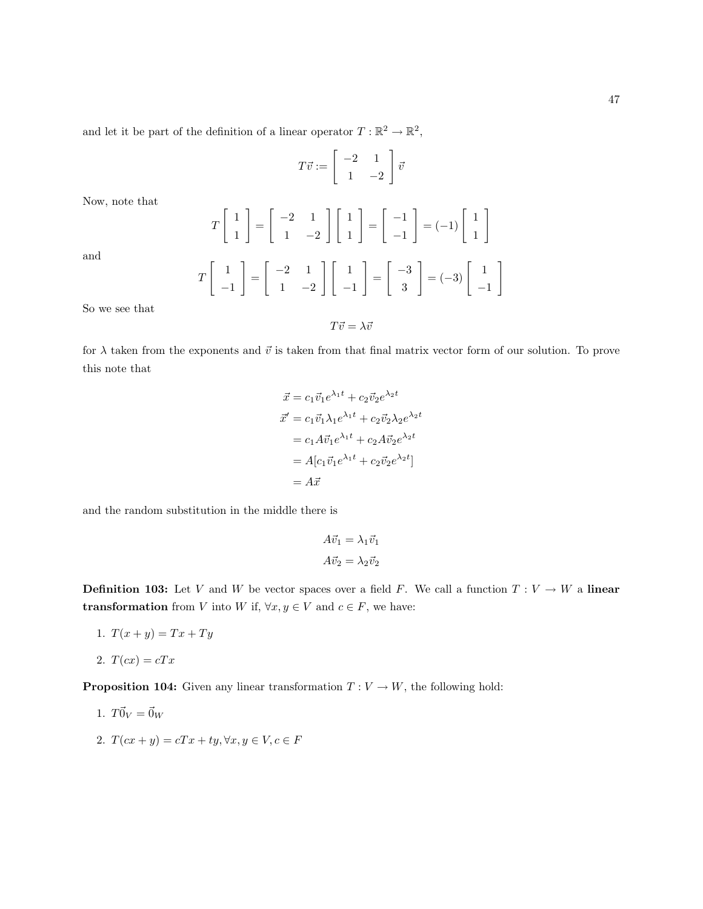and let it be part of the definition of a linear operator $T : \mathbb{R}^2 \to \mathbb{R}^2$,

$$T\vec{v} := \begin{bmatrix} -2 & 1 \\ 1 & -2 \end{bmatrix} \vec{v}$$

Now, note that

$$T \begin{bmatrix} 1 \\ 1 \end{bmatrix} = \begin{bmatrix} -2 & 1 \\ 1 & -2 \end{bmatrix} \begin{bmatrix} 1 \\ 1 \end{bmatrix} = \begin{bmatrix} -1 \\ -1 \end{bmatrix} = (-1) \begin{bmatrix} 1 \\ 1 \end{bmatrix}$$

and

$$T \begin{bmatrix} 1 \\ -1 \end{bmatrix} = \begin{bmatrix} -2 & 1 \\ 1 & -2 \end{bmatrix} \begin{bmatrix} 1 \\ -1 \end{bmatrix} = \begin{bmatrix} -3 \\ 3 \end{bmatrix} = (-3) \begin{bmatrix} 1 \\ -1 \end{bmatrix}$$

So we see that

$$T\vec{v} = \lambda\vec{v}$$

for $\lambda$ taken from the exponents and $\vec{v}$ is taken from that final matrix vector form of our solution. To prove this note that

$$\begin{aligned}
\vec{x} &= c_1\vec{v}_1 e^{\lambda_1 t} + c_2\vec{v}_2 e^{\lambda_2 t} \\
\vec{x}' &= c_1\vec{v}_1\lambda_1 e^{\lambda_1 t} + c_2\vec{v}_2\lambda_2 e^{\lambda_2 t} \\
&= c_1 A\vec{v}_1 e^{\lambda_1 t} + c_2 A\vec{v}_2 e^{\lambda_2 t} \\
&= A[c_1\vec{v}_1 e^{\lambda_1 t} + c_2\vec{v}_2 e^{\lambda_2 t}] \\
&= A\vec{x}
\end{aligned}$$

and the random substitution in the middle there is

$$\begin{aligned}
A\vec{v}_1 &= \lambda_1\vec{v}_1 \\
A\vec{v}_2 &= \lambda_2\vec{v}_2
\end{aligned}$$

**Definition 103:** Let $V$ and $W$ be vector spaces over a field $F$. We call a function $T : V \to W$ a **linear transformation** from $V$ into $W$ if, $\forall x, y \in V$ and $c \in F$, we have:

1. $T(x + y) = Tx + Ty$
2. $T(cx) = cTx$

**Proposition 104:** Given any linear transformation $T : V \to W$, the following hold:

1. $T\vec{0}_V = \vec{0}_W$
2. $T(cx + y) = cTx + ty, \forall x, y \in V, c \in F$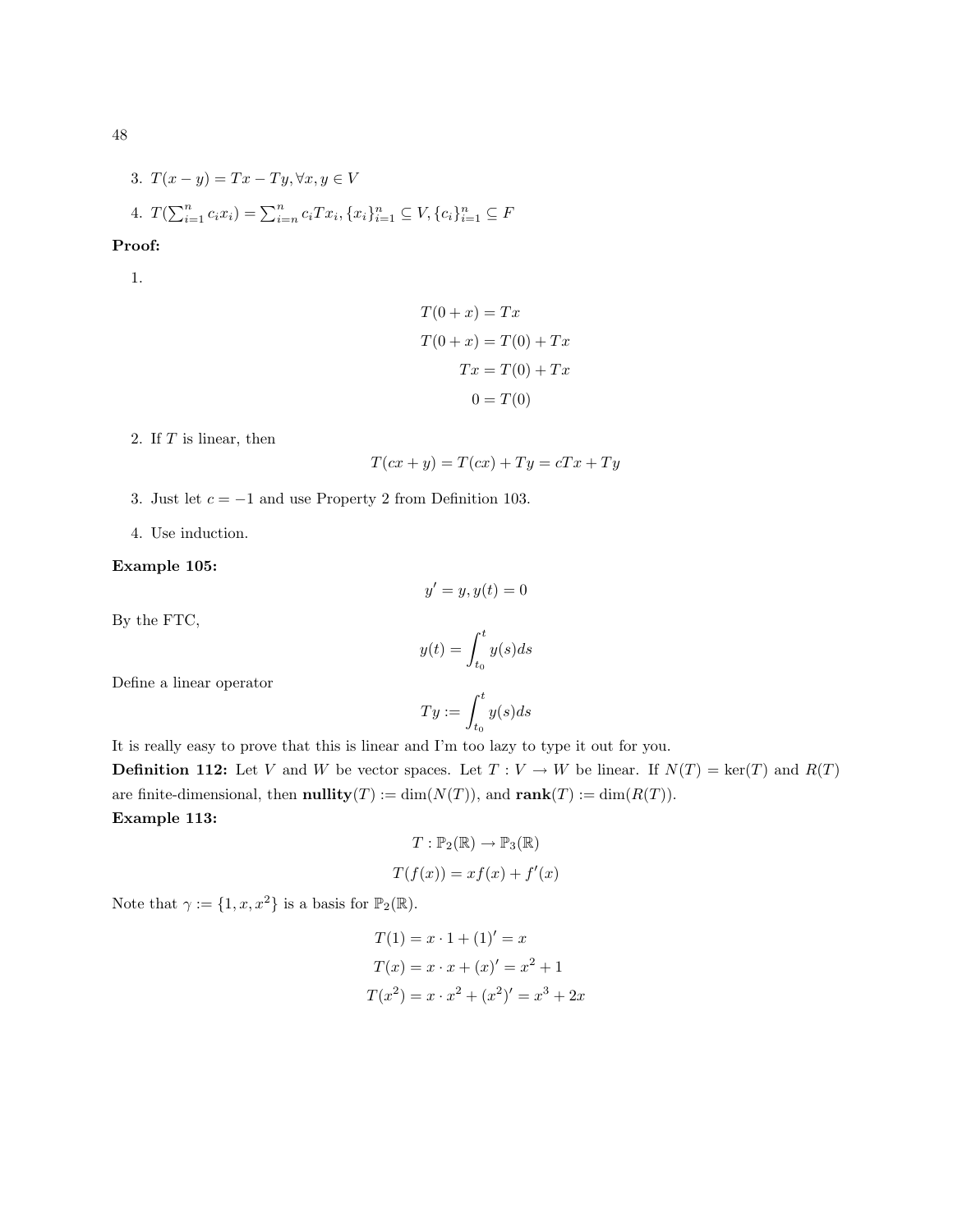3. $T(x - y) = Tx - Ty, \forall x, y \in V$

4. $T(\sum_{i=1}^{n} c_i x_i) = \sum_{i=n}^{n} c_i T x_i, \{x_i\}_{i=1}^{n} \subseteq V, \{c_i\}_{i=1}^{n} \subseteq F$

**Proof:**

1. 
$$
\begin{aligned}
T(0 + x) &= Tx \\
T(0 + x) &= T(0) + Tx \\
Tx &= T(0) + Tx \\
0 &= T(0)
\end{aligned}
$$

2. If $T$ is linear, then
$$T(cx + y) = T(cx) + Ty = cTx + Ty$$

3. Just let $c = -1$ and use Property 2 from Definition 103.

4. Use induction.

**Example 105:**

$$y' = y, y(t) = 0$$

By the FTC,

$$y(t) = \int_{t_0}^{t} y(s)ds$$

Define a linear operator

$$Ty := \int_{t_0}^{t} y(s)ds$$

It is really easy to prove that this is linear and I'm too lazy to type it out for you.

**Definition 112:** Let $V$ and $W$ be vector spaces. Let $T : V \to W$ be linear. If $N(T) = \ker(T)$ and $R(T)$ are finite-dimensional, then **nullity**$(T) := \dim(N(T))$, and **rank**$(T) := \dim(R(T))$.

**Example 113:**

$$T : \mathbb{P}_2(\mathbb{R}) \to \mathbb{P}_3(\mathbb{R})$$
$$T(f(x)) = xf(x) + f'(x)$$

Note that $\gamma := \{1, x, x^2\}$ is a basis for $\mathbb{P}_2(\mathbb{R})$.

$$
\begin{aligned}
T(1) &= x \cdot 1 + (1)' = x \\
T(x) &= x \cdot x + (x)' = x^2 + 1 \\
T(x^2) &= x \cdot x^2 + (x^2)' = x^3 + 2x
\end{aligned}
$$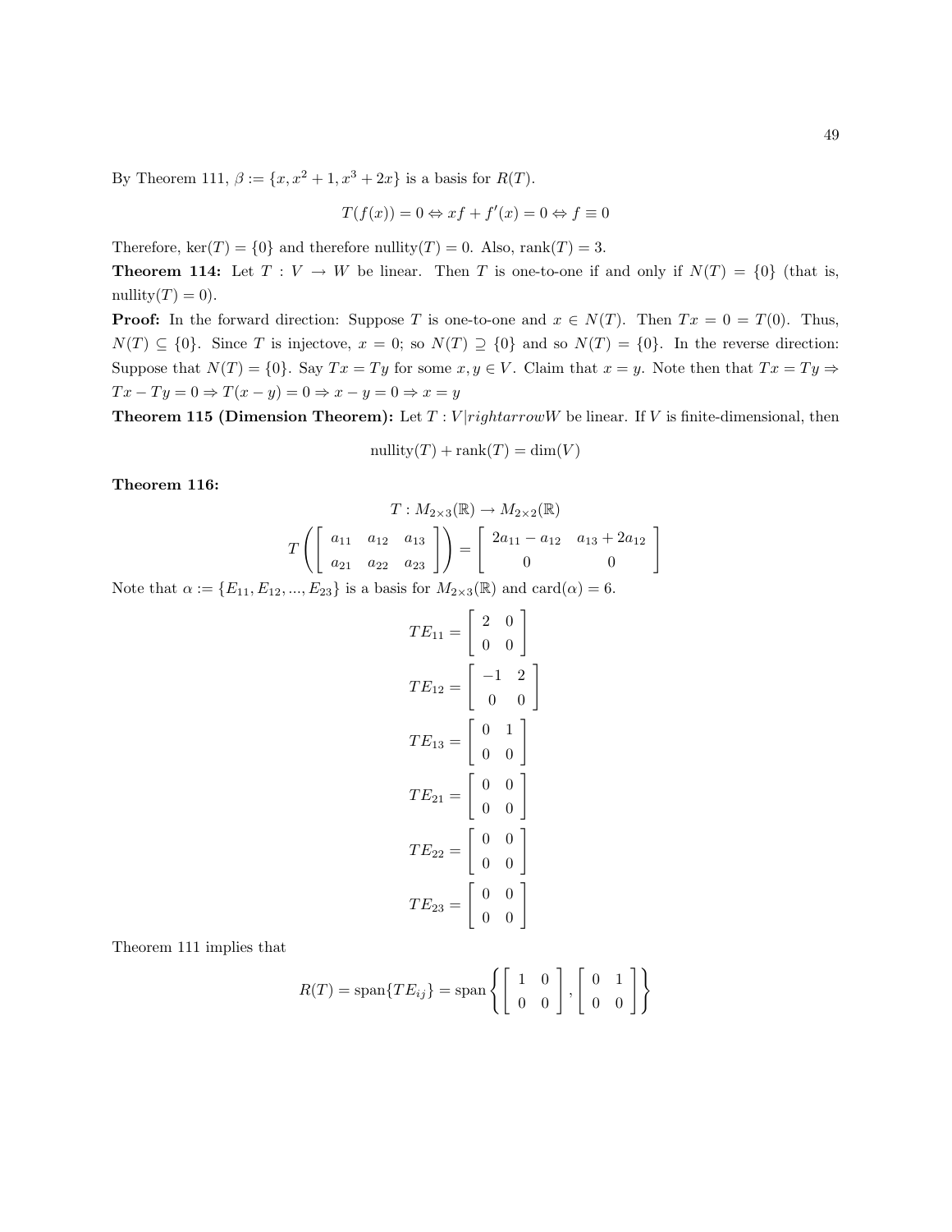By Theorem 111, $\beta := \{x, x^2+1, x^3+2x\}$ is a basis for $R(T)$.

$$T(f(x)) = 0 \Leftrightarrow xf + f'(x) = 0 \Leftrightarrow f \equiv 0$$

Therefore, $\ker(T) = \{0\}$ and therefore $\text{nullity}(T) = 0$. Also, $\text{rank}(T) = 3$.

**Theorem 114:** Let $T : V \to W$ be linear. Then $T$ is one-to-one if and only if $N(T) = \{0\}$ (that is, $\text{nullity}(T) = 0$).

**Proof:** In the forward direction: Suppose $T$ is one-to-one and $x \in N(T)$. Then $Tx = 0 = T(0)$. Thus, $N(T) \subseteq \{0\}$. Since $T$ is injectove, $x = 0$; so $N(T) \supseteq \{0\}$ and so $N(T) = \{0\}$. In the reverse direction: Suppose that $N(T) = \{0\}$. Say $Tx = Ty$ for some $x, y \in V$. Claim that $x = y$. Note then that $Tx = Ty \Rightarrow Tx - Ty = 0 \Rightarrow T(x-y) = 0 \Rightarrow x - y = 0 \Rightarrow x = y$

**Theorem 115 (Dimension Theorem):** Let $T : V|rightarrowW$ be linear. If $V$ is finite-dimensional, then

$$\text{nullity}(T) + \text{rank}(T) = \dim(V)$$

**Theorem 116:**

$$T : M_{2\times 3}(\mathbb{R}) \to M_{2\times 2}(\mathbb{R})$$

$$T\left(\begin{bmatrix} a_{11} & a_{12} & a_{13} \\ a_{21} & a_{22} & a_{23} \end{bmatrix}\right) = \begin{bmatrix} 2a_{11} - a_{12} & a_{13} + 2a_{12} \\ 0 & 0 \end{bmatrix}$$

Note that $\alpha := \{E_{11}, E_{12}, ..., E_{23}\}$ is a basis for $M_{2\times 3}(\mathbb{R})$ and $\text{card}(\alpha) = 6$.

$$TE_{11} = \begin{bmatrix} 2 & 0 \\ 0 & 0 \end{bmatrix}$$

$$TE_{12} = \begin{bmatrix} -1 & 2 \\ 0 & 0 \end{bmatrix}$$

$$TE_{13} = \begin{bmatrix} 0 & 1 \\ 0 & 0 \end{bmatrix}$$

$$TE_{21} = \begin{bmatrix} 0 & 0 \\ 0 & 0 \end{bmatrix}$$

$$TE_{22} = \begin{bmatrix} 0 & 0 \\ 0 & 0 \end{bmatrix}$$

$$TE_{23} = \begin{bmatrix} 0 & 0 \\ 0 & 0 \end{bmatrix}$$

Theorem 111 implies that

$$R(T) = \text{span}\{TE_{ij}\} = \text{span}\left\{\begin{bmatrix} 1 & 0 \\ 0 & 0 \end{bmatrix}, \begin{bmatrix} 0 & 1 \\ 0 & 0 \end{bmatrix}\right\}$$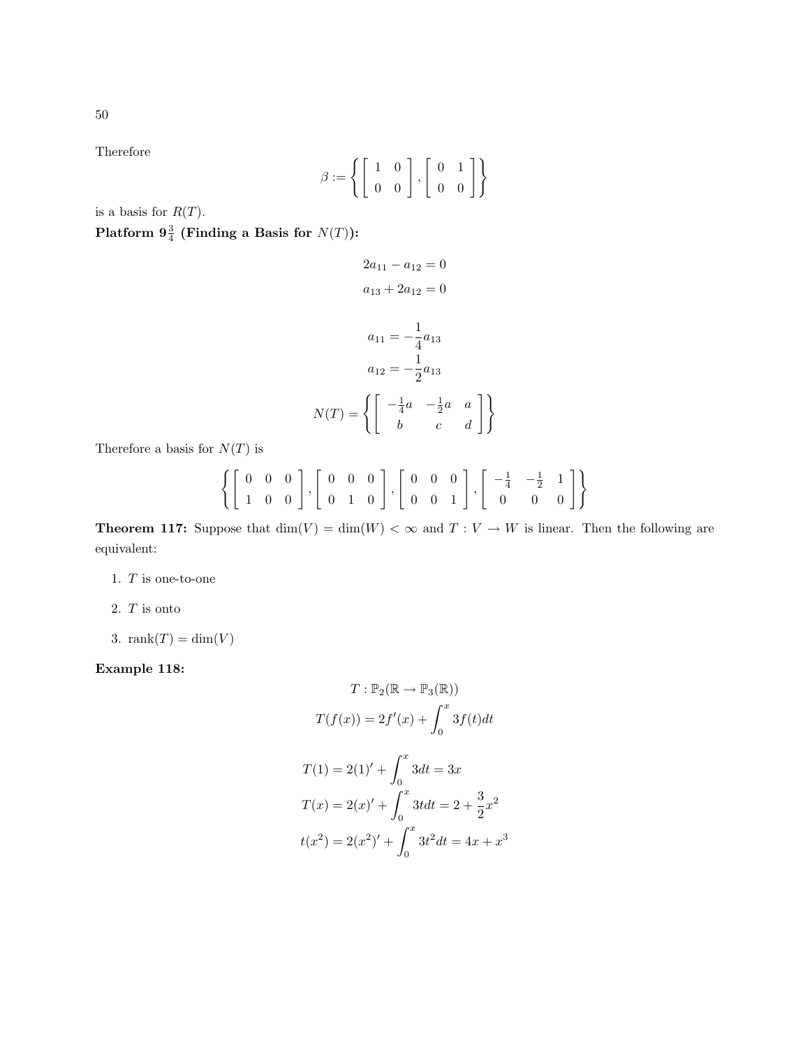Therefore

$$\beta := \left\{ \begin{bmatrix} 1 & 0 \\ 0 & 0 \end{bmatrix}, \begin{bmatrix} 0 & 1 \\ 0 & 0 \end{bmatrix} \right\}$$

is a basis for $R(T)$.

**Platform $9\frac{3}{4}$ (Finding a Basis for $N(T)$):**

$$2a_{11} - a_{12} = 0$$
$$a_{13} + 2a_{12} = 0$$

$$a_{11} = -\frac{1}{4}a_{13}$$
$$a_{12} = -\frac{1}{2}a_{13}$$

$$N(T) = \left\{ \begin{bmatrix} -\frac{1}{4}a & -\frac{1}{2}a & a \\ b & c & d \end{bmatrix} \right\}$$

Therefore a basis for $N(T)$ is

$$\left\{ \begin{bmatrix} 0 & 0 & 0 \\ 1 & 0 & 0 \end{bmatrix}, \begin{bmatrix} 0 & 0 & 0 \\ 0 & 1 & 0 \end{bmatrix}, \begin{bmatrix} 0 & 0 & 0 \\ 0 & 0 & 1 \end{bmatrix}, \begin{bmatrix} -\frac{1}{4} & -\frac{1}{2} & 1 \\ 0 & 0 & 0 \end{bmatrix} \right\}$$

**Theorem 117:** Suppose that $\dim(V) = \dim(W) < \infty$ and $T : V \to W$ is linear. Then the following are equivalent:

1. $T$ is one-to-one
2. $T$ is onto
3. $\text{rank}(T) = \dim(V)$

**Example 118:**

$$T : \mathbb{P}_2(\mathbb{R} \to \mathbb{P}_3(\mathbb{R}))$$
$$T(f(x)) = 2f'(x) + \int_0^x 3f(t)dt$$

$$T(1) = 2(1)' + \int_0^x 3dt = 3x$$
$$T(x) = 2(x)' + \int_0^x 3tdt = 2 + \frac{3}{2}x^2$$
$$t(x^2) = 2(x^2)' + \int_0^x 3t^2dt = 4x + x^3$$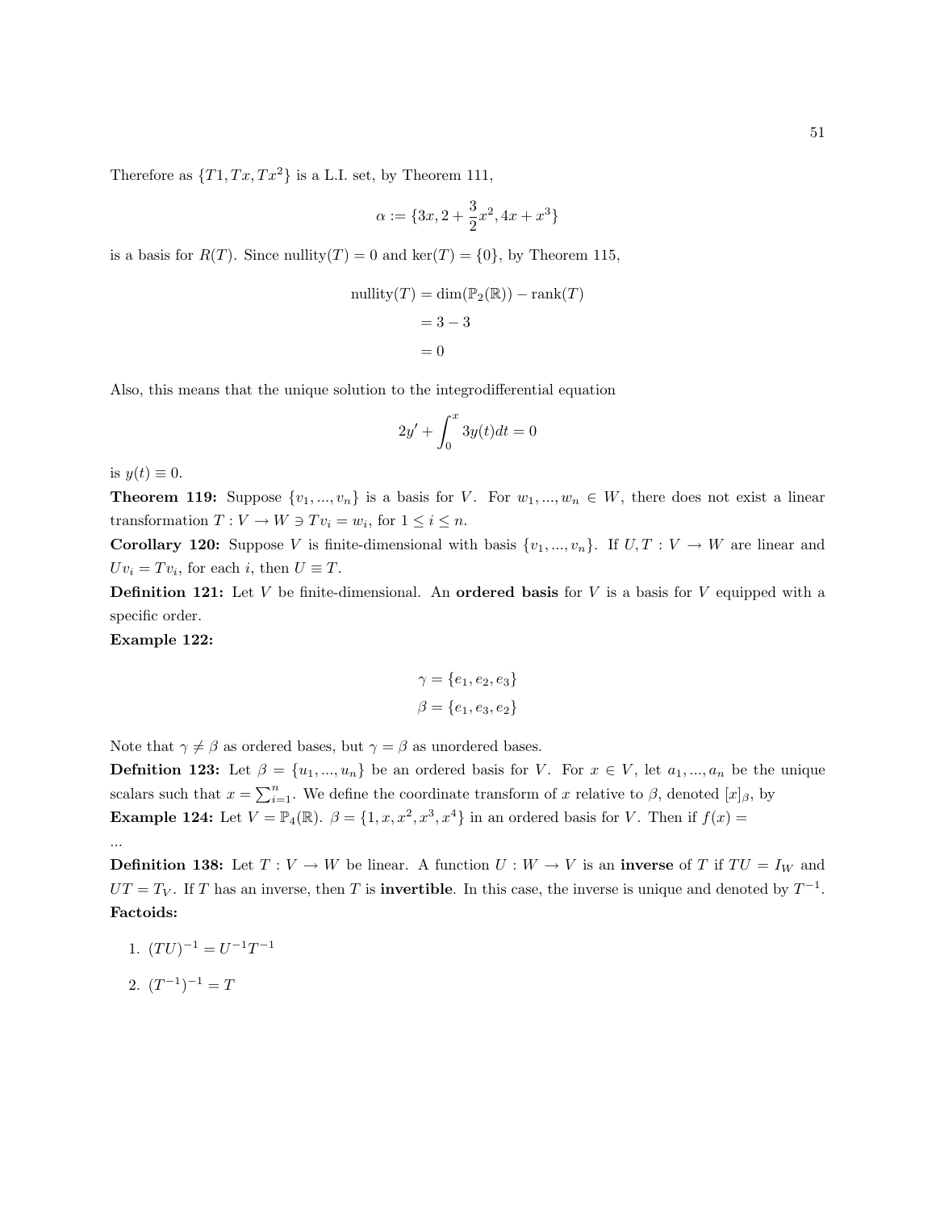Therefore as $\{T1, Tx, Tx^2\}$ is a L.I. set, by Theorem 111,

$$\alpha := \{3x, 2 + \frac{3}{2}x^2, 4x + x^3\}$$

is a basis for $R(T)$. Since nullity$(T) = 0$ and $\ker(T) = \{0\}$, by Theorem 115,

$$\begin{aligned}
\text{nullity}(T) &= \dim(\mathbb{P}_2(\mathbb{R})) - \text{rank}(T) \\
&= 3 - 3 \\
&= 0
\end{aligned}$$

Also, this means that the unique solution to the integrodifferential equation

$$2y' + \int_0^x 3y(t)dt = 0$$

is $y(t) \equiv 0$.

**Theorem 119:** Suppose $\{v_1, ..., v_n\}$ is a basis for $V$. For $w_1, ..., w_n \in W$, there does not exist a linear transformation $T : V \to W \ni Tv_i = w_i$, for $1 \leq i \leq n$.

**Corollary 120:** Suppose $V$ is finite-dimensional with basis $\{v_1, ..., v_n\}$. If $U, T : V \to W$ are linear and $Uv_i = Tv_i$, for each $i$, then $U \equiv T$.

**Definition 121:** Let $V$ be finite-dimensional. An **ordered basis** for $V$ is a basis for $V$ equipped with a specific order.

**Example 122:**

$$\begin{aligned}
\gamma &= \{e_1, e_2, e_3\} \\
\beta &= \{e_1, e_3, e_2\}
\end{aligned}$$

Note that $\gamma \neq \beta$ as ordered bases, but $\gamma = \beta$ as unordered bases.

**Defnition 123:** Let $\beta = \{u_1, ..., u_n\}$ be an ordered basis for $V$. For $x \in V$, let $a_1, ..., a_n$ be the unique scalars such that $x = \sum_{i=1}^{n}$. We define the coordinate transform of $x$ relative to $\beta$, denoted $[x]_\beta$, by

**Example 124:** Let $V = \mathbb{P}_4(\mathbb{R})$. $\beta = \{1, x, x^2, x^3, x^4\}$ in an ordered basis for $V$. Then if $f(x) =$

...

**Definition 138:** Let $T : V \to W$ be linear. A function $U : W \to V$ is an **inverse** of $T$ if $TU = I_W$ and $UT = T_V$. If $T$ has an inverse, then $T$ is **invertible**. In this case, the inverse is unique and denoted by $T^{-1}$.

**Factoids:**

1. $(TU)^{-1} = U^{-1}T^{-1}$
2. $(T^{-1})^{-1} = T$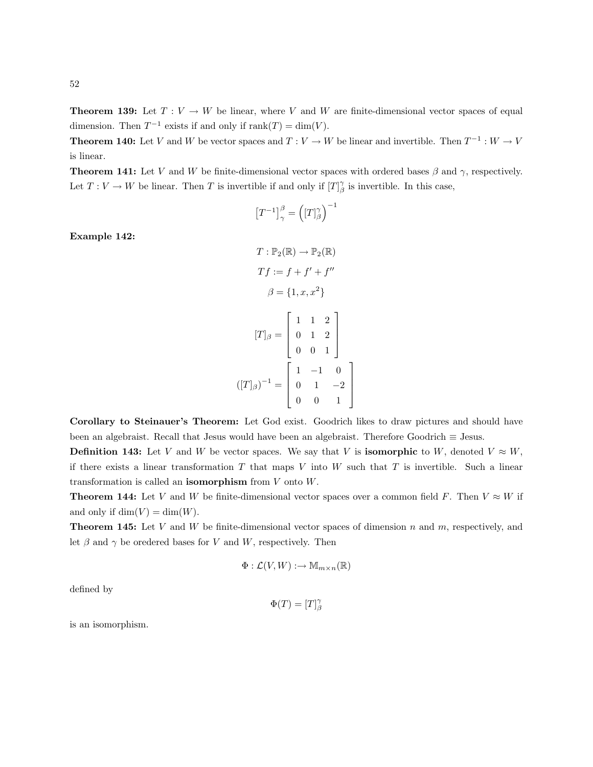**Theorem 139:** Let $T : V \to W$ be linear, where $V$ and $W$ are finite-dimensional vector spaces of equal dimension. Then $T^{-1}$ exists if and only if $\text{rank}(T) = \dim(V)$.

**Theorem 140:** Let $V$ and $W$ be vector spaces and $T : V \to W$ be linear and invertible. Then $T^{-1} : W \to V$ is linear.

**Theorem 141:** Let $V$ and $W$ be finite-dimensional vector spaces with ordered bases $\beta$ and $\gamma$, respectively. Let $T : V \to W$ be linear. Then $T$ is invertible if and only if $[T]_\beta^\gamma$ is invertible. In this case,

$$\left[T^{-1}\right]_\gamma^\beta = \left([T]_\beta^\gamma\right)^{-1}$$

**Example 142:**

$$T : \mathbb{P}_2(\mathbb{R}) \to \mathbb{P}_2(\mathbb{R})$$

$$Tf := f + f' + f''$$

$$\beta = \{1, x, x^2\}$$

$$[T]_\beta = \begin{bmatrix} 1 & 1 & 2 \\ 0 & 1 & 2 \\ 0 & 0 & 1 \end{bmatrix}$$

$$([T]_\beta)^{-1} = \begin{bmatrix} 1 & -1 & 0 \\ 0 & 1 & -2 \\ 0 & 0 & 1 \end{bmatrix}$$

**Corollary to Steinauer's Theorem:** Let God exist. Goodrich likes to draw pictures and should have been an algebraist. Recall that Jesus would have been an algebraist. Therefore Goodrich $\equiv$ Jesus.

**Definition 143:** Let $V$ and $W$ be vector spaces. We say that $V$ is **isomorphic** to $W$, denoted $V \approx W$, if there exists a linear transformation $T$ that maps $V$ into $W$ such that $T$ is invertible. Such a linear transformation is called an **isomorphism** from $V$ onto $W$.

**Theorem 144:** Let $V$ and $W$ be finite-dimensional vector spaces over a common field $F$. Then $V \approx W$ if and only if $\dim(V) = \dim(W)$.

**Theorem 145:** Let $V$ and $W$ be finite-dimensional vector spaces of dimension $n$ and $m$, respectively, and let $\beta$ and $\gamma$ be oredered bases for $V$ and $W$, respectively. Then

$$\Phi : \mathcal{L}(V, W) :\to \mathbb{M}_{m\times n}(\mathbb{R})$$

defined by

$$\Phi(T) = [T]_\beta^\gamma$$

is an isomorphism.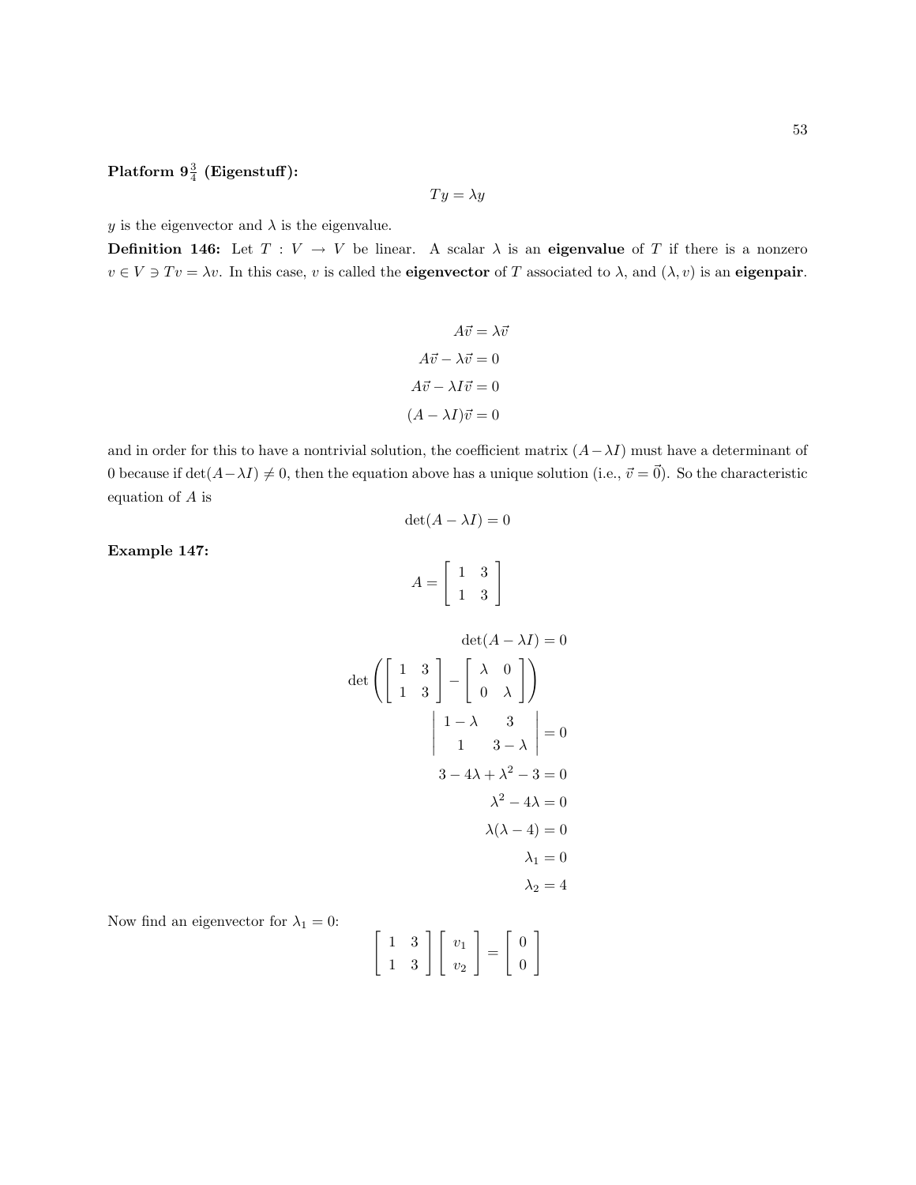**Platform $9\frac{3}{4}$ (Eigenstuff):**

$$Ty = \lambda y$$

$y$ is the eigenvector and $\lambda$ is the eigenvalue.

**Definition 146:** Let $T : V \to V$ be linear. A scalar $\lambda$ is an **eigenvalue** of $T$ if there is a nonzero $v \in V \ni Tv = \lambda v$. In this case, $v$ is called the **eigenvector** of $T$ associated to $\lambda$, and $(\lambda, v)$ is an **eigenpair**.

$$\begin{aligned}
A\vec{v} &= \lambda\vec{v} \\
A\vec{v} - \lambda\vec{v} &= 0 \\
A\vec{v} - \lambda I\vec{v} &= 0 \\
(A - \lambda I)\vec{v} &= 0
\end{aligned}$$

and in order for this to have a nontrivial solution, the coefficient matrix $(A - \lambda I)$ must have a determinant of 0 because if $\det(A - \lambda I) \neq 0$, then the equation above has a unique solution (i.e., $\vec{v} = \vec{0}$). So the characteristic equation of $A$ is

$$\det(A - \lambda I) = 0$$

**Example 147:**

$$A = \begin{bmatrix} 1 & 3 \\ 1 & 3 \end{bmatrix}$$

$$\begin{aligned}
\det(A - \lambda I) &= 0 \\
\det\left(\begin{bmatrix} 1 & 3 \\ 1 & 3 \end{bmatrix} - \begin{bmatrix} \lambda & 0 \\ 0 & \lambda \end{bmatrix}\right) & \\
\begin{vmatrix} 1-\lambda & 3 \\ 1 & 3-\lambda \end{vmatrix} &= 0 \\
3 - 4\lambda + \lambda^2 - 3 &= 0 \\
\lambda^2 - 4\lambda &= 0 \\
\lambda(\lambda - 4) &= 0 \\
\lambda_1 &= 0 \\
\lambda_2 &= 4
\end{aligned}$$

Now find an eigenvector for $\lambda_1 = 0$:

$$\begin{bmatrix} 1 & 3 \\ 1 & 3 \end{bmatrix} \begin{bmatrix} v_1 \\ v_2 \end{bmatrix} = \begin{bmatrix} 0 \\ 0 \end{bmatrix}$$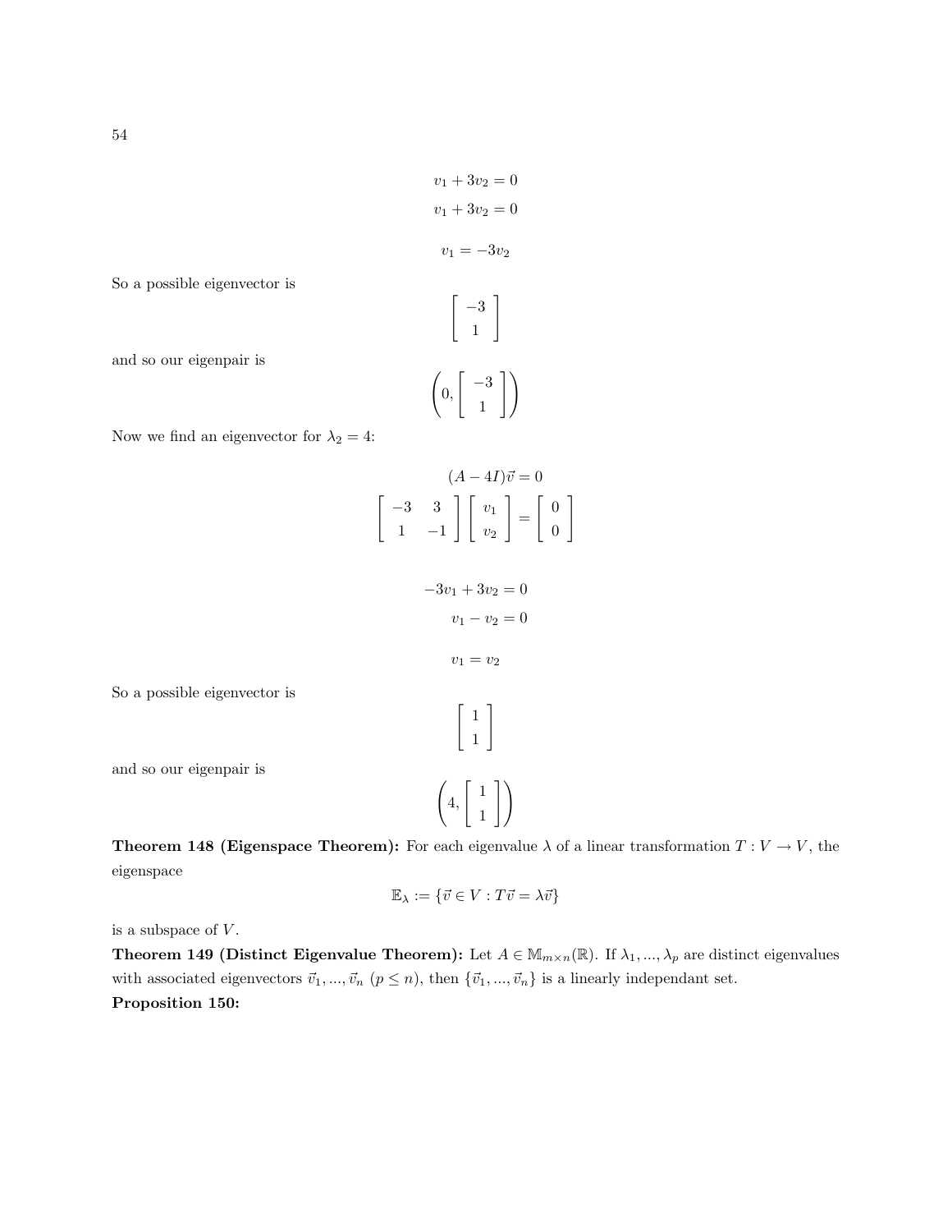$$v_1 + 3v_2 = 0$$
$$v_1 + 3v_2 = 0$$

$$v_1 = -3v_2$$

So a possible eigenvector is

$$\begin{bmatrix} -3 \\ 1 \end{bmatrix}$$

and so our eigenpair is

$$\left(0, \begin{bmatrix} -3 \\ 1 \end{bmatrix}\right)$$

Now we find an eigenvector for $\lambda_2 = 4$:

$$(A - 4I)\vec{v} = 0$$
$$\begin{bmatrix} -3 & 3 \\ 1 & -1 \end{bmatrix} \begin{bmatrix} v_1 \\ v_2 \end{bmatrix} = \begin{bmatrix} 0 \\ 0 \end{bmatrix}$$

$$-3v_1 + 3v_2 = 0$$
$$v_1 - v_2 = 0$$

$$v_1 = v_2$$

So a possible eigenvector is

$$\begin{bmatrix} 1 \\ 1 \end{bmatrix}$$

and so our eigenpair is

$$\left(4, \begin{bmatrix} 1 \\ 1 \end{bmatrix}\right)$$

**Theorem 148 (Eigenspace Theorem):** For each eigenvalue $\lambda$ of a linear transformation $T : V \to V$, the eigenspace

$$\mathbb{E}_\lambda := \{\vec{v} \in V : T\vec{v} = \lambda\vec{v}\}$$

is a subspace of $V$.

**Theorem 149 (Distinct Eigenvalue Theorem):** Let $A \in \mathbb{M}_{m\times n}(\mathbb{R})$. If $\lambda_1, ..., \lambda_p$ are distinct eigenvalues with associated eigenvectors $\vec{v}_1, ..., \vec{v}_n$ $(p \leq n)$, then $\{\vec{v}_1, ..., \vec{v}_n\}$ is a linearly independant set.

**Proposition 150:**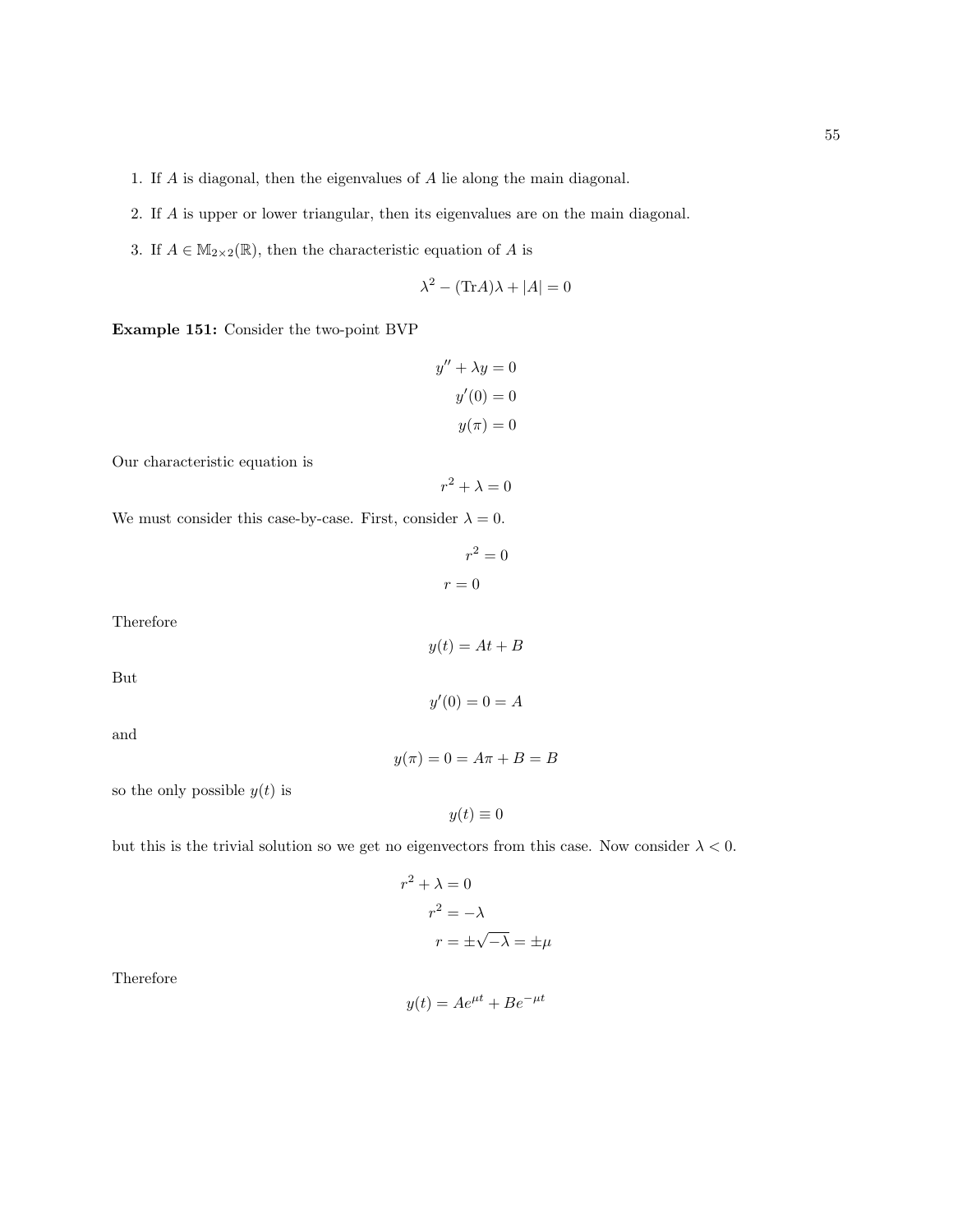1. If $A$ is diagonal, then the eigenvalues of $A$ lie along the main diagonal.
2. If $A$ is upper or lower triangular, then its eigenvalues are on the main diagonal.
3. If $A \in \mathbb{M}_{2\times 2}(\mathbb{R})$, then the characteristic equation of $A$ is

$$\lambda^2 - (\text{Tr}A)\lambda + |A| = 0$$

**Example 151:** Consider the two-point BVP

$$\begin{aligned} y'' + \lambda y &= 0 \\ y'(0) &= 0 \\ y(\pi) &= 0 \end{aligned}$$

Our characteristic equation is

$$r^2 + \lambda = 0$$

We must consider this case-by-case. First, consider $\lambda = 0$.

$$\begin{aligned} r^2 &= 0 \\ r &= 0 \end{aligned}$$

Therefore

$$y(t) = At + B$$

But

$$y'(0) = 0 = A$$

and

$$y(\pi) = 0 = A\pi + B = B$$

so the only possible $y(t)$ is

$$y(t) \equiv 0$$

but this is the trivial solution so we get no eigenvectors from this case. Now consider $\lambda < 0$.

$$\begin{aligned} r^2 + \lambda &= 0 \\ r^2 &= -\lambda \\ r &= \pm\sqrt{-\lambda} = \pm\mu \end{aligned}$$

Therefore

$$y(t) = Ae^{\mu t} + Be^{-\mu t}$$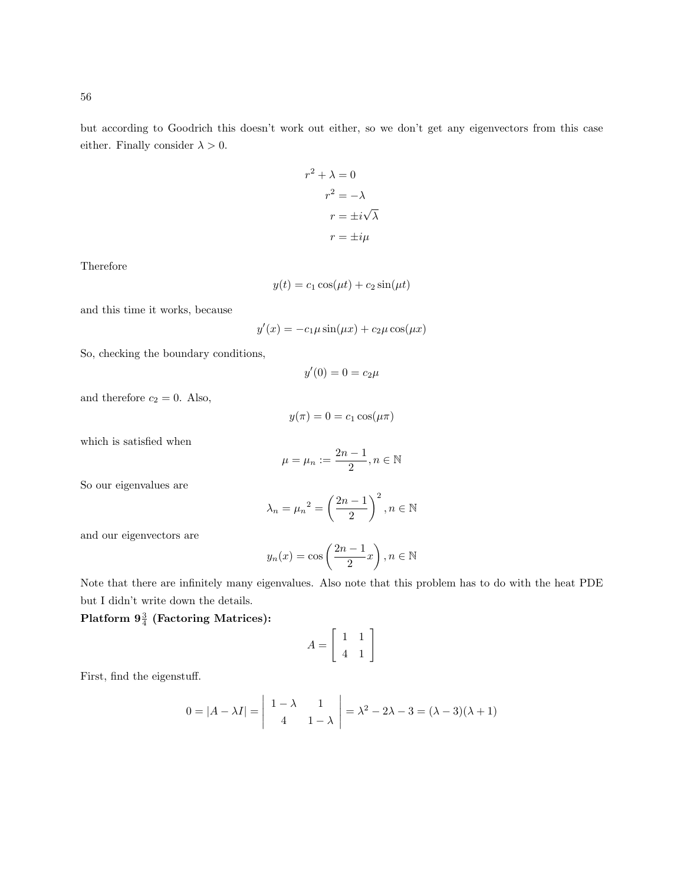but according to Goodrich this doesn't work out either, so we don't get any eigenvectors from this case either. Finally consider $\lambda > 0$.

$$
\begin{aligned}
r^2 + \lambda &= 0 \\
r^2 &= -\lambda \\
r &= \pm i\sqrt{\lambda} \\
r &= \pm i\mu
\end{aligned}
$$

Therefore

$$y(t) = c_1 \cos(\mu t) + c_2 \sin(\mu t)$$

and this time it works, because

$$y'(x) = -c_1\mu \sin(\mu x) + c_2 \mu \cos(\mu x)$$

So, checking the boundary conditions,

$$y'(0) = 0 = c_2\mu$$

and therefore $c_2 = 0$. Also,

$$y(\pi) = 0 = c_1 \cos(\mu\pi)$$

which is satisfied when

$$\mu = \mu_n := \frac{2n-1}{2}, n \in \mathbb{N}$$

So our eigenvalues are

$$\lambda_n = {\mu_n}^2 = \left(\frac{2n-1}{2}\right)^2, n \in \mathbb{N}$$

and our eigenvectors are

$$y_n(x) = \cos\left(\frac{2n-1}{2}x\right), n \in \mathbb{N}$$

Note that there are infinitely many eigenvalues. Also note that this problem has to do with the heat PDE but I didn't write down the details.

**Platform $9\frac{3}{4}$ (Factoring Matrices):**

$$A = \begin{bmatrix} 1 & 1 \\ 4 & 1 \end{bmatrix}$$

First, find the eigenstuff.

$$0 = |A - \lambda I| = \begin{vmatrix} 1-\lambda & 1 \\ 4 & 1-\lambda \end{vmatrix} = \lambda^2 - 2\lambda - 3 = (\lambda - 3)(\lambda + 1)$$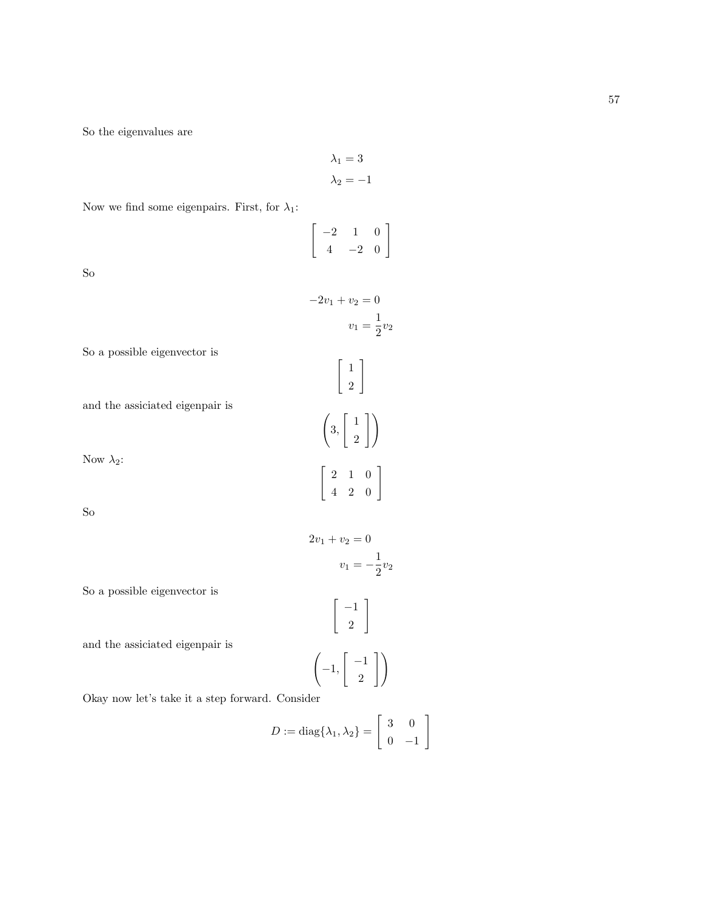So the eigenvalues are

$$\lambda_1 = 3$$
$$\lambda_2 = -1$$

Now we find some eigenpairs. First, for $\lambda_1$:

$$\left[\begin{array}{ccc} -2 & 1 & 0 \\ 4 & -2 & 0 \end{array}\right]$$

So

$$-2v_1 + v_2 = 0$$
$$v_1 = \frac{1}{2}v_2$$

So a possible eigenvector is

$$\left[\begin{array}{c} 1 \\ 2 \end{array}\right]$$

and the assiciated eigenpair is

$$\left(3, \left[\begin{array}{c} 1 \\ 2 \end{array}\right]\right)$$

Now $\lambda_2$:

$$\left[\begin{array}{ccc} 2 & 1 & 0 \\ 4 & 2 & 0 \end{array}\right]$$

So

$$2v_1 + v_2 = 0$$
$$v_1 = -\frac{1}{2}v_2$$

So a possible eigenvector is

$$\left[\begin{array}{c} -1 \\ 2 \end{array}\right]$$

and the assiciated eigenpair is

$$\left(-1, \left[\begin{array}{c} -1 \\ 2 \end{array}\right]\right)$$

Okay now let's take it a step forward. Consider

$$D := \text{diag}\{\lambda_1, \lambda_2\} = \left[\begin{array}{cc} 3 & 0 \\ 0 & -1 \end{array}\right]$$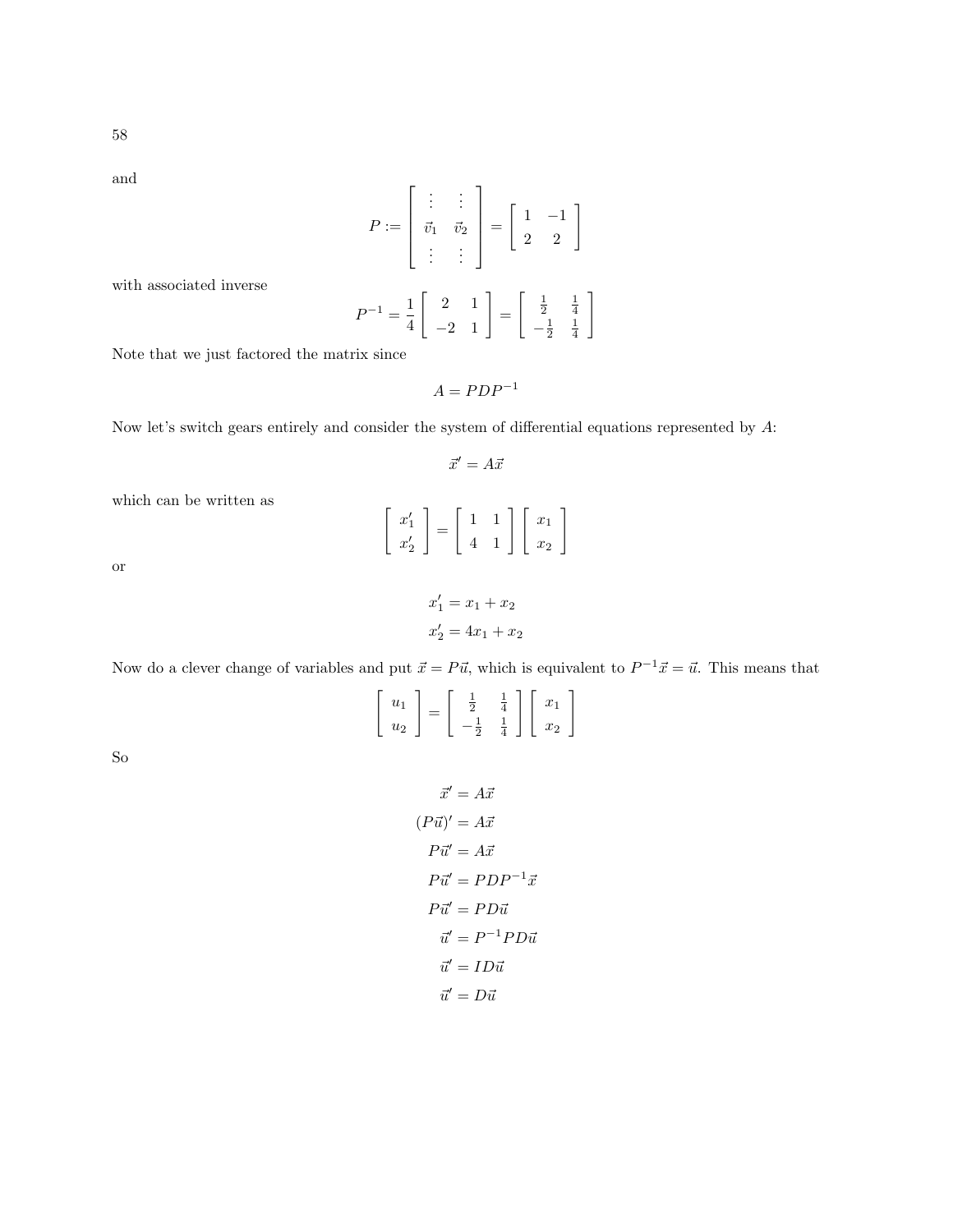and

$$P := \begin{bmatrix} \vdots & \vdots \\ \vec{v}_1 & \vec{v}_2 \\ \vdots & \vdots \end{bmatrix} = \begin{bmatrix} 1 & -1 \\ 2 & 2 \end{bmatrix}$$

with associated inverse

$$P^{-1} = \frac{1}{4} \begin{bmatrix} 2 & 1 \\ -2 & 1 \end{bmatrix} = \begin{bmatrix} \frac{1}{2} & \frac{1}{4} \\ -\frac{1}{2} & \frac{1}{4} \end{bmatrix}$$

Note that we just factored the matrix since

$$A = PDP^{-1}$$

Now let's switch gears entirely and consider the system of differential equations represented by $A$:

$$\vec{x}' = A\vec{x}$$

which can be written as

$$\begin{bmatrix} x_1' \\ x_2' \end{bmatrix} = \begin{bmatrix} 1 & 1 \\ 4 & 1 \end{bmatrix} \begin{bmatrix} x_1 \\ x_2 \end{bmatrix}$$

or

$$\begin{aligned} x_1' &= x_1 + x_2 \\ x_2' &= 4x_1 + x_2 \end{aligned}$$

Now do a clever change of variables and put $\vec{x} = P\vec{u}$, which is equivalent to $P^{-1}\vec{x} = \vec{u}$. This means that

$$\begin{bmatrix} u_1 \\ u_2 \end{bmatrix} = \begin{bmatrix} \frac{1}{2} & \frac{1}{4} \\ -\frac{1}{2} & \frac{1}{4} \end{bmatrix} \begin{bmatrix} x_1 \\ x_2 \end{bmatrix}$$

So

$$\begin{aligned} \vec{x}' &= A\vec{x} \\ (P\vec{u})' &= A\vec{x} \\ P\vec{u}' &= A\vec{x} \\ P\vec{u}' &= PDP^{-1}\vec{x} \\ P\vec{u}' &= PD\vec{u} \\ \vec{u}' &= P^{-1}PD\vec{u} \\ \vec{u}' &= ID\vec{u} \\ \vec{u}' &= D\vec{u} \end{aligned}$$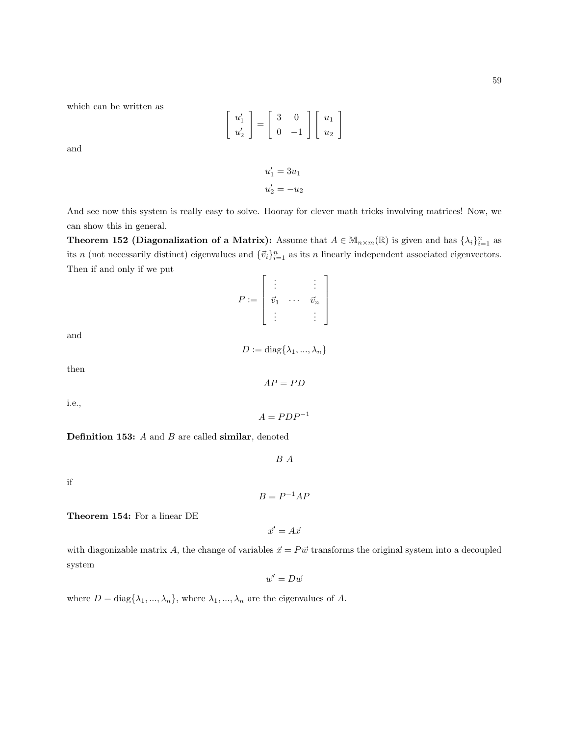which can be written as

$$\begin{bmatrix} u_1' \\ u_2' \end{bmatrix} = \begin{bmatrix} 3 & 0 \\ 0 & -1 \end{bmatrix} \begin{bmatrix} u_1 \\ u_2 \end{bmatrix}$$

and

$$u_1' = 3u_1$$
$$u_2' = -u_2$$

And see now this system is really easy to solve. Hooray for clever math tricks involving matrices! Now, we can show this in general.

**Theorem 152 (Diagonalization of a Matrix):** Assume that $A \in \mathbb{M}_{n\times m}(\mathbb{R})$ is given and has $\{\lambda_i\}_{i=1}^n$ as its $n$ (not necessarily distinct) eigenvalues and $\{\vec{v}_i\}_{i=1}^n$ as its $n$ linearly independent associated eigenvectors. Then if and only if we put

$$P := \begin{bmatrix} \vdots & & \vdots \\ \vec{v}_1 & \cdots & \vec{v}_n \\ \vdots & & \vdots \end{bmatrix}$$

and

$$D := \text{diag}\{\lambda_1, ..., \lambda_n\}$$

then

$$AP = PD$$

i.e.,

$$A = PDP^{-1}$$

**Definition 153:** $A$ and $B$ are called **similar**, denoted

$$B \; A$$

if

$$B = P^{-1}AP$$

**Theorem 154:** For a linear DE

$$\vec{x}' = A\vec{x}$$

with diagonizable matrix $A$, the change of variables $\vec{x} = P\vec{w}$ transforms the original system into a decoupled system

$$\vec{w}' = D\vec{w}$$

where $D = \text{diag}\{\lambda_1, ..., \lambda_n\}$, where $\lambda_1, ..., \lambda_n$ are the eigenvalues of $A$.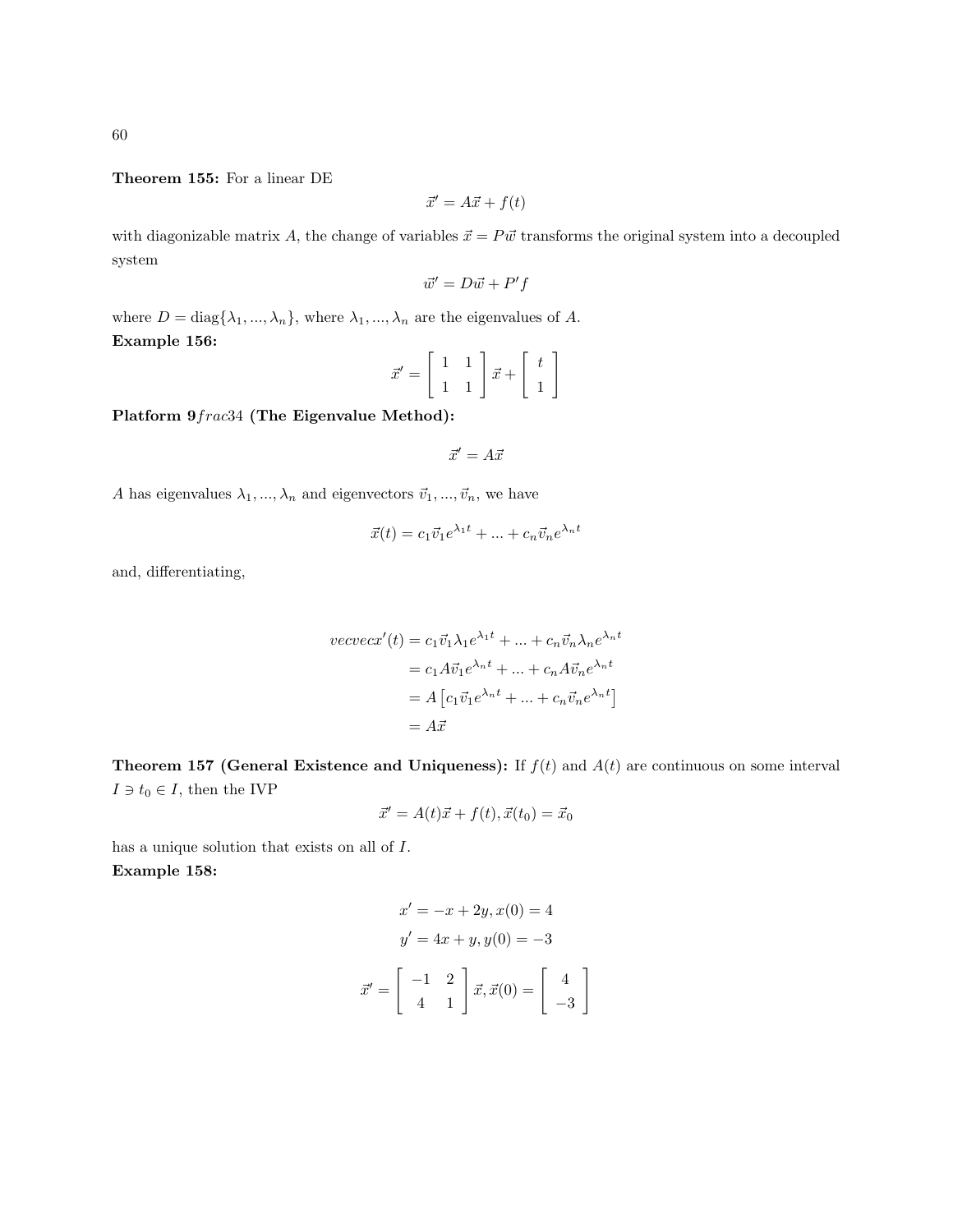**Theorem 155:** For a linear DE

$$\vec{x}' = A\vec{x} + f(t)$$

with diagonizable matrix $A$, the change of variables $\vec{x} = P\vec{w}$ transforms the original system into a decoupled system

$$\vec{w}' = D\vec{w} + P'f$$

where $D = \text{diag}\{\lambda_1, ..., \lambda_n\}$, where $\lambda_1, ..., \lambda_n$ are the eigenvalues of $A$.

**Example 156:**

$$\vec{x}' = \begin{bmatrix} 1 & 1 \\ 1 & 1 \end{bmatrix} \vec{x} + \begin{bmatrix} t \\ 1 \end{bmatrix}$$

**Platform 9$frac34$ (The Eigenvalue Method):**

$$\vec{x}' = A\vec{x}$$

$A$ has eigenvalues $\lambda_1, ..., \lambda_n$ and eigenvectors $\vec{v}_1, ..., \vec{v}_n$, we have

$$\vec{x}(t) = c_1\vec{v}_1 e^{\lambda_1 t} + ... + c_n\vec{v}_n e^{\lambda_n t}$$

and, differentiating,

$$\begin{aligned} vecvecx'(t) &= c_1\vec{v}_1\lambda_1 e^{\lambda_1 t} + ... + c_n\vec{v}_n\lambda_n e^{\lambda_n t} \\ &= c_1 A\vec{v}_1 e^{\lambda_n t} + ... + c_n A\vec{v}_n e^{\lambda_n t} \\ &= A\left[c_1\vec{v}_1 e^{\lambda_n t} + ... + c_n\vec{v}_n e^{\lambda_n t}\right] \\ &= A\vec{x} \end{aligned}$$

**Theorem 157 (General Existence and Uniqueness):** If $f(t)$ and $A(t)$ are continuous on some interval $I \ni t_0 \in I$, then the IVP

$$\vec{x}' = A(t)\vec{x} + f(t), \vec{x}(t_0) = \vec{x}_0$$

has a unique solution that exists on all of $I$.

**Example 158:**

$$x' = -x + 2y, x(0) = 4$$

$$y' = 4x + y, y(0) = -3$$

$$\vec{x}' = \begin{bmatrix} -1 & 2 \\ 4 & 1 \end{bmatrix} \vec{x}, \vec{x}(0) = \begin{bmatrix} 4 \\ -3 \end{bmatrix}$$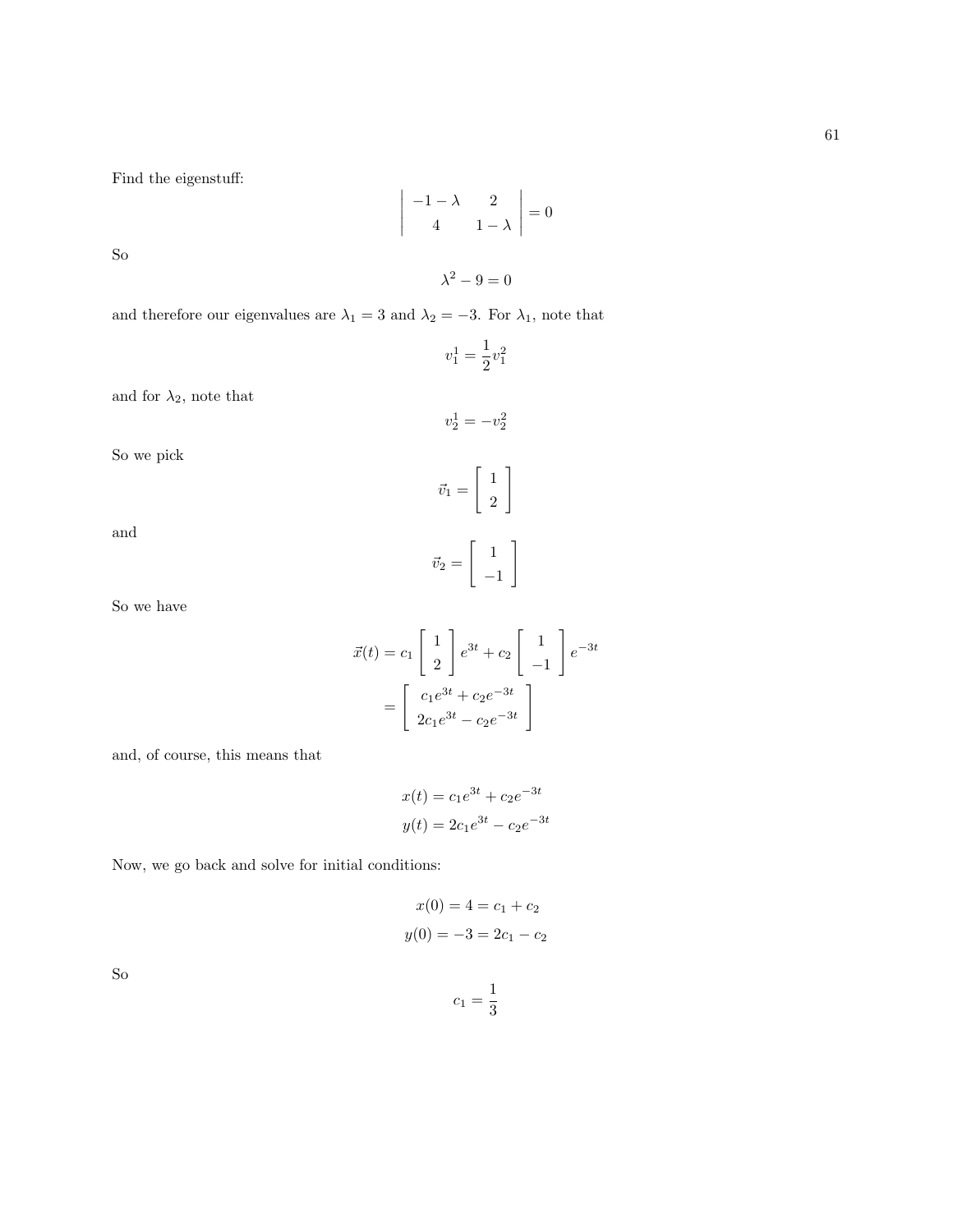Find the eigenstuff:

$$\begin{vmatrix} -1-\lambda & 2 \\ 4 & 1-\lambda \end{vmatrix} = 0$$

So

$$\lambda^2 - 9 = 0$$

and therefore our eigenvalues are $\lambda_1 = 3$ and $\lambda_2 = -3$. For $\lambda_1$, note that

$$v_1^1 = \frac{1}{2} v_1^2$$

and for $\lambda_2$, note that

$$v_2^1 = -v_2^2$$

So we pick

$$\vec{v}_1 = \begin{bmatrix} 1 \\ 2 \end{bmatrix}$$

and

$$\vec{v}_2 = \begin{bmatrix} 1 \\ -1 \end{bmatrix}$$

So we have

$$\begin{aligned} \vec{x}(t) &= c_1 \begin{bmatrix} 1 \\ 2 \end{bmatrix} e^{3t} + c_2 \begin{bmatrix} 1 \\ -1 \end{bmatrix} e^{-3t} \\ &= \begin{bmatrix} c_1 e^{3t} + c_2 e^{-3t} \\ 2c_1 e^{3t} - c_2 e^{-3t} \end{bmatrix} \end{aligned}$$

and, of course, this means that

$$\begin{aligned} x(t) &= c_1 e^{3t} + c_2 e^{-3t} \\ y(t) &= 2c_1 e^{3t} - c_2 e^{-3t} \end{aligned}$$

Now, we go back and solve for initial conditions:

$$\begin{aligned} x(0) = 4 &= c_1 + c_2 \\ y(0) = -3 &= 2c_1 - c_2 \end{aligned}$$

So

$$c_1 = \frac{1}{3}$$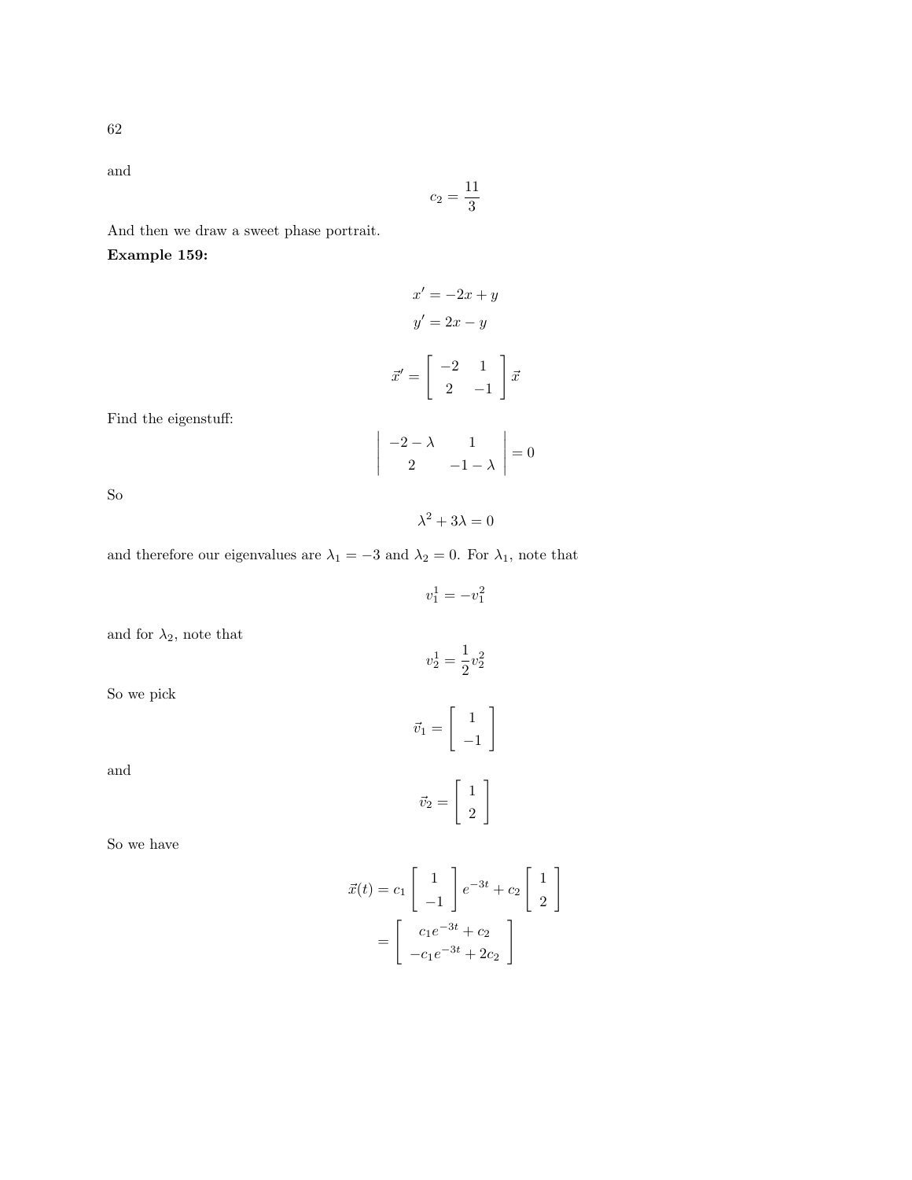and

$$c_2 = \frac{11}{3}$$

And then we draw a sweet phase portrait.

**Example 159:**

$$x' = -2x + y$$
$$y' = 2x - y$$

$$\vec{x}' = \begin{bmatrix} -2 & 1 \\ 2 & -1 \end{bmatrix} \vec{x}$$

Find the eigenstuff:

$$\begin{vmatrix} -2-\lambda & 1 \\ 2 & -1-\lambda \end{vmatrix} = 0$$

So

$$\lambda^2 + 3\lambda = 0$$

and therefore our eigenvalues are $\lambda_1 = -3$ and $\lambda_2 = 0$. For $\lambda_1$, note that

$$v_1^1 = -v_1^2$$

and for $\lambda_2$, note that

$$v_2^1 = \frac{1}{2} v_2^2$$

So we pick

$$\vec{v}_1 = \begin{bmatrix} 1 \\ -1 \end{bmatrix}$$

and

$$\vec{v}_2 = \begin{bmatrix} 1 \\ 2 \end{bmatrix}$$

So we have

$$\vec{x}(t) = c_1 \begin{bmatrix} 1 \\ -1 \end{bmatrix} e^{-3t} + c_2 \begin{bmatrix} 1 \\ 2 \end{bmatrix}$$
$$= \begin{bmatrix} c_1 e^{-3t} + c_2 \\ -c_1 e^{-3t} + 2c_2 \end{bmatrix}$$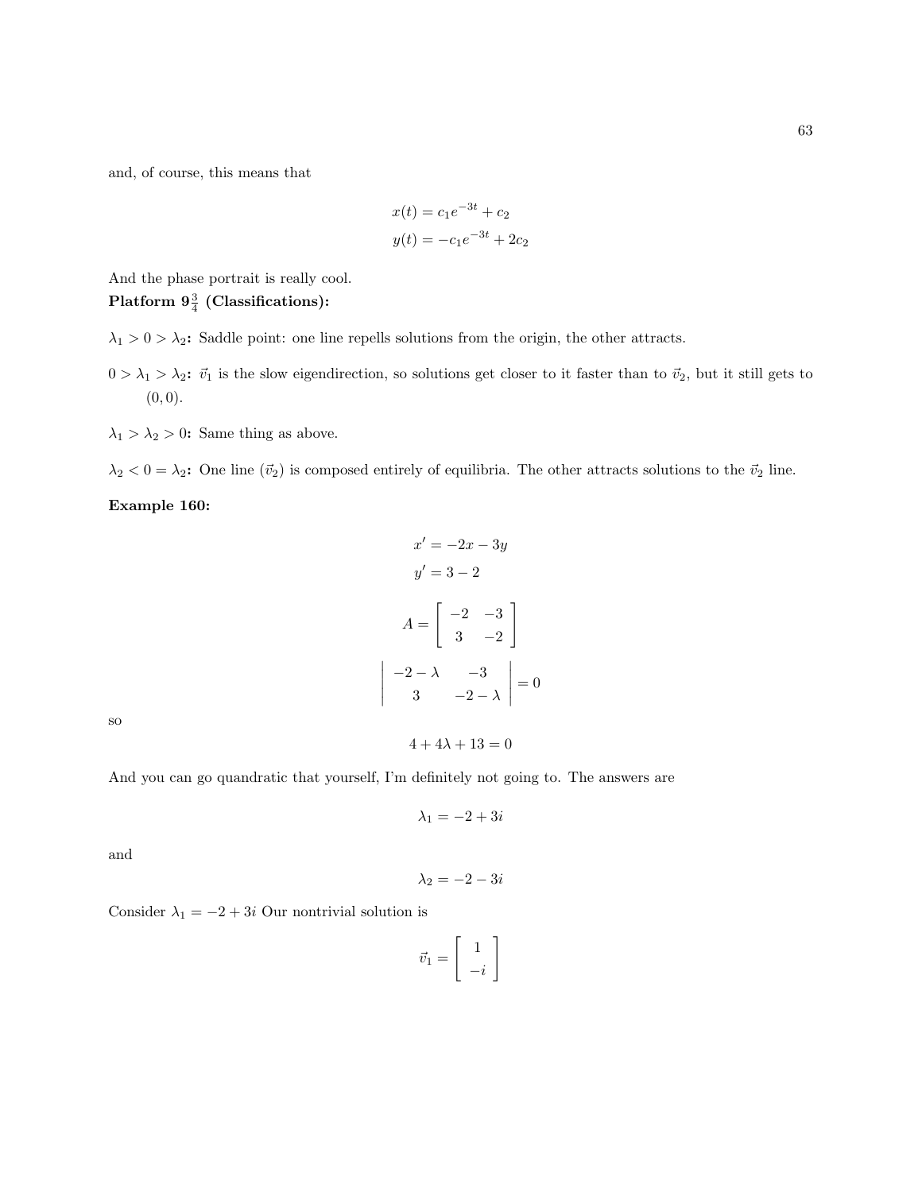and, of course, this means that

$$x(t) = c_1 e^{-3t} + c_2$$
$$y(t) = -c_1 e^{-3t} + 2c_2$$

And the phase portrait is really cool.

**Platform $9\frac{3}{4}$ (Classifications):**

**$\lambda_1 > 0 > \lambda_2$:** Saddle point: one line repells solutions from the origin, the other attracts.

**$0 > \lambda_1 > \lambda_2$:** $\vec{v}_1$ is the slow eigendirection, so solutions get closer to it faster than to $\vec{v}_2$, but it still gets to $(0, 0)$.

**$\lambda_1 > \lambda_2 > 0$:** Same thing as above.

**$\lambda_2 < 0 = \lambda_2$:** One line ($\vec{v}_2$) is composed entirely of equilibria. The other attracts solutions to the $\vec{v}_2$ line.

**Example 160:**

$$x' = -2x - 3y$$
$$y' = 3 - 2$$

$$A = \begin{bmatrix} -2 & -3 \\ 3 & -2 \end{bmatrix}$$

$$\begin{vmatrix} -2-\lambda & -3 \\ 3 & -2-\lambda \end{vmatrix} = 0$$

so

$$4 + 4\lambda + 13 = 0$$

And you can go quandratic that yourself, I'm definitely not going to. The answers are

$$\lambda_1 = -2 + 3i$$

and

$$\lambda_2 = -2 - 3i$$

Consider $\lambda_1 = -2 + 3i$ Our nontrivial solution is

$$\vec{v}_1 = \begin{bmatrix} 1 \\ -i \end{bmatrix}$$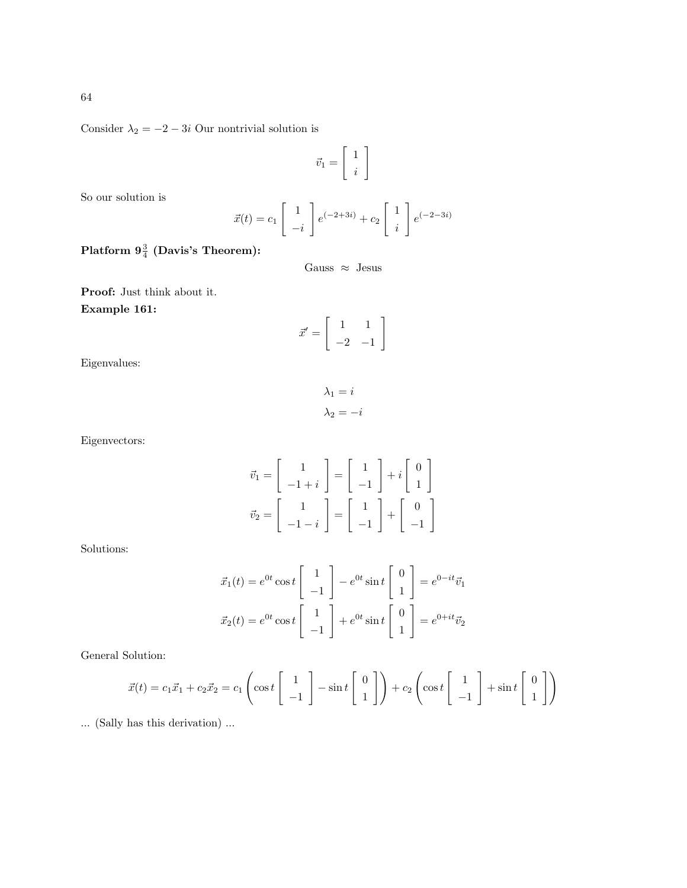Consider $\lambda_2 = -2 - 3i$ Our nontrivial solution is

$$\vec{v}_1 = \begin{bmatrix} 1 \\ i \end{bmatrix}$$

So our solution is

$$\vec{x}(t) = c_1 \begin{bmatrix} 1 \\ -i \end{bmatrix} e^{(-2+3i)} + c_2 \begin{bmatrix} 1 \\ i \end{bmatrix} e^{(-2-3i)}$$

**Platform $9\frac{3}{4}$ (Davis's Theorem):**

$$\text{Gauss} \approx \text{Jesus}$$

**Proof:** Just think about it.

**Example 161:**

$$\vec{x}' = \begin{bmatrix} 1 & 1 \\ -2 & -1 \end{bmatrix}$$

Eigenvalues:

$$\lambda_1 = i$$
$$\lambda_2 = -i$$

Eigenvectors:

$$\vec{v}_1 = \begin{bmatrix} 1 \\ -1+i \end{bmatrix} = \begin{bmatrix} 1 \\ -1 \end{bmatrix} + i \begin{bmatrix} 0 \\ 1 \end{bmatrix}$$
$$\vec{v}_2 = \begin{bmatrix} 1 \\ -1-i \end{bmatrix} = \begin{bmatrix} 1 \\ -1 \end{bmatrix} + \begin{bmatrix} 0 \\ -1 \end{bmatrix}$$

Solutions:

$$\vec{x}_1(t) = e^{0t} \cos t \begin{bmatrix} 1 \\ -1 \end{bmatrix} - e^{0t} \sin t \begin{bmatrix} 0 \\ 1 \end{bmatrix} = e^{0-it} \vec{v}_1$$
$$\vec{x}_2(t) = e^{0t} \cos t \begin{bmatrix} 1 \\ -1 \end{bmatrix} + e^{0t} \sin t \begin{bmatrix} 0 \\ 1 \end{bmatrix} = e^{0+it} \vec{v}_2$$

General Solution:

$$\vec{x}(t) = c_1 \vec{x}_1 + c_2 \vec{x}_2 = c_1 \left( \cos t \begin{bmatrix} 1 \\ -1 \end{bmatrix} - \sin t \begin{bmatrix} 0 \\ 1 \end{bmatrix} \right) + c_2 \left( \cos t \begin{bmatrix} 1 \\ -1 \end{bmatrix} + \sin t \begin{bmatrix} 0 \\ 1 \end{bmatrix} \right)$$

... (Sally has this derivation) ...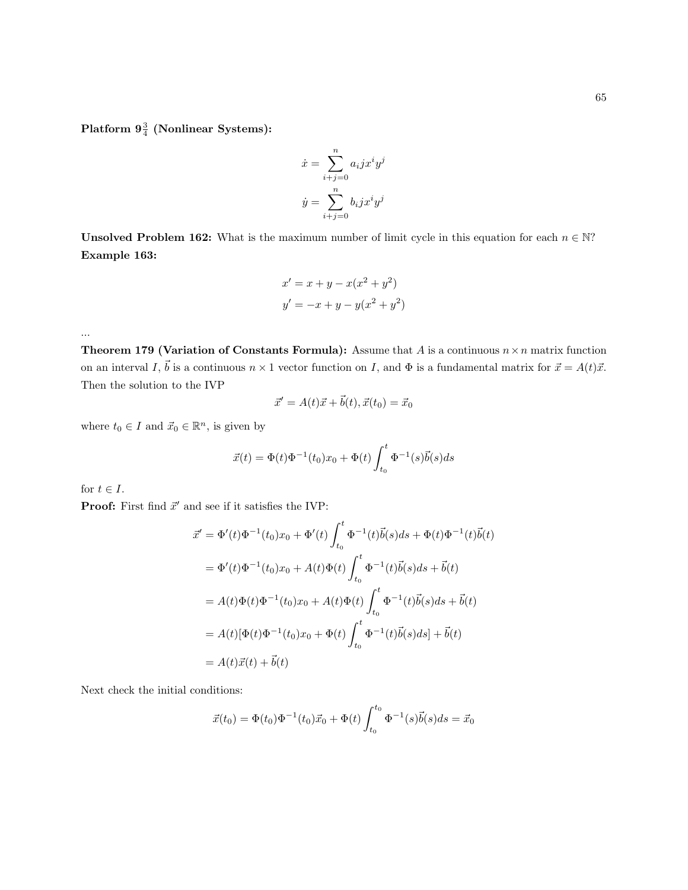**Platform $9\frac{3}{4}$ (Nonlinear Systems):**

$$\dot{x} = \sum_{i+j=0}^{n} a_i j x^i y^j$$

$$\dot{y} = \sum_{i+j=0}^{n} b_i j x^i y^j$$

**Unsolved Problem 162:** What is the maximum number of limit cycle in this equation for each $n \in \mathbb{N}$?

**Example 163:**

$$x' = x + y - x(x^2 + y^2)$$

$$y' = -x + y - y(x^2 + y^2)$$

...

**Theorem 179 (Variation of Constants Formula):** Assume that $A$ is a continuous $n \times n$ matrix function on an interval $I$, $\vec{b}$ is a continuous $n \times 1$ vector function on $I$, and $\Phi$ is a fundamental matrix for $\vec{x} = A(t)\vec{x}$. Then the solution to the IVP

$$\vec{x}' = A(t)\vec{x} + \vec{b}(t), \vec{x}(t_0) = \vec{x}_0$$

where $t_0 \in I$ and $\vec{x}_0 \in \mathbb{R}^n$, is given by

$$\vec{x}(t) = \Phi(t)\Phi^{-1}(t_0)x_0 + \Phi(t)\int_{t_0}^{t} \Phi^{-1}(s)\vec{b}(s)ds$$

for $t \in I$.

**Proof:** First find $\vec{x}'$ and see if it satisfies the IVP:

$$\begin{aligned}
\vec{x}' &= \Phi'(t)\Phi^{-1}(t_0)x_0 + \Phi'(t)\int_{t_0}^{t} \Phi^{-1}(t)\vec{b}(s)ds + \Phi(t)\Phi^{-1}(t)\vec{b}(t) \\
&= \Phi'(t)\Phi^{-1}(t_0)x_0 + A(t)\Phi(t)\int_{t_0}^{t} \Phi^{-1}(t)\vec{b}(s)ds + \vec{b}(t) \\
&= A(t)\Phi(t)\Phi^{-1}(t_0)x_0 + A(t)\Phi(t)\int_{t_0}^{t} \Phi^{-1}(t)\vec{b}(s)ds + \vec{b}(t) \\
&= A(t)[\Phi(t)\Phi^{-1}(t_0)x_0 + \Phi(t)\int_{t_0}^{t} \Phi^{-1}(t)\vec{b}(s)ds] + \vec{b}(t) \\
&= A(t)\vec{x}(t) + \vec{b}(t)
\end{aligned}$$

Next check the initial conditions:

$$\vec{x}(t_0) = \Phi(t_0)\Phi^{-1}(t_0)\vec{x}_0 + \Phi(t)\int_{t_0}^{t_0} \Phi^{-1}(s)\vec{b}(s)ds = \vec{x}_0$$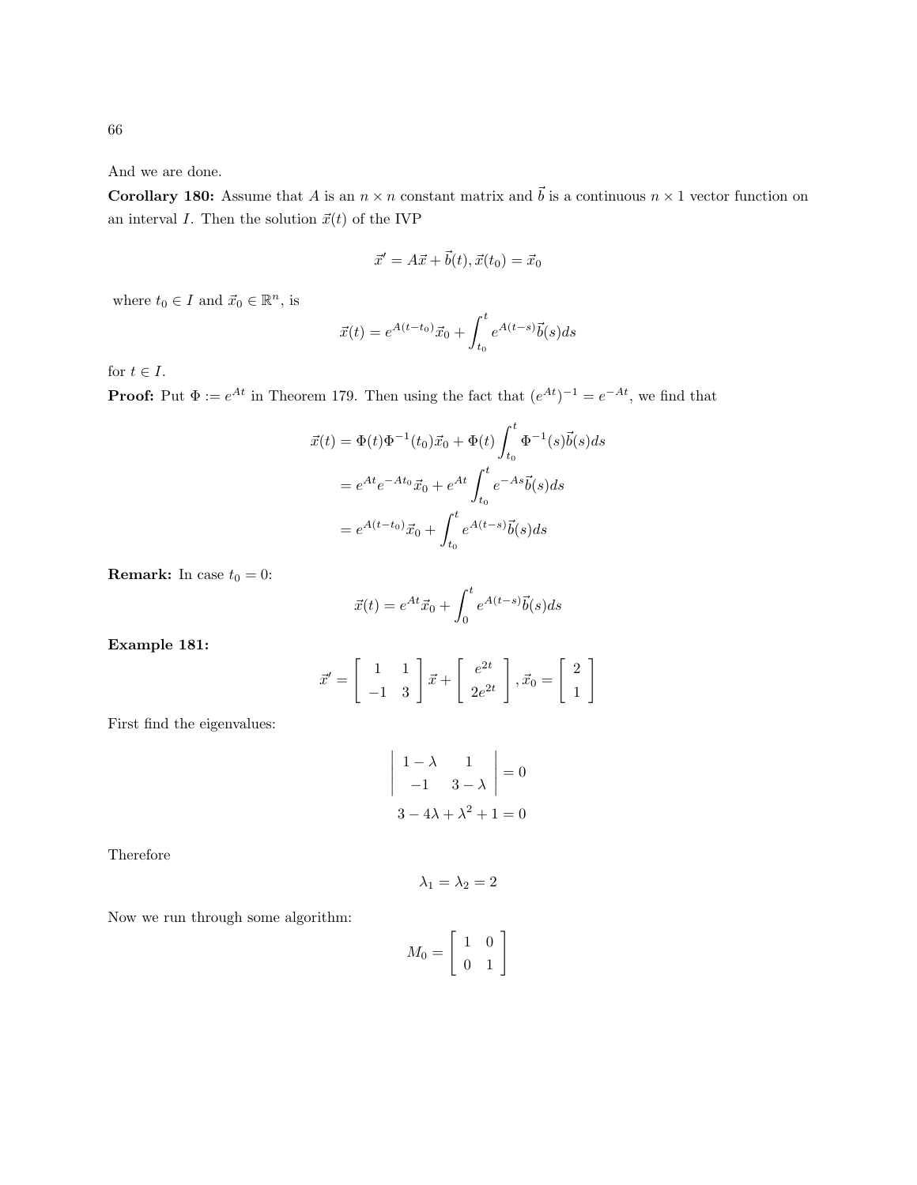And we are done.

**Corollary 180:** Assume that $A$ is an $n \times n$ constant matrix and $\vec{b}$ is a continuous $n \times 1$ vector function on an interval $I$. Then the solution $\vec{x}(t)$ of the IVP

$$\vec{x}' = A\vec{x} + \vec{b}(t), \vec{x}(t_0) = \vec{x}_0$$

where $t_0 \in I$ and $\vec{x}_0 \in \mathbb{R}^n$, is

$$\vec{x}(t) = e^{A(t-t_0)}\vec{x}_0 + \int_{t_0}^{t} e^{A(t-s)}\vec{b}(s)ds$$

for $t \in I$.

**Proof:** Put $\Phi := e^{At}$ in Theorem 179. Then using the fact that $(e^{At})^{-1} = e^{-At}$, we find that

$$\begin{aligned}
\vec{x}(t) &= \Phi(t)\Phi^{-1}(t_0)\vec{x}_0 + \Phi(t)\int_{t_0}^{t} \Phi^{-1}(s)\vec{b}(s)ds \\
&= e^{At}e^{-At_0}\vec{x}_0 + e^{At}\int_{t_0}^{t} e^{-As}\vec{b}(s)ds \\
&= e^{A(t-t_0)}\vec{x}_0 + \int_{t_0}^{t} e^{A(t-s)}\vec{b}(s)ds
\end{aligned}$$

**Remark:** In case $t_0 = 0$:

$$\vec{x}(t) = e^{At}\vec{x}_0 + \int_{0}^{t} e^{A(t-s)}\vec{b}(s)ds$$

**Example 181:**

$$\vec{x}' = \begin{bmatrix} 1 & 1 \\ -1 & 3 \end{bmatrix}\vec{x} + \begin{bmatrix} e^{2t} \\ 2e^{2t} \end{bmatrix}, \vec{x}_0 = \begin{bmatrix} 2 \\ 1 \end{bmatrix}$$

First find the eigenvalues:

$$\begin{vmatrix} 1-\lambda & 1 \\ -1 & 3-\lambda \end{vmatrix} = 0$$

$$3 - 4\lambda + \lambda^2 + 1 = 0$$

Therefore

$$\lambda_1 = \lambda_2 = 2$$

Now we run through some algorithm:

$$M_0 = \begin{bmatrix} 1 & 0 \\ 0 & 1 \end{bmatrix}$$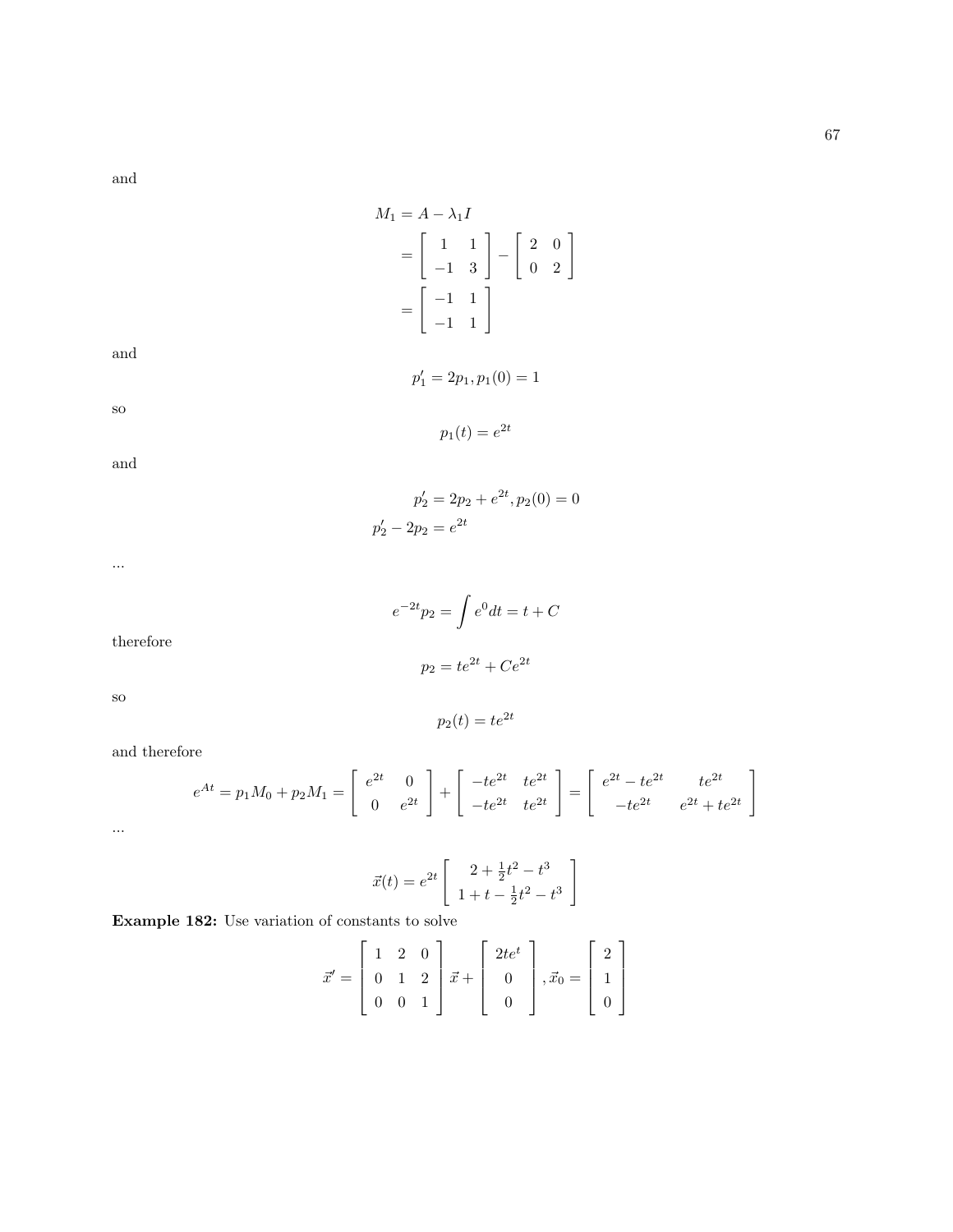and

$$
\begin{aligned}
M_1 &= A - \lambda_1 I \\
&= \begin{bmatrix} 1 & 1 \\ -1 & 3 \end{bmatrix} - \begin{bmatrix} 2 & 0 \\ 0 & 2 \end{bmatrix} \\
&= \begin{bmatrix} -1 & 1 \\ -1 & 1 \end{bmatrix}
\end{aligned}
$$

and

$$p_1' = 2p_1, p_1(0) = 1$$

so

$$p_1(t) = e^{2t}$$

and

$$
\begin{aligned}
p_2' &= 2p_2 + e^{2t}, p_2(0) = 0 \\
p_2' - 2p_2 &= e^{2t}
\end{aligned}
$$

...

$$e^{-2t}p_2 = \int e^0 dt = t + C$$

therefore

$$p_2 = te^{2t} + Ce^{2t}$$

so

$$p_2(t) = te^{2t}$$

and therefore

$$e^{At} = p_1 M_0 + p_2 M_1 = \begin{bmatrix} e^{2t} & 0 \\ 0 & e^{2t} \end{bmatrix} + \begin{bmatrix} -te^{2t} & te^{2t} \\ -te^{2t} & te^{2t} \end{bmatrix} = \begin{bmatrix} e^{2t} - te^{2t} & te^{2t} \\ -te^{2t} & e^{2t} + te^{2t} \end{bmatrix}$$

...

$$\vec{x}(t) = e^{2t} \begin{bmatrix} 2 + \frac{1}{2}t^2 - t^3 \\ 1 + t - \frac{1}{2}t^2 - t^3 \end{bmatrix}$$

**Example 182:** Use variation of constants to solve

$$\vec{x}' = \begin{bmatrix} 1 & 2 & 0 \\ 0 & 1 & 2 \\ 0 & 0 & 1 \end{bmatrix} \vec{x} + \begin{bmatrix} 2te^t \\ 0 \\ 0 \end{bmatrix}, \vec{x}_0 = \begin{bmatrix} 2 \\ 1 \\ 0 \end{bmatrix}$$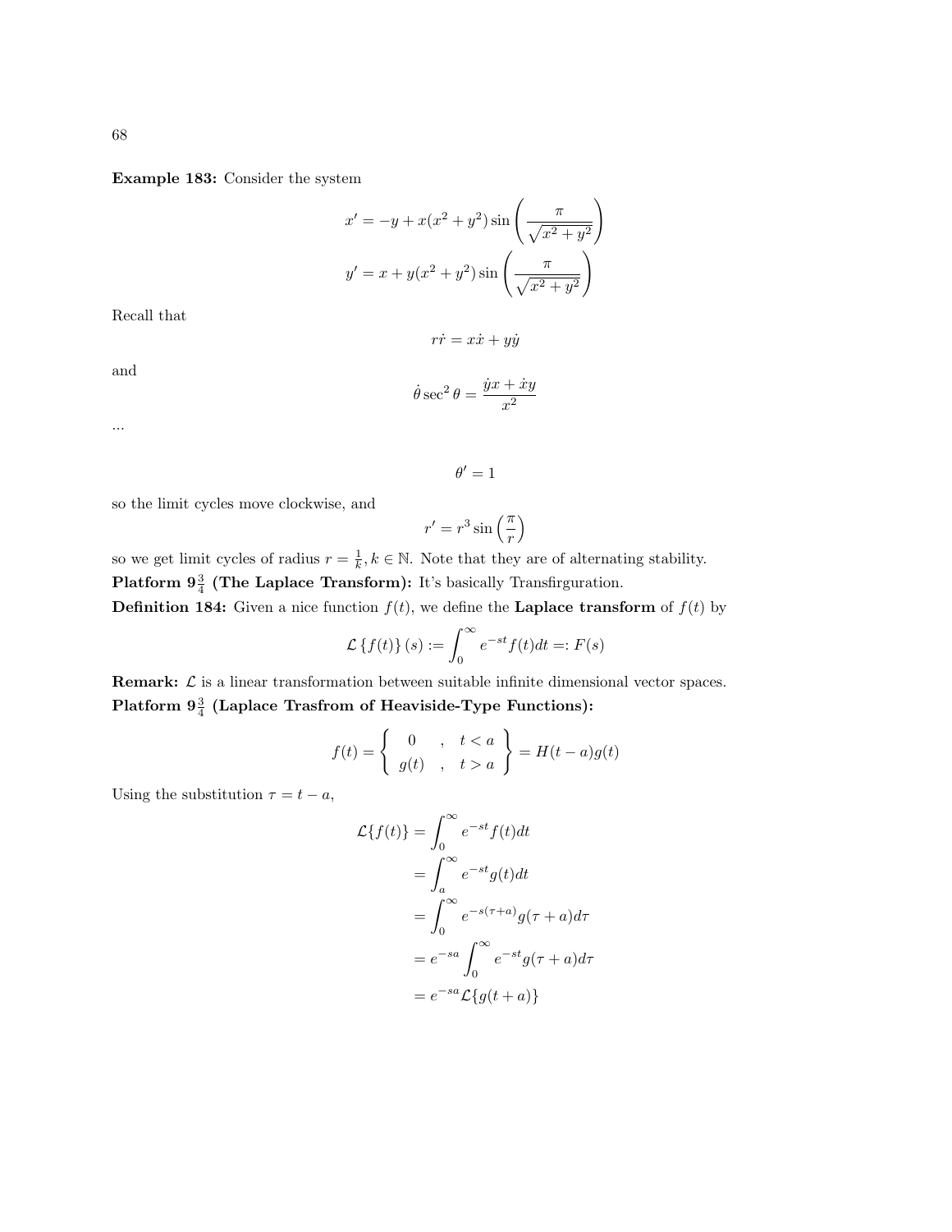**Example 183:** Consider the system

$$x' = -y + x(x^2 + y^2)\sin\left(\frac{\pi}{\sqrt{x^2+y^2}}\right)$$

$$y' = x + y(x^2 + y^2)\sin\left(\frac{\pi}{\sqrt{x^2+y^2}}\right)$$

Recall that

$$r\dot{r} = x\dot{x} + y\dot{y}$$

and

$$\dot{\theta}\sec^2\theta = \frac{\dot{y}x + \dot{x}y}{x^2}$$

...

$$\theta' = 1$$

so the limit cycles move clockwise, and

$$r' = r^3 \sin\left(\frac{\pi}{r}\right)$$

so we get limit cycles of radius $r = \frac{1}{k}, k \in \mathbb{N}$. Note that they are of alternating stability.

**Platform $9\frac{3}{4}$ (The Laplace Transform):** It's basically Transfirguration.

**Definition 184:** Given a nice function $f(t)$, we define the **Laplace transform** of $f(t)$ by

$$\mathcal{L}\left\{f(t)\right\}(s) := \int_0^\infty e^{-st} f(t)dt =: F(s)$$

**Remark:** $\mathcal{L}$ is a linear transformation between suitable infinite dimensional vector spaces.

**Platform $9\frac{3}{4}$ (Laplace Trasfrom of Heaviside-Type Functions):**

$$f(t) = \left\{ \begin{array}{ccc} 0 & , & t < a \\ g(t) & , & t > a \end{array} \right\} = H(t-a)g(t)$$

Using the substitution $\tau = t - a$,

$$\begin{aligned}
\mathcal{L}\{f(t)\} &= \int_0^\infty e^{-st} f(t)dt \\
&= \int_a^\infty e^{-st} g(t)dt \\
&= \int_0^\infty e^{-s(\tau+a)} g(\tau + a)d\tau \\
&= e^{-sa}\int_0^\infty e^{-st} g(\tau + a)d\tau \\
&= e^{-sa}\mathcal{L}\{g(t+a)\}
\end{aligned}$$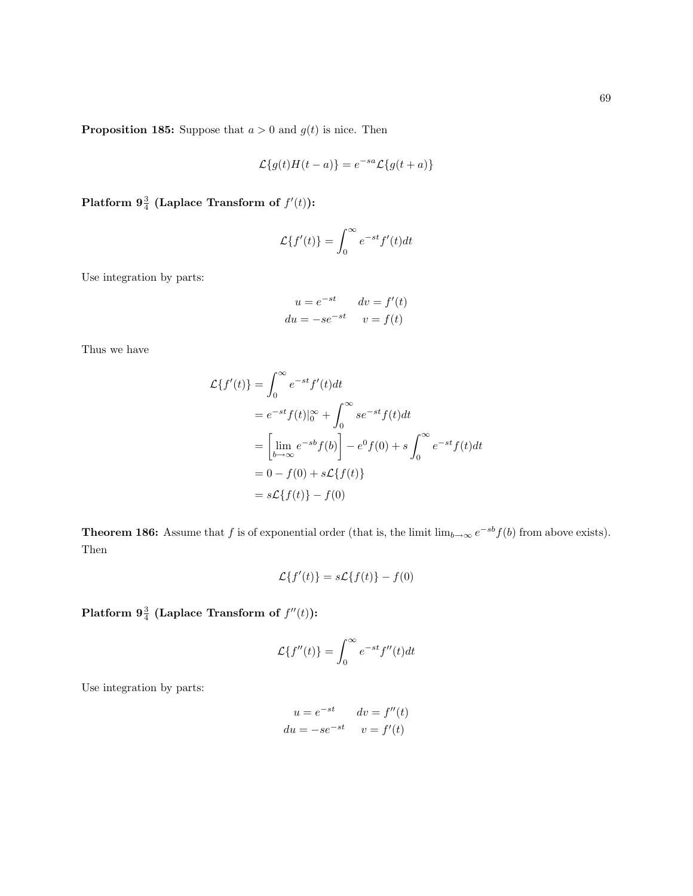**Proposition 185:** Suppose that $a > 0$ and $g(t)$ is nice. Then

$$\mathcal{L}\{g(t)H(t-a)\} = e^{-sa}\mathcal{L}\{g(t+a)\}$$

**Platform $9\frac{3}{4}$ (Laplace Transform of $f'(t)$):**

$$\mathcal{L}\{f'(t)\} = \int_0^\infty e^{-st} f'(t)dt$$

Use integration by parts:

$$\begin{aligned} u &= e^{-st} & dv &= f'(t) \\ du &= -se^{-st} & v &= f(t) \end{aligned}$$

Thus we have

$$\begin{aligned}
\mathcal{L}\{f'(t)\} &= \int_0^\infty e^{-st} f'(t)dt \\
&= e^{-st}f(t)|_0^\infty + \int_0^\infty se^{-st}f(t)dt \\
&= \left[\lim_{b\to\infty} e^{-sb}f(b)\right] - e^0 f(0) + s\int_0^\infty e^{-st}f(t)dt \\
&= 0 - f(0) + s\mathcal{L}\{f(t)\} \\
&= s\mathcal{L}\{f(t)\} - f(0)
\end{aligned}$$

**Theorem 186:** Assume that $f$ is of exponential order (that is, the limit $\lim_{b\to\infty} e^{-sb}f(b)$ from above exists). Then

$$\mathcal{L}\{f'(t)\} = s\mathcal{L}\{f(t)\} - f(0)$$

**Platform $9\frac{3}{4}$ (Laplace Transform of $f''(t)$):**

$$\mathcal{L}\{f''(t)\} = \int_0^\infty e^{-st} f''(t)dt$$

Use integration by parts:

$$\begin{aligned} u &= e^{-st} & dv &= f''(t) \\ du &= -se^{-st} & v &= f'(t) \end{aligned}$$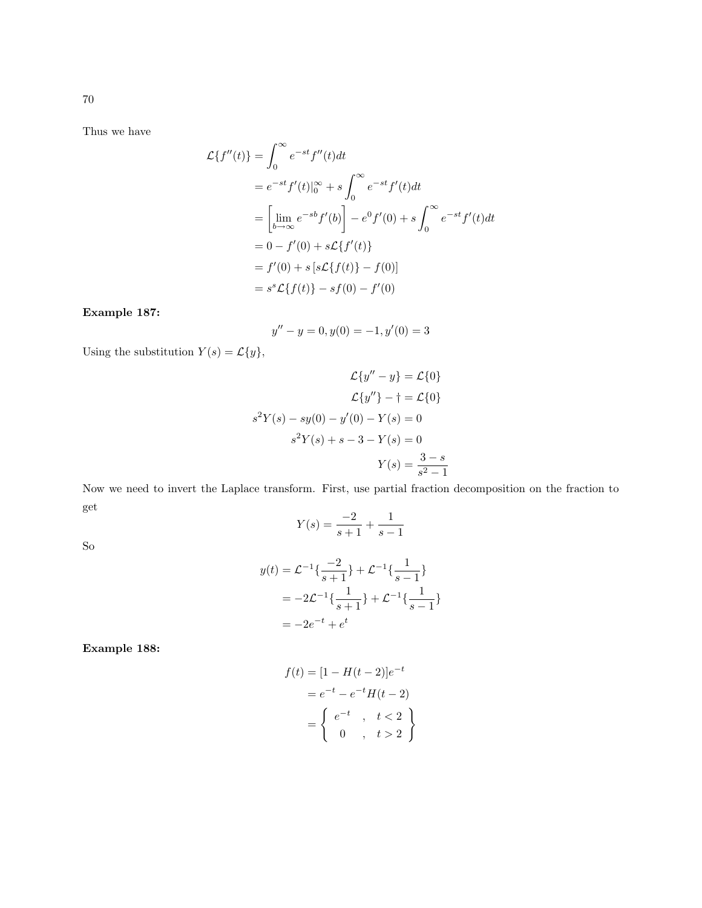Thus we have

$$
\begin{aligned}
\mathcal{L}\{f''(t)\} &= \int_0^\infty e^{-st} f''(t)dt \\
&= e^{-st} f'(t)|_0^\infty + s\int_0^\infty e^{-st} f'(t)dt \\
&= \left[\lim_{b\to\infty} e^{-sb} f'(b)\right] - e^0 f'(0) + s\int_0^\infty e^{-st} f'(t)dt \\
&= 0 - f'(0) + s\mathcal{L}\{f'(t)\} \\
&= f'(0) + s\left[s\mathcal{L}\{f(t)\} - f(0)\right] \\
&= s^s \mathcal{L}\{f(t)\} - sf(0) - f'(0)
\end{aligned}
$$

**Example 187:**

$$
y'' - y = 0, y(0) = -1, y'(0) = 3
$$

Using the substitution $Y(s) = \mathcal{L}\{y\}$,

$$
\begin{aligned}
\mathcal{L}\{y'' - y\} &= \mathcal{L}\{0\} \\
\mathcal{L}\{y''\} - \dagger &= \mathcal{L}\{0\} \\
s^2 Y(s) - sy(0) - y'(0) - Y(s) &= 0 \\
s^2 Y(s) + s - 3 - Y(s) &= 0 \\
Y(s) &= \frac{3-s}{s^2-1}
\end{aligned}
$$

Now we need to invert the Laplace transform. First, use partial fraction decomposition on the fraction to get

$$
Y(s) = \frac{-2}{s+1} + \frac{1}{s-1}
$$

So

$$
\begin{aligned}
y(t) &= \mathcal{L}^{-1}\{\frac{-2}{s+1}\} + \mathcal{L}^{-1}\{\frac{1}{s-1}\} \\
&= -2\mathcal{L}^{-1}\{\frac{1}{s+1}\} + \mathcal{L}^{-1}\{\frac{1}{s-1}\} \\
&= -2e^{-t} + e^t
\end{aligned}
$$

**Example 188:**

$$
\begin{aligned}
f(t) &= [1 - H(t-2)]e^{-t} \\
&= e^{-t} - e^{-t}H(t-2) \\
&= \left\{ \begin{array}{ccc} e^{-t} & , & t < 2 \\ 0 & , & t > 2 \end{array} \right\}
\end{aligned}
$$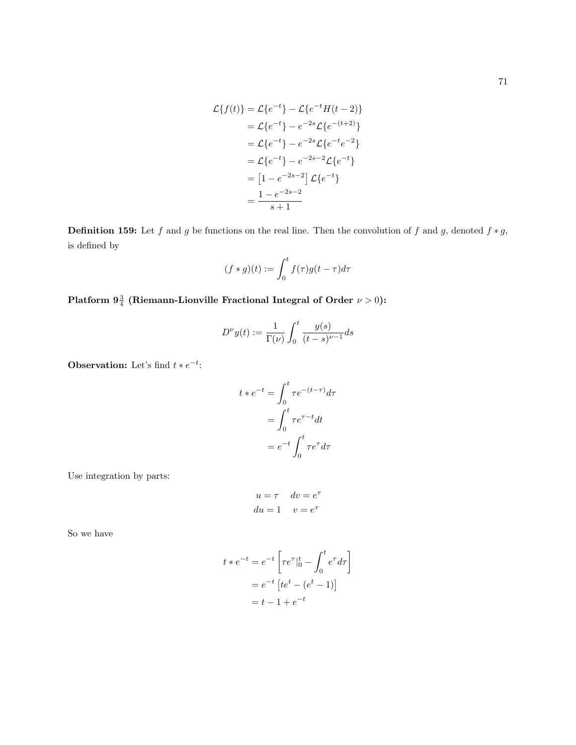$$
\begin{aligned}
\mathcal{L}\{f(t)\} &= \mathcal{L}\{e^{-t}\} - \mathcal{L}\{e^{-t}H(t-2)\} \\
&= \mathcal{L}\{e^{-t}\} - e^{-2s}\mathcal{L}\{e^{-(t+2)}\} \\
&= \mathcal{L}\{e^{-t}\} - e^{-2s}\mathcal{L}\{e^{-t}e^{-2}\} \\
&= \mathcal{L}\{e^{-t}\} - e^{-2s-2}\mathcal{L}\{e^{-t}\} \\
&= \left[1 - e^{-2s-2}\right]\mathcal{L}\{e^{-t}\} \\
&= \frac{1 - e^{-2s-2}}{s+1}
\end{aligned}
$$

**Definition 159:** Let $f$ and $g$ be functions on the real line. Then the convolution of $f$ and $g$, denoted $f * g$, is defined by

$$
(f * g)(t) := \int_0^t f(\tau)g(t-\tau)d\tau
$$

**Platform $9\frac{3}{4}$ (Riemann-Lionville Fractional Integral of Order $\nu > 0$):**

$$
D^{\nu}y(t) := \frac{1}{\Gamma(\nu)}\int_0^t \frac{y(s)}{(t-s)^{\nu-1}}ds
$$

**Observation:** Let's find $t * e^{-t}$:

$$
\begin{aligned}
t * e^{-t} &= \int_0^t \tau e^{-(t-\tau)}d\tau \\
&= \int_0^t \tau e^{\tau - t}dt \\
&= e^{-t}\int_0^t \tau e^{\tau}d\tau
\end{aligned}
$$

Use integration by parts:

$$
\begin{aligned}
u &= \tau \quad & dv &= e^{\tau} \\
du &= 1 \quad & v &= e^{\tau}
\end{aligned}
$$

So we have

$$
\begin{aligned}
t * e^{-t} &= e^{-t}\left[\tau e^{\tau}|_0^t - \int_0^t e^{\tau}d\tau\right] \\
&= e^{-t}\left[te^t - (e^t - 1)\right] \\
&= t - 1 + e^{-t}
\end{aligned}
$$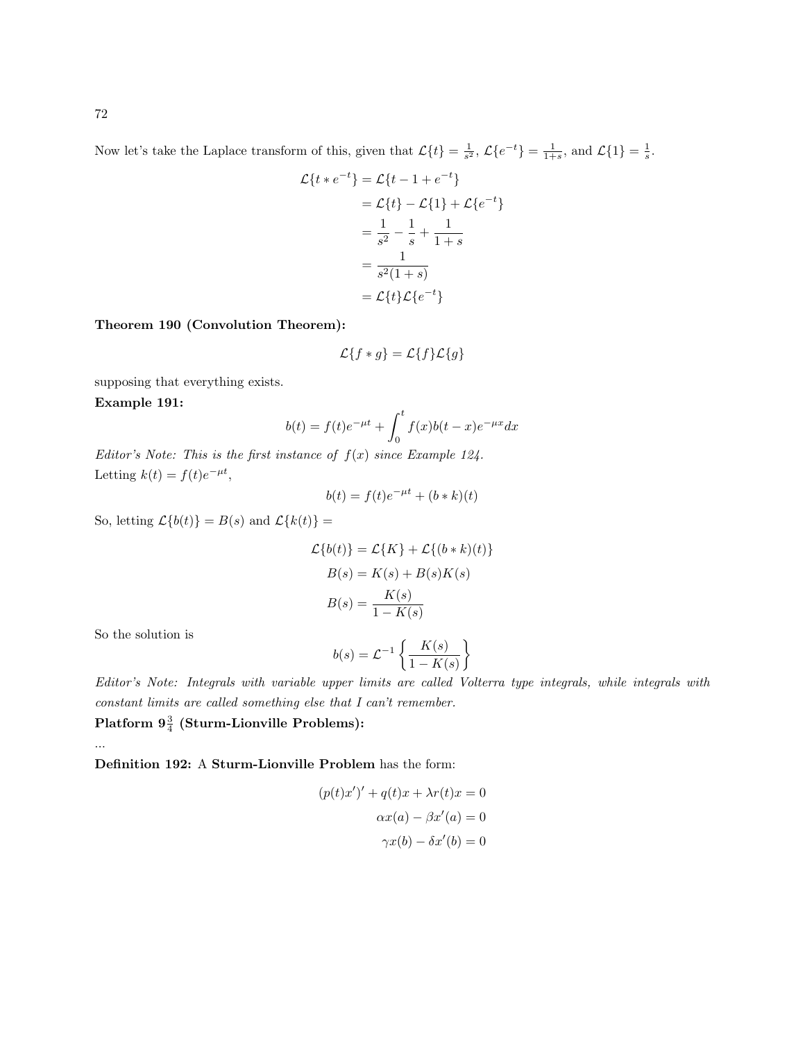Now let's take the Laplace transform of this, given that $\mathcal{L}\{t\} = \frac{1}{s^2}$, $\mathcal{L}\{e^{-t}\} = \frac{1}{1+s}$, and $\mathcal{L}\{1\} = \frac{1}{s}$.

$$
\begin{aligned}
\mathcal{L}\{t * e^{-t}\} &= \mathcal{L}\{t - 1 + e^{-t}\} \\
&= \mathcal{L}\{t\} - \mathcal{L}\{1\} + \mathcal{L}\{e^{-t}\} \\
&= \frac{1}{s^2} - \frac{1}{s} + \frac{1}{1+s} \\
&= \frac{1}{s^2(1+s)} \\
&= \mathcal{L}\{t\}\mathcal{L}\{e^{-t}\}
\end{aligned}
$$

**Theorem 190 (Convolution Theorem):**

$$\mathcal{L}\{f * g\} = \mathcal{L}\{f\}\mathcal{L}\{g\}$$

supposing that everything exists.

**Example 191:**

$$b(t) = f(t)e^{-\mu t} + \int_0^t f(x)b(t-x)e^{-\mu x}dx$$

*Editor's Note: This is the first instance of $f(x)$ since Example 124.*

Letting $k(t) = f(t)e^{-\mu t}$,

$$b(t) = f(t)e^{-\mu t} + (b * k)(t)$$

So, letting $\mathcal{L}\{b(t)\} = B(s)$ and $\mathcal{L}\{k(t)\} =$

$$
\begin{aligned}
\mathcal{L}\{b(t)\} &= \mathcal{L}\{K\} + \mathcal{L}\{(b * k)(t)\} \\
B(s) &= K(s) + B(s)K(s) \\
B(s) &= \frac{K(s)}{1 - K(s)}
\end{aligned}
$$

So the solution is

$$b(s) = \mathcal{L}^{-1}\left\{\frac{K(s)}{1 - K(s)}\right\}$$

*Editor's Note: Integrals with variable upper limits are called Volterra type integrals, while integrals with constant limits are called something else that I can't remember.*

**Platform $9\frac{3}{4}$ (Sturm-Lionville Problems):**

...

**Definition 192:** A **Sturm-Lionville Problem** has the form:

$$
\begin{aligned}
(p(t)x')' + q(t)x + \lambda r(t)x &= 0 \\
\alpha x(a) - \beta x'(a) &= 0 \\
\gamma x(b) - \delta x'(b) &= 0
\end{aligned}
$$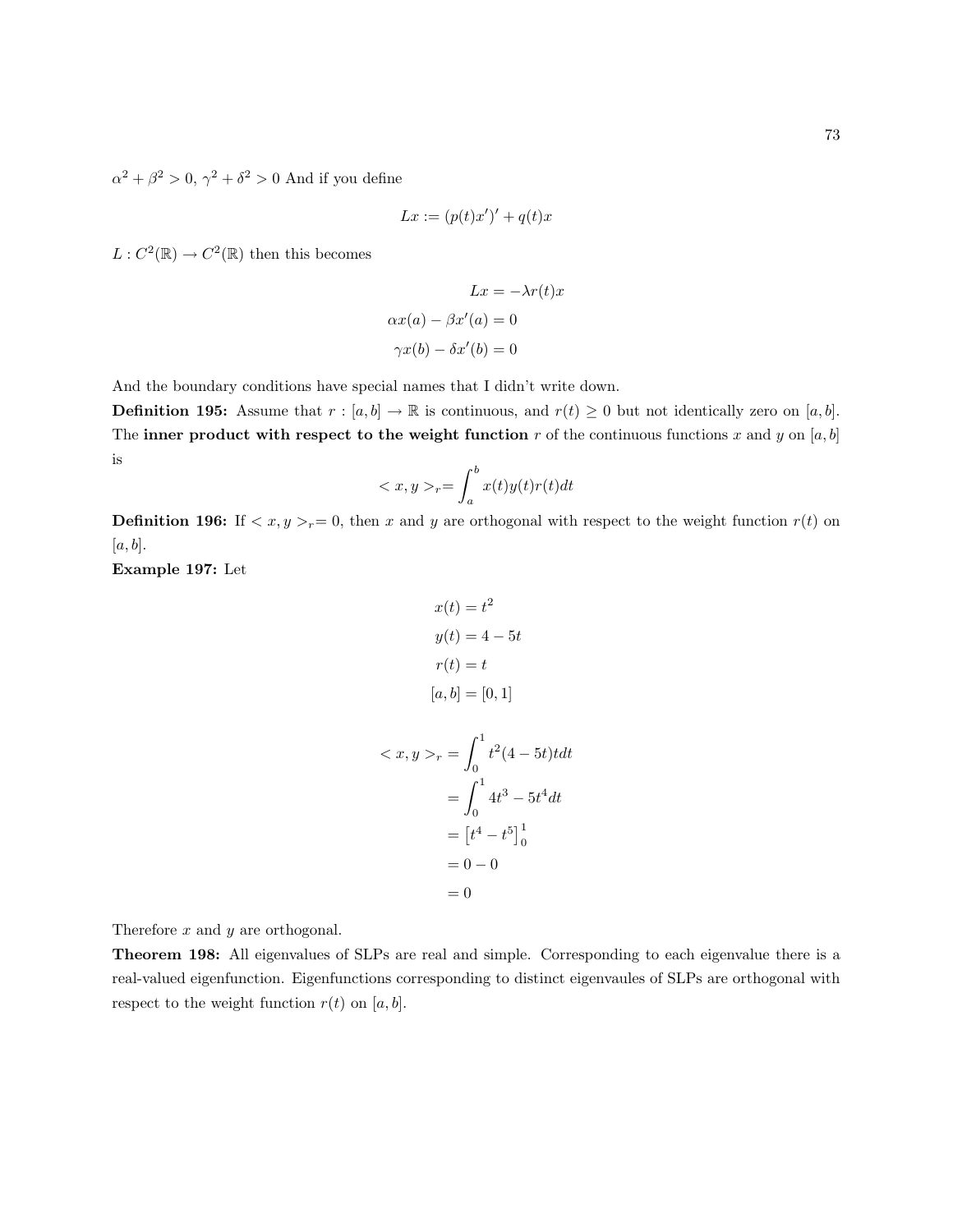$\alpha^2 + \beta^2 > 0$, $\gamma^2 + \delta^2 > 0$ And if you define

$$Lx := (p(t)x')' + q(t)x$$

$L : C^2(\mathbb{R}) \to C^2(\mathbb{R})$ then this becomes

$$Lx = -\lambda r(t)x$$
$$\alpha x(a) - \beta x'(a) = 0$$
$$\gamma x(b) - \delta x'(b) = 0$$

And the boundary conditions have special names that I didn't write down.

**Definition 195:** Assume that $r : [a, b] \to \mathbb{R}$ is continuous, and $r(t) \geq 0$ but not identically zero on $[a, b]$. The **inner product with respect to the weight function** $r$ of the continuous functions $x$ and $y$ on $[a, b]$ is

$$< x, y >_r = \int_a^b x(t)y(t)r(t)dt$$

**Definition 196:** If $< x, y >_r = 0$, then $x$ and $y$ are orthogonal with respect to the weight function $r(t)$ on $[a, b]$.

**Example 197:** Let

$$x(t) = t^2$$
$$y(t) = 4 - 5t$$
$$r(t) = t$$
$$[a, b] = [0, 1]$$

$$\begin{aligned}
< x, y >_r &= \int_0^1 t^2(4 - 5t)tdt \\
&= \int_0^1 4t^3 - 5t^4 dt \\
&= \left[t^4 - t^5\right]_0^1 \\
&= 0 - 0 \\
&= 0
\end{aligned}$$

Therefore $x$ and $y$ are orthogonal.

**Theorem 198:** All eigenvalues of SLPs are real and simple. Corresponding to each eigenvalue there is a real-valued eigenfunction. Eigenfunctions corresponding to distinct eigenvaules of SLPs are orthogonal with respect to the weight function $r(t)$ on $[a, b]$.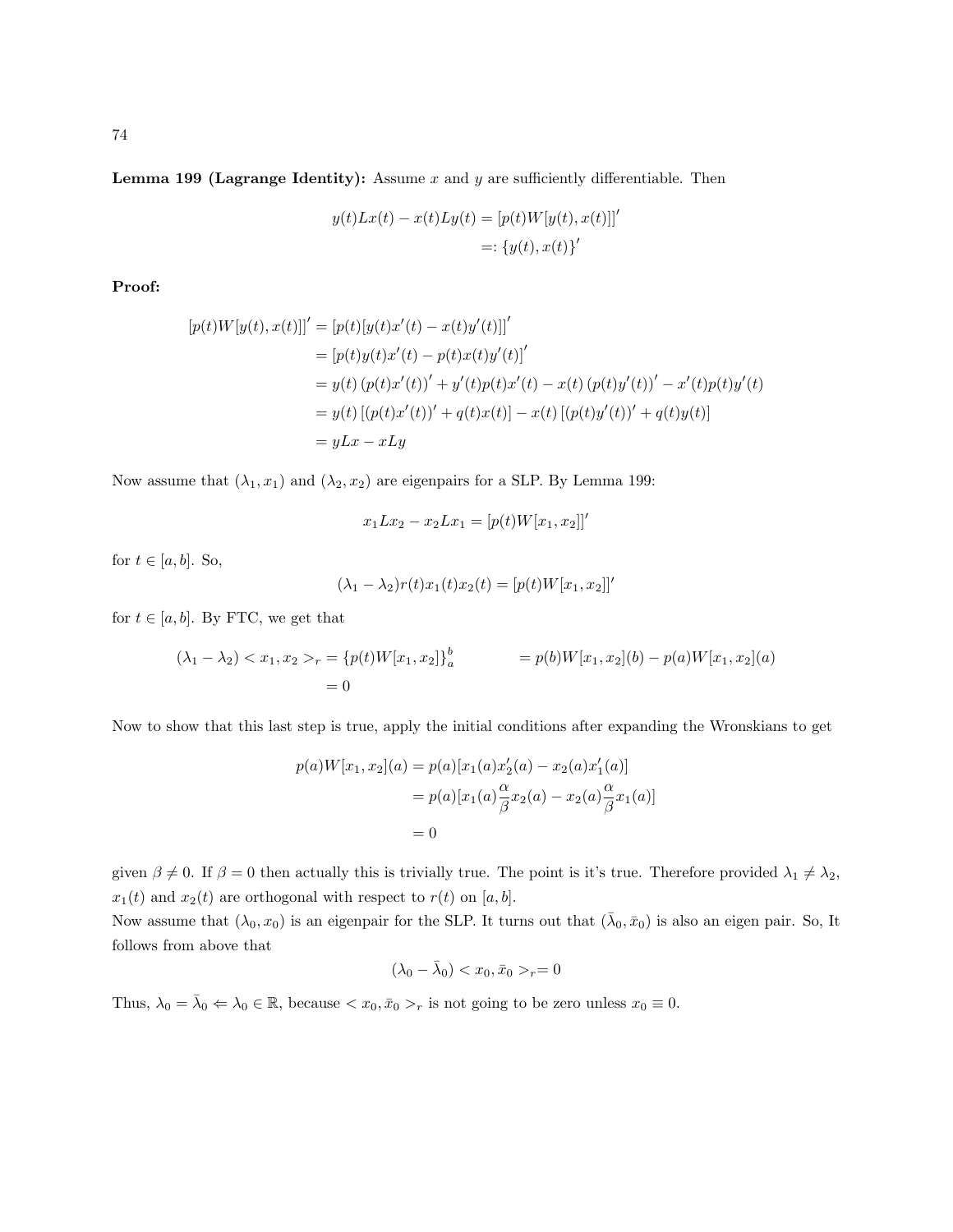**Lemma 199 (Lagrange Identity):** Assume $x$ and $y$ are sufficiently differentiable. Then

$$\begin{aligned} y(t)Lx(t) - x(t)Ly(t) &= [p(t)W[y(t), x(t)]]' \\ &=: \{y(t), x(t)\}' \end{aligned}$$

**Proof:**

$$\begin{aligned} [p(t)W[y(t), x(t)]]' &= [p(t)[y(t)x'(t) - x(t)y'(t)]]' \\ &= [p(t)y(t)x'(t) - p(t)x(t)y'(t)]' \\ &= y(t)\left(p(t)x'(t)\right)' + y'(t)p(t)x'(t) - x(t)\left(p(t)y'(t)\right)' - x'(t)p(t)y'(t) \\ &= y(t)\left[(p(t)x'(t))' + q(t)x(t)\right] - x(t)\left[(p(t)y'(t))' + q(t)y(t)\right] \\ &= yLx - xLy \end{aligned}$$

Now assume that $(\lambda_1, x_1)$ and $(\lambda_2, x_2)$ are eigenpairs for a SLP. By Lemma 199:

$$x_1Lx_2 - x_2Lx_1 = [p(t)W[x_1, x_2]]'$$

for $t \in [a, b]$. So,

$$(\lambda_1 - \lambda_2)r(t)x_1(t)x_2(t) = [p(t)W[x_1, x_2]]'$$

for $t \in [a, b]$. By FTC, we get that

$$\begin{aligned} (\lambda_1 - \lambda_2) < x_1, x_2 >_r &= \{p(t)W[x_1, x_2]\}_a^b \qquad\qquad = p(b)W[x_1, x_2](b) - p(a)W[x_1, x_2](a) \\ &= 0 \end{aligned}$$

Now to show that this last step is true, apply the initial conditions after expanding the Wronskians to get

$$\begin{aligned} p(a)W[x_1, x_2](a) &= p(a)[x_1(a)x_2'(a) - x_2(a)x_1'(a)] \\ &= p(a)[x_1(a)\frac{\alpha}{\beta}x_2(a) - x_2(a)\frac{\alpha}{\beta}x_1(a)] \\ &= 0 \end{aligned}$$

given $\beta \neq 0$. If $\beta = 0$ then actually this is trivially true. The point is it's true. Therefore provided $\lambda_1 \neq \lambda_2$, $x_1(t)$ and $x_2(t)$ are orthogonal with respect to $r(t)$ on $[a, b]$.
Now assume that $(\lambda_0, x_0)$ is an eigenpair for the SLP. It turns out that $(\bar{\lambda}_0, \bar{x}_0)$ is also an eigen pair. So, It follows from above that

$$(\lambda_0 - \bar{\lambda}_0) < x_0, \bar{x}_0 >_r = 0$$

Thus, $\lambda_0 = \bar{\lambda}_0 \Leftarrow \lambda_0 \in \mathbb{R}$, because $< x_0, \bar{x}_0 >_r$ is not going to be zero unless $x_0 \equiv 0$.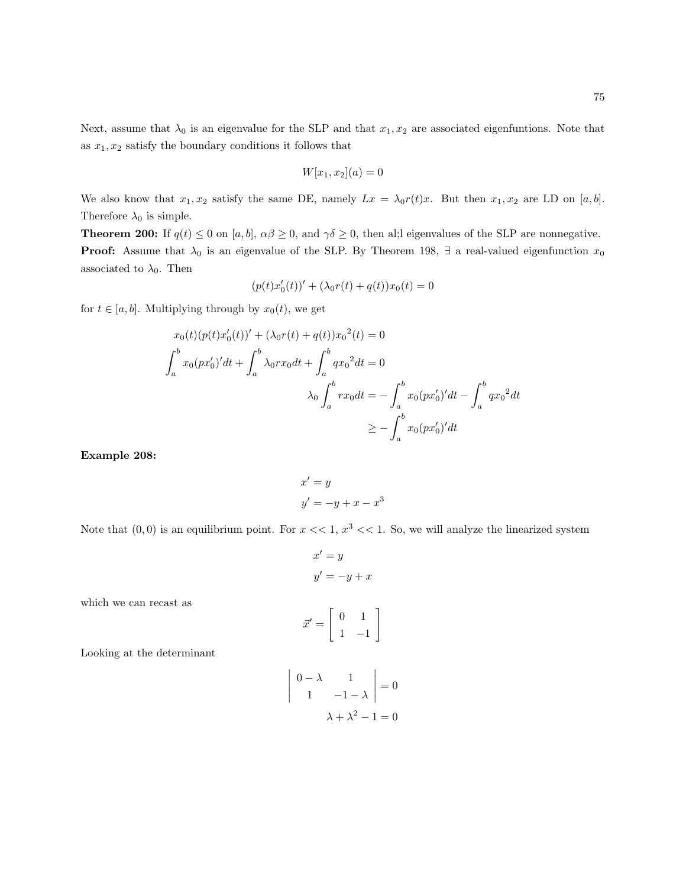Next, assume that $\lambda_0$ is an eigenvalue for the SLP and that $x_1, x_2$ are associated eigenfuntions. Note that as $x_1, x_2$ satisfy the boundary conditions it follows that

$$W[x_1, x_2](a) = 0$$

We also know that $x_1, x_2$ satisfy the same DE, namely $Lx = \lambda_0 r(t)x$. But then $x_1, x_2$ are LD on $[a, b]$. Therefore $\lambda_0$ is simple.

**Theorem 200:** If $q(t) \leq 0$ on $[a, b]$, $\alpha\beta \geq 0$, and $\gamma\delta \geq 0$, then al;l eigenvalues of the SLP are nonnegative.

**Proof:** Assume that $\lambda_0$ is an eigenvalue of the SLP. By Theorem 198, $\exists$ a real-valued eigenfunction $x_0$ associated to $\lambda_0$. Then

$$(p(t)x_0'(t))' + (\lambda_0 r(t) + q(t))x_0(t) = 0$$

for $t \in [a, b]$. Multiplying through by $x_0(t)$, we get

$$x_0(t)(p(t)x_0'(t))' + (\lambda_0 r(t) + q(t)){x_0}^2(t) = 0$$

$$\int_a^b x_0(px_0')'dt + \int_a^b \lambda_0 r x_0 dt + \int_a^b q{x_0}^2 dt = 0$$

$$\lambda_0 \int_a^b r x_0 dt = -\int_a^b x_0(px_0')'dt - \int_a^b q{x_0}^2 dt$$

$$\geq -\int_a^b x_0(px_0')'dt$$

**Example 208:**

$$x' = y$$
$$y' = -y + x - x^3$$

Note that $(0, 0)$ is an equilibrium point. For $x << 1$, $x^3 << 1$. So, we will analyze the linearized system

$$x' = y$$
$$y' = -y + x$$

which we can recast as

$$\vec{x}' = \begin{bmatrix} 0 & 1 \\ 1 & -1 \end{bmatrix}$$

Looking at the determinant

$$\begin{vmatrix} 0 - \lambda & 1 \\ 1 & -1 - \lambda \end{vmatrix} = 0$$

$$\lambda + \lambda^2 - 1 = 0$$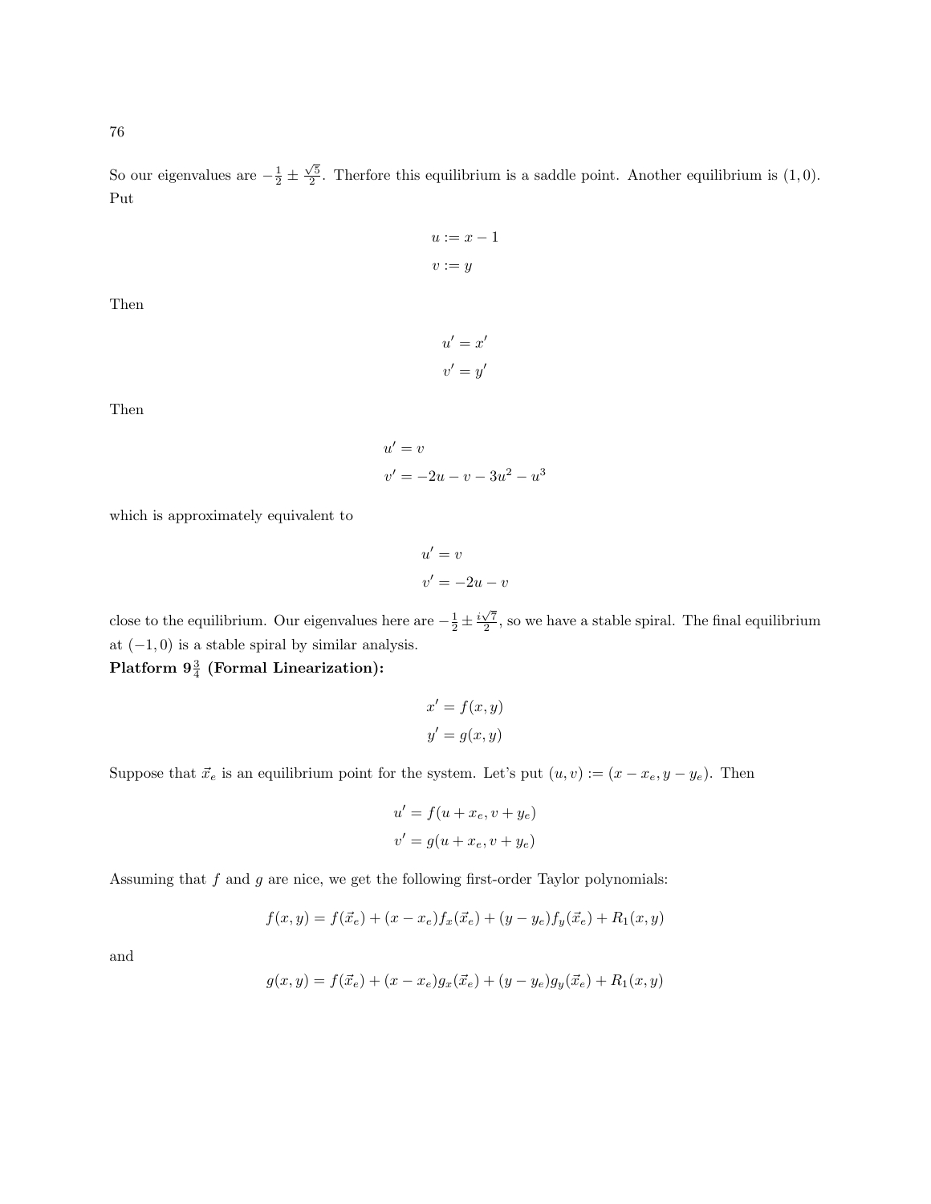So our eigenvalues are $-\frac{1}{2} \pm \frac{\sqrt{5}}{2}$. Therfore this equilibrium is a saddle point. Another equilibrium is $(1, 0)$. Put

$$
\begin{aligned}
u &:= x - 1 \\
v &:= y
\end{aligned}
$$

Then

$$
\begin{aligned}
u' &= x' \\
v' &= y'
\end{aligned}
$$

Then

$$
\begin{aligned}
u' &= v \\
v' &= -2u - v - 3u^2 - u^3
\end{aligned}
$$

which is approximately equivalent to

$$
\begin{aligned}
u' &= v \\
v' &= -2u - v
\end{aligned}
$$

close to the equilibrium. Our eigenvalues here are $-\frac{1}{2} \pm \frac{i\sqrt{7}}{2}$, so we have a stable spiral. The final equilibrium at $(-1, 0)$ is a stable spiral by similar analysis.

**Platform $9\frac{3}{4}$ (Formal Linearization):**

$$
\begin{aligned}
x' &= f(x, y) \\
y' &= g(x, y)
\end{aligned}
$$

Suppose that $\vec{x}_e$ is an equilibrium point for the system. Let's put $(u, v) := (x - x_e, y - y_e)$. Then

$$
\begin{aligned}
u' &= f(u + x_e, v + y_e) \\
v' &= g(u + x_e, v + y_e)
\end{aligned}
$$

Assuming that $f$ and $g$ are nice, we get the following first-order Taylor polynomials:

$$
f(x, y) = f(\vec{x}_e) + (x - x_e)f_x(\vec{x}_e) + (y - y_e)f_y(\vec{x}_e) + R_1(x, y)
$$

and

$$
g(x, y) = f(\vec{x}_e) + (x - x_e)g_x(\vec{x}_e) + (y - y_e)g_y(\vec{x}_e) + R_1(x, y)
$$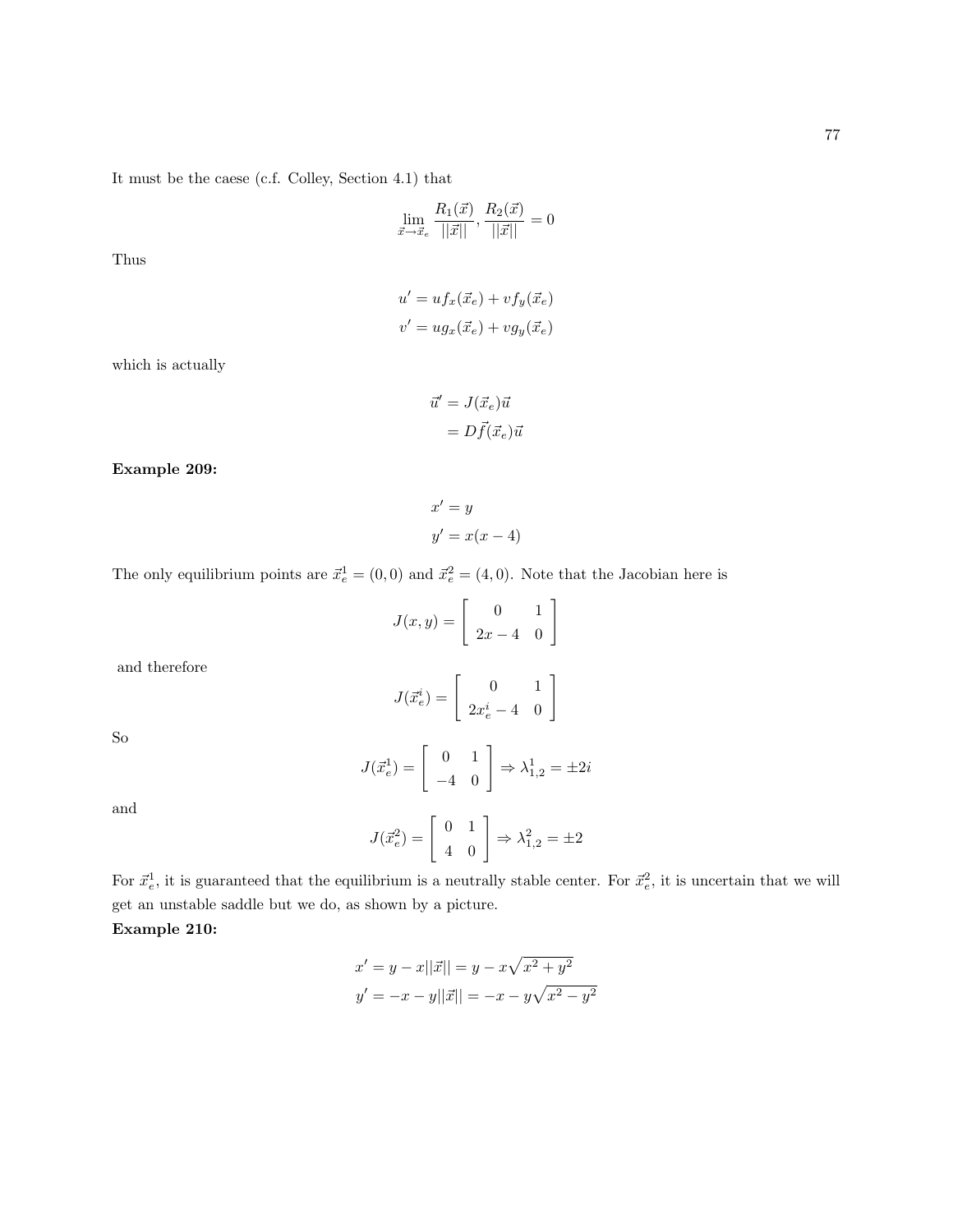It must be the caese (c.f. Colley, Section 4.1) that

$$\lim_{\vec{x}\to\vec{x}_e} \frac{R_1(\vec{x})}{||\vec{x}||}, \frac{R_2(\vec{x})}{||\vec{x}||} = 0$$

Thus

$$u' = uf_x(\vec{x}_e) + vf_y(\vec{x}_e)$$
$$v' = ug_x(\vec{x}_e) + vg_y(\vec{x}_e)$$

which is actually

$$\begin{aligned}\vec{u}' &= J(\vec{x}_e)\vec{u}\\ &= D\vec{f}(\vec{x}_e)\vec{u}\end{aligned}$$

**Example 209:**

$$x' = y$$
$$y' = x(x-4)$$

The only equilibrium points are $\vec{x}_e^1 = (0,0)$ and $\vec{x}_e^2 = (4,0)$. Note that the Jacobian here is

$$J(x,y) = \begin{bmatrix} 0 & 1 \\ 2x-4 & 0 \end{bmatrix}$$

and therefore

$$J(\vec{x}_e^i) = \begin{bmatrix} 0 & 1 \\ 2x_e^i - 4 & 0 \end{bmatrix}$$

So

$$J(\vec{x}_e^1) = \begin{bmatrix} 0 & 1 \\ -4 & 0 \end{bmatrix} \Rightarrow \lambda_{1,2}^1 = \pm 2i$$

and

$$J(\vec{x}_e^2) = \begin{bmatrix} 0 & 1 \\ 4 & 0 \end{bmatrix} \Rightarrow \lambda_{1,2}^2 = \pm 2$$

For $\vec{x}_e^1$, it is guaranteed that the equilibrium is a neutrally stable center. For $\vec{x}_e^2$, it is uncertain that we will get an unstable saddle but we do, as shown by a picture.

**Example 210:**

$$x' = y - x||\vec{x}|| = y - x\sqrt{x^2+y^2}$$
$$y' = -x - y||\vec{x}|| = -x - y\sqrt{x^2-y^2}$$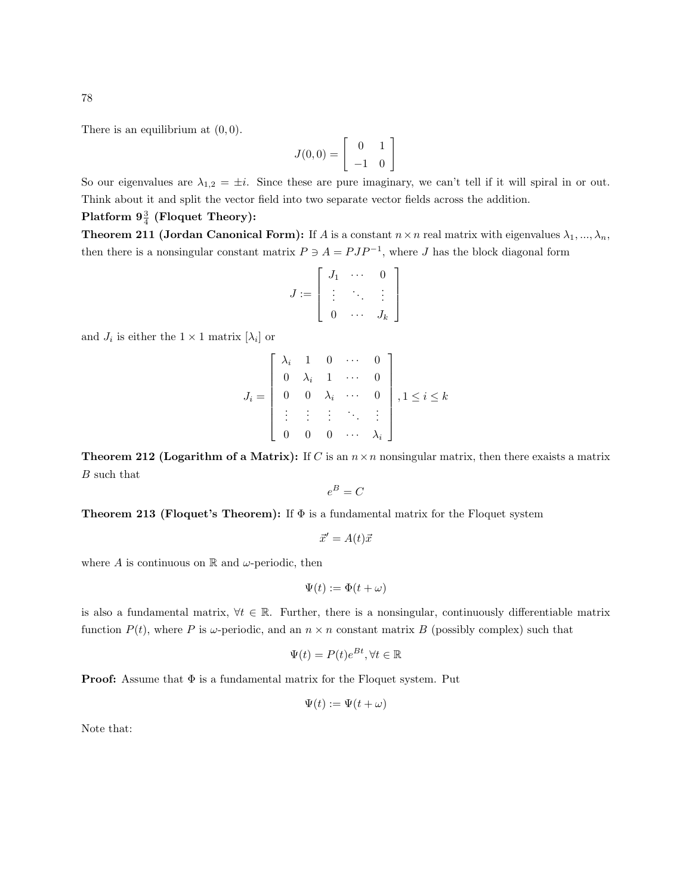There is an equilibrium at $(0,0)$.

$$J(0,0) = \begin{bmatrix} 0 & 1 \\ -1 & 0 \end{bmatrix}$$

So our eigenvalues are $\lambda_{1,2} = \pm i$. Since these are pure imaginary, we can't tell if it will spiral in or out. Think about it and split the vector field into two separate vector fields across the addition.

**Platform $9\frac{3}{4}$ (Floquet Theory):**

**Theorem 211 (Jordan Canonical Form):** If $A$ is a constant $n \times n$ real matrix with eigenvalues $\lambda_1, ..., \lambda_n$, then there is a nonsingular constant matrix $P \ni A = PJP^{-1}$, where $J$ has the block diagonal form

$$J := \begin{bmatrix} J_1 & \cdots & 0 \\ \vdots & \ddots & \vdots \\ 0 & \cdots & J_k \end{bmatrix}$$

and $J_i$ is either the $1 \times 1$ matrix $[\lambda_i]$ or

$$J_i = \begin{bmatrix} \lambda_i & 1 & 0 & \cdots & 0 \\ 0 & \lambda_i & 1 & \cdots & 0 \\ 0 & 0 & \lambda_i & \cdots & 0 \\ \vdots & \vdots & \vdots & \ddots & \vdots \\ 0 & 0 & 0 & \cdots & \lambda_i \end{bmatrix}, 1 \leq i \leq k$$

**Theorem 212 (Logarithm of a Matrix):** If $C$ is an $n \times n$ nonsingular matrix, then there exaists a matrix $B$ such that

$$e^B = C$$

**Theorem 213 (Floquet's Theorem):** If $\Phi$ is a fundamental matrix for the Floquet system

$$\vec{x}' = A(t)\vec{x}$$

where $A$ is continuous on $\mathbb{R}$ and $\omega$-periodic, then

$$\Psi(t) := \Phi(t + \omega)$$

is also a fundamental matrix, $\forall t \in \mathbb{R}$. Further, there is a nonsingular, continuously differentiable matrix function $P(t)$, where $P$ is $\omega$-periodic, and an $n \times n$ constant matrix $B$ (possibly complex) such that

$$\Psi(t) = P(t)e^{Bt}, \forall t \in \mathbb{R}$$

**Proof:** Assume that $\Phi$ is a fundamental matrix for the Floquet system. Put

$$\Psi(t) := \Psi(t + \omega)$$

Note that: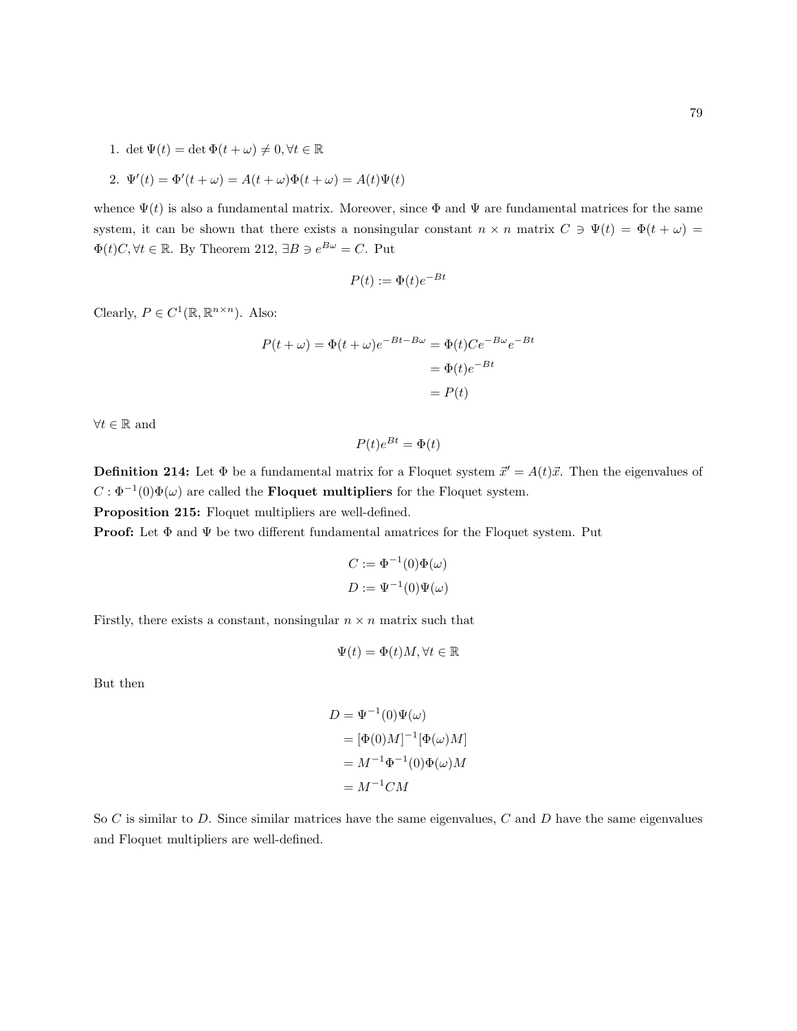1. $\det \Psi(t) = \det \Phi(t + \omega) \neq 0, \forall t \in \mathbb{R}$
2. $\Psi'(t) = \Phi'(t + \omega) = A(t + \omega)\Phi(t + \omega) = A(t)\Psi(t)$

whence $\Psi(t)$ is also a fundamental matrix. Moreover, since $\Phi$ and $\Psi$ are fundamental matrices for the same system, it can be shown that there exists a nonsingular constant $n \times n$ matrix $C \ni \Psi(t) = \Phi(t + \omega) = \Phi(t)C, \forall t \in \mathbb{R}$. By Theorem 212, $\exists B \ni e^{B\omega} = C$. Put

$$P(t) := \Phi(t)e^{-Bt}$$

Clearly, $P \in C^1(\mathbb{R}, \mathbb{R}^{n \times n})$. Also:

$$\begin{aligned} P(t + \omega) = \Phi(t + \omega)e^{-Bt - B\omega} &= \Phi(t)Ce^{-B\omega}e^{-Bt} \\ &= \Phi(t)e^{-Bt} \\ &= P(t) \end{aligned}$$

$\forall t \in \mathbb{R}$ and

$$P(t)e^{Bt} = \Phi(t)$$

**Definition 214:** Let $\Phi$ be a fundamental matrix for a Floquet system $\vec{x}' = A(t)\vec{x}$. Then the eigenvalues of $C : \Phi^{-1}(0)\Phi(\omega)$ are called the **Floquet multipliers** for the Floquet system.

**Proposition 215:** Floquet multipliers are well-defined.

**Proof:** Let $\Phi$ and $\Psi$ be two different fundamental amatrices for the Floquet system. Put

$$\begin{aligned} C &:= \Phi^{-1}(0)\Phi(\omega) \\ D &:= \Psi^{-1}(0)\Psi(\omega) \end{aligned}$$

Firstly, there exists a constant, nonsingular $n \times n$ matrix such that

$$\Psi(t) = \Phi(t)M, \forall t \in \mathbb{R}$$

But then

$$\begin{aligned} D &= \Psi^{-1}(0)\Psi(\omega) \\ &= [\Phi(0)M]^{-1}[\Phi(\omega)M] \\ &= M^{-1}\Phi^{-1}(0)\Phi(\omega)M \\ &= M^{-1}CM \end{aligned}$$

So $C$ is similar to $D$. Since similar matrices have the same eigenvalues, $C$ and $D$ have the same eigenvalues and Floquet multipliers are well-defined.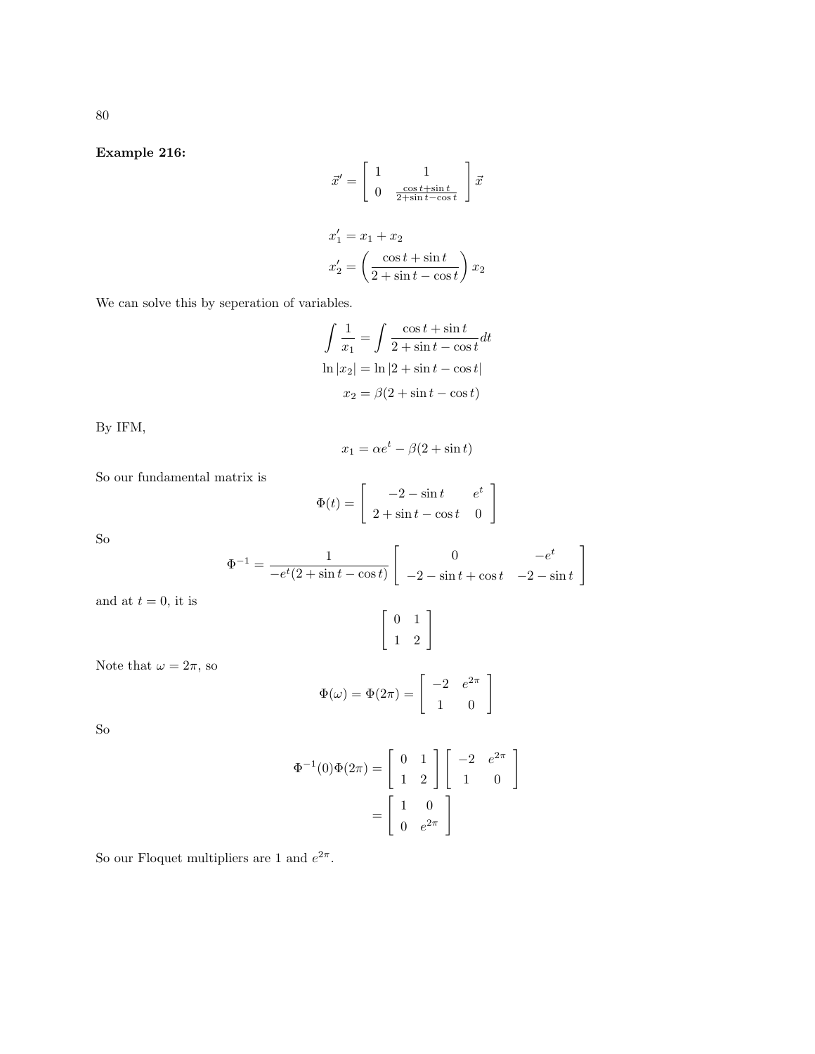**Example 216:**

$$\vec{x}' = \begin{bmatrix} 1 & 1 \\ 0 & \frac{\cos t + \sin t}{2 + \sin t - \cos t} \end{bmatrix} \vec{x}$$

$$x_1' = x_1 + x_2$$
$$x_2' = \left( \frac{\cos t + \sin t}{2 + \sin t - \cos t} \right) x_2$$

We can solve this by seperation of variables.

$$\int \frac{1}{x_1} = \int \frac{\cos t + \sin t}{2 + \sin t - \cos t} dt$$
$$\ln |x_2| = \ln |2 + \sin t - \cos t|$$
$$x_2 = \beta(2 + \sin t - \cos t)$$

By IFM,

$$x_1 = \alpha e^t - \beta(2 + \sin t)$$

So our fundamental matrix is

$$\Phi(t) = \begin{bmatrix} -2 - \sin t & e^t \\ 2 + \sin t - \cos t & 0 \end{bmatrix}$$

So

$$\Phi^{-1} = \frac{1}{-e^t(2 + \sin t - \cos t)} \begin{bmatrix} 0 & -e^t \\ -2 - \sin t + \cos t & -2 - \sin t \end{bmatrix}$$

and at $t = 0$, it is

$$\begin{bmatrix} 0 & 1 \\ 1 & 2 \end{bmatrix}$$

Note that $\omega = 2\pi$, so

$$\Phi(\omega) = \Phi(2\pi) = \begin{bmatrix} -2 & e^{2\pi} \\ 1 & 0 \end{bmatrix}$$

So

$$\Phi^{-1}(0)\Phi(2\pi) = \begin{bmatrix} 0 & 1 \\ 1 & 2 \end{bmatrix} \begin{bmatrix} -2 & e^{2\pi} \\ 1 & 0 \end{bmatrix}$$
$$= \begin{bmatrix} 1 & 0 \\ 0 & e^{2\pi} \end{bmatrix}$$

So our Floquet multipliers are 1 and $e^{2\pi}$.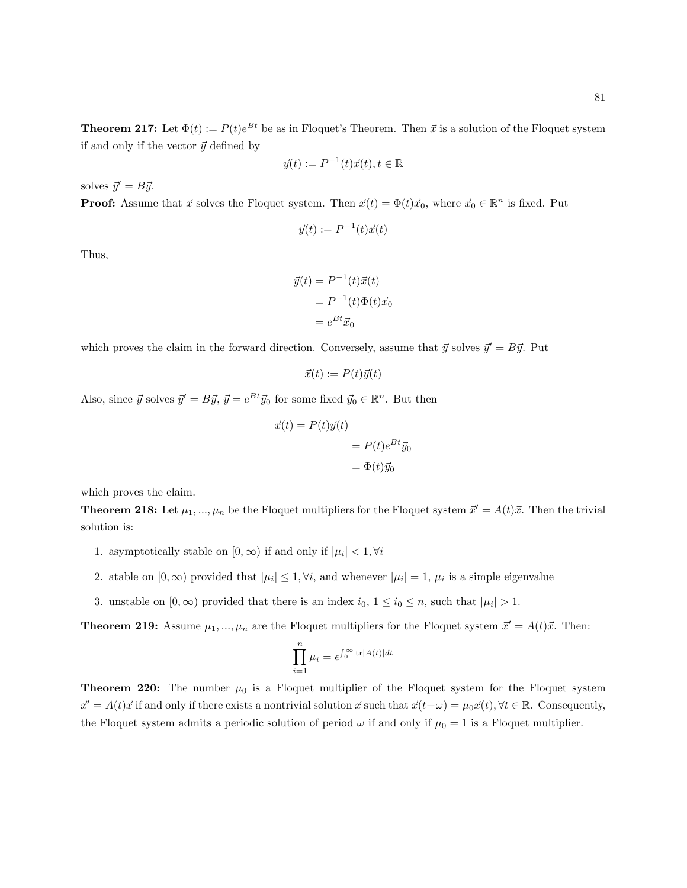**Theorem 217:** Let $\Phi(t) := P(t)e^{Bt}$ be as in Floquet's Theorem. Then $\vec{x}$ is a solution of the Floquet system if and only if the vector $\vec{y}$ defined by

$$\vec{y}(t) := P^{-1}(t)\vec{x}(t), t \in \mathbb{R}$$

solves $\vec{y}' = B\vec{y}$.

**Proof:** Assume that $\vec{x}$ solves the Floquet system. Then $\vec{x}(t) = \Phi(t)\vec{x}_0$, where $\vec{x}_0 \in \mathbb{R}^n$ is fixed. Put

$$\vec{y}(t) := P^{-1}(t)\vec{x}(t)$$

Thus,

$$\begin{aligned}
\vec{y}(t) &= P^{-1}(t)\vec{x}(t) \\
&= P^{-1}(t)\Phi(t)\vec{x}_0 \\
&= e^{Bt}\vec{x}_0
\end{aligned}$$

which proves the claim in the forward direction. Conversely, assume that $\vec{y}$ solves $\vec{y}' = B\vec{y}$. Put

$$\vec{x}(t) := P(t)\vec{y}(t)$$

Also, since $\vec{y}$ solves $\vec{y}' = B\vec{y}$, $\vec{y} = e^{Bt}\vec{y}_0$ for some fixed $\vec{y}_0 \in \mathbb{R}^n$. But then

$$\begin{aligned}
\vec{x}(t) &= P(t)\vec{y}(t) \\
&= P(t)e^{Bt}\vec{y}_0 \\
&= \Phi(t)\vec{y}_0
\end{aligned}$$

which proves the claim.

**Theorem 218:** Let $\mu_1, ..., \mu_n$ be the Floquet multipliers for the Floquet system $\vec{x}' = A(t)\vec{x}$. Then the trivial solution is:

1. asymptotically stable on $[0, \infty)$ if and only if $|\mu_i| < 1, \forall i$
2. atable on $[0, \infty)$ provided that $|\mu_i| \leq 1, \forall i$, and whenever $|\mu_i| = 1$, $\mu_i$ is a simple eigenvalue
3. unstable on $[0, \infty)$ provided that there is an index $i_0$, $1 \leq i_0 \leq n$, such that $|\mu_i| > 1$.

**Theorem 219:** Assume $\mu_1, ..., \mu_n$ are the Floquet multipliers for the Floquet system $\vec{x}' = A(t)\vec{x}$. Then:

$$\prod_{i=1}^{n} \mu_i = e^{\int_0^\infty \operatorname{tr}|A(t)|dt}$$

**Theorem 220:** The number $\mu_0$ is a Floquet multiplier of the Floquet system for the Floquet system $\vec{x}' = A(t)\vec{x}$ if and only if there exists a nontrivial solution $\vec{x}$ such that $\vec{x}(t+\omega) = \mu_0\vec{x}(t), \forall t \in \mathbb{R}$. Consequently, the Floquet system admits a periodic solution of period $\omega$ if and only if $\mu_0 = 1$ is a Floquet multiplier.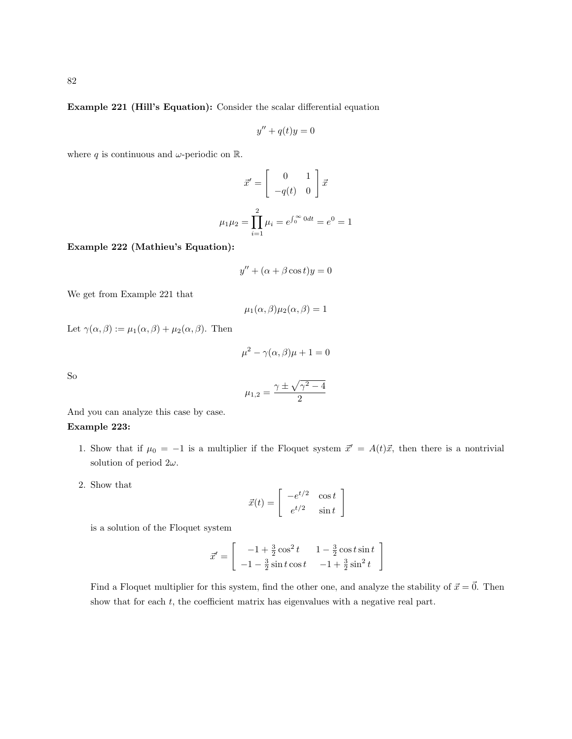**Example 221 (Hill's Equation):** Consider the scalar differential equation

$$y'' + q(t)y = 0$$

where $q$ is continuous and $\omega$-periodic on $\mathbb{R}$.

$$\vec{x}' = \begin{bmatrix} 0 & 1 \\ -q(t) & 0 \end{bmatrix} \vec{x}$$

$$\mu_1 \mu_2 = \prod_{i=1}^{2} \mu_i = e^{\int_0^\infty 0 dt} = e^0 = 1$$

**Example 222 (Mathieu's Equation):**

$$y'' + (\alpha + \beta \cos t)y = 0$$

We get from Example 221 that

$$\mu_1(\alpha, \beta)\mu_2(\alpha, \beta) = 1$$

Let $\gamma(\alpha, \beta) := \mu_1(\alpha, \beta) + \mu_2(\alpha, \beta)$. Then

$$\mu^2 - \gamma(\alpha, \beta)\mu + 1 = 0$$

So

$$\mu_{1,2} = \frac{\gamma \pm \sqrt{\gamma^2 - 4}}{2}$$

And you can analyze this case by case.

**Example 223:**

1. Show that if $\mu_0 = -1$ is a multiplier if the Floquet system $\vec{x}' = A(t)\vec{x}$, then there is a nontrivial solution of period $2\omega$.

2. Show that

$$\vec{x}(t) = \begin{bmatrix} -e^{t/2} & \cos t \\ e^{t/2} & \sin t \end{bmatrix}$$

is a solution of the Floquet system

$$\vec{x}' = \begin{bmatrix} -1 + \frac{3}{2}\cos^2 t & 1 - \frac{3}{2}\cos t \sin t \\ -1 - \frac{3}{2}\sin t \cos t & -1 + \frac{3}{2}\sin^2 t \end{bmatrix}$$

Find a Floquet multiplier for this system, find the other one, and analyze the stability of $\vec{x} = \vec{0}$. Then show that for each $t$, the coefficient matrix has eigenvalues with a negative real part.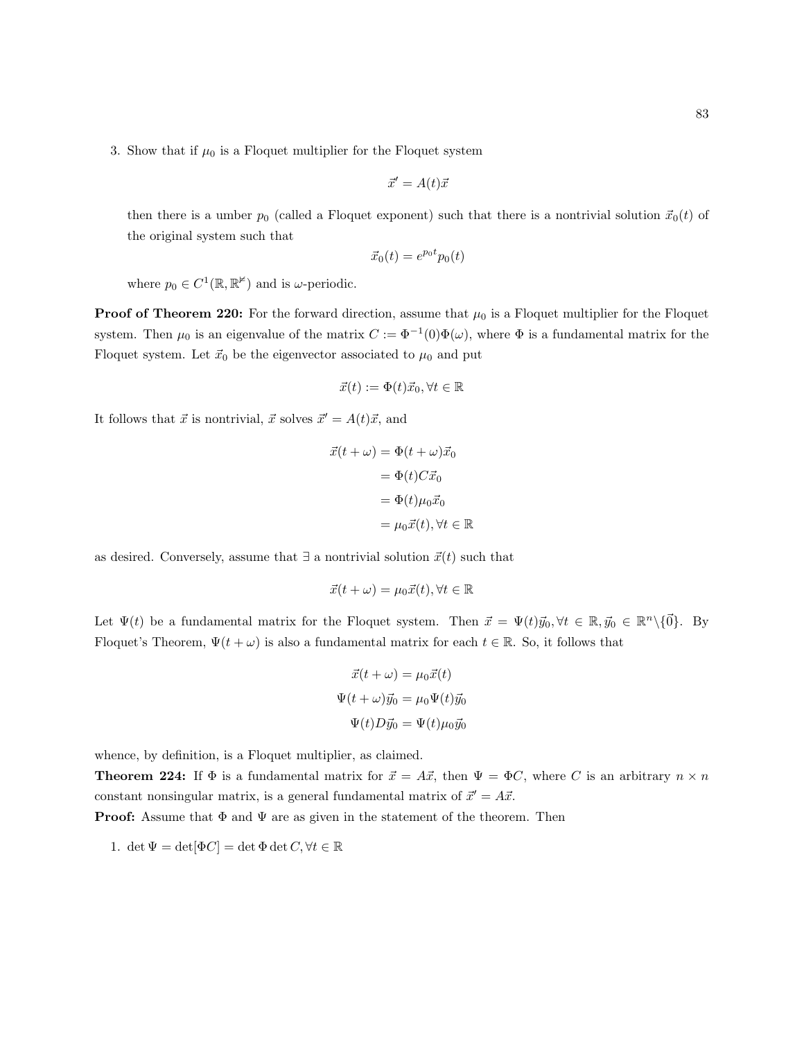3. Show that if $\mu_0$ is a Floquet multiplier for the Floquet system

$$\vec{x}' = A(t)\vec{x}$$

then there is a umber $p_0$ (called a Floquet exponent) such that there is a nontrivial solution $\vec{x}_0(t)$ of the original system such that

$$\vec{x}_0(t) = e^{p_0 t} p_0(t)$$

where $p_0 \in C^1(\mathbb{R}, \mathbb{R}^{\not{\kappa}})$ and is $\omega$-periodic.

**Proof of Theorem 220:** For the forward direction, assume that $\mu_0$ is a Floquet multiplier for the Floquet system. Then $\mu_0$ is an eigenvalue of the matrix $C := \Phi^{-1}(0)\Phi(\omega)$, where $\Phi$ is a fundamental matrix for the Floquet system. Let $\vec{x}_0$ be the eigenvector associated to $\mu_0$ and put

$$\vec{x}(t) := \Phi(t)\vec{x}_0, \forall t \in \mathbb{R}$$

It follows that $\vec{x}$ is nontrivial, $\vec{x}$ solves $\vec{x}' = A(t)\vec{x}$, and

$$\begin{aligned}
\vec{x}(t+\omega) &= \Phi(t+\omega)\vec{x}_0 \\
&= \Phi(t)C\vec{x}_0 \\
&= \Phi(t)\mu_0\vec{x}_0 \\
&= \mu_0\vec{x}(t), \forall t \in \mathbb{R}
\end{aligned}$$

as desired. Conversely, assume that $\exists$ a nontrivial solution $\vec{x}(t)$ such that

$$\vec{x}(t+\omega) = \mu_0\vec{x}(t), \forall t \in \mathbb{R}$$

Let $\Psi(t)$ be a fundamental matrix for the Floquet system. Then $\vec{x} = \Psi(t)\vec{y}_0, \forall t \in \mathbb{R}, \vec{y}_0 \in \mathbb{R}^n \setminus \{\vec{0}\}$. By Floquet's Theorem, $\Psi(t+\omega)$ is also a fundamental matrix for each $t \in \mathbb{R}$. So, it follows that

$$\begin{aligned}
\vec{x}(t+\omega) &= \mu_0\vec{x}(t) \\
\Psi(t+\omega)\vec{y}_0 &= \mu_0\Psi(t)\vec{y}_0 \\
\Psi(t)D\vec{y}_0 &= \Psi(t)\mu_0\vec{y}_0
\end{aligned}$$

whence, by definition, is a Floquet multiplier, as claimed.

**Theorem 224:** If $\Phi$ is a fundamental matrix for $\vec{x} = A\vec{x}$, then $\Psi = \Phi C$, where $C$ is an arbitrary $n \times n$ constant nonsingular matrix, is a general fundamental matrix of $\vec{x}' = A\vec{x}$.

**Proof:** Assume that $\Phi$ and $\Psi$ are as given in the statement of the theorem. Then

1. $\det \Psi = \det[\Phi C] = \det \Phi \det C, \forall t \in \mathbb{R}$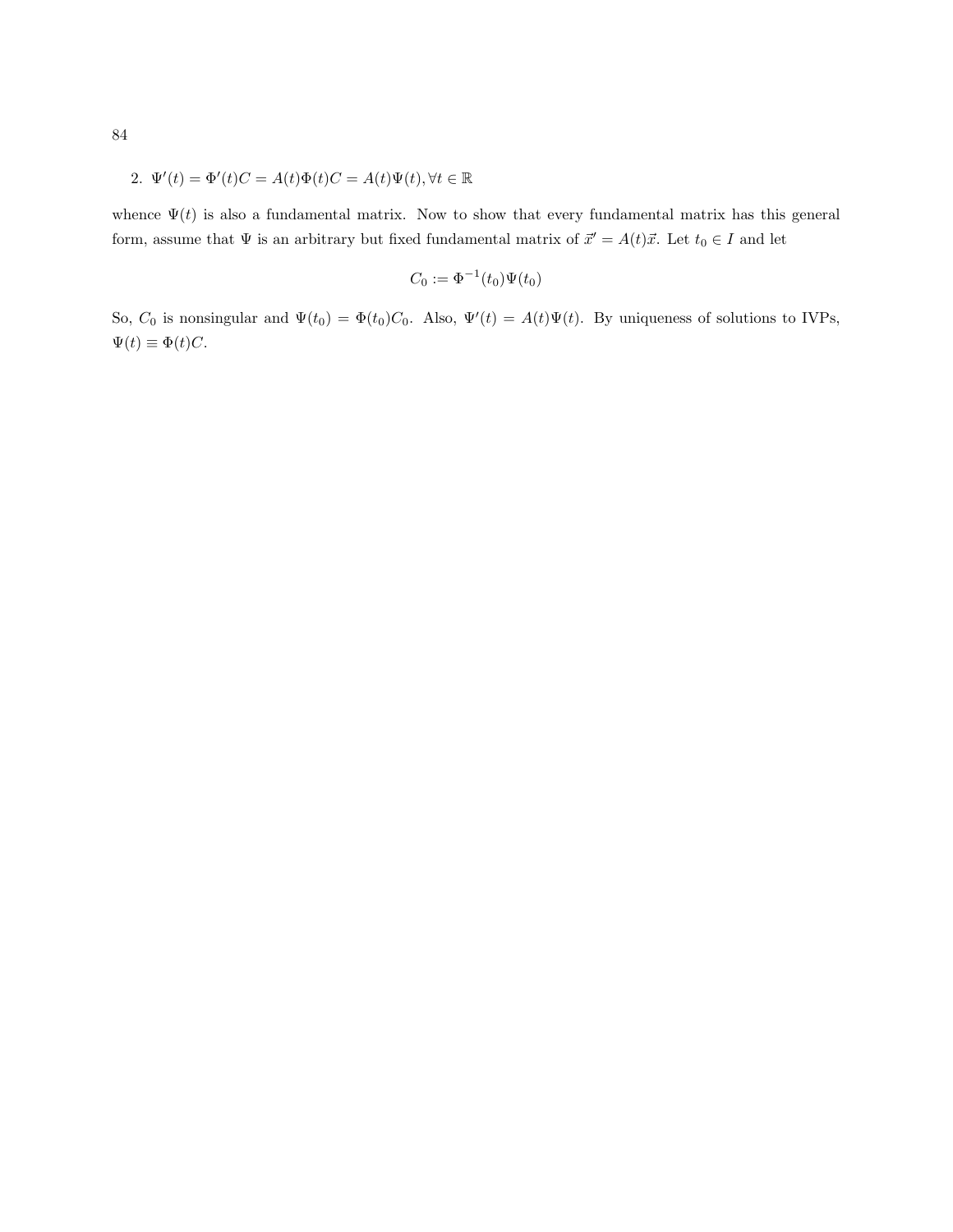2. $\Psi'(t) = \Phi'(t)C = A(t)\Phi(t)C = A(t)\Psi(t), \forall t \in \mathbb{R}$

whence $\Psi(t)$ is also a fundamental matrix. Now to show that every fundamental matrix has this general form, assume that $\Psi$ is an arbitrary but fixed fundamental matrix of $\vec{x}' = A(t)\vec{x}$. Let $t_0 \in I$ and let

$$C_0 := \Phi^{-1}(t_0)\Psi(t_0)$$

So, $C_0$ is nonsingular and $\Psi(t_0) = \Phi(t_0)C_0$. Also, $\Psi'(t) = A(t)\Psi(t)$. By uniqueness of solutions to IVPs, $\Psi(t) \equiv \Phi(t)C$.